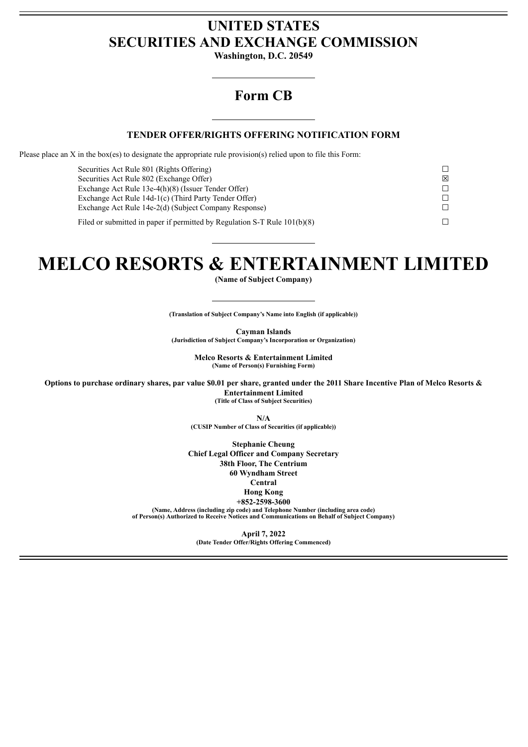# UNITED STATES
# SECURITIES AND EXCHANGE COMMISSION

**Washington, D.C. 20549**

---

## Form CB

---

**TENDER OFFER/RIGHTS OFFERING NOTIFICATION FORM**

Please place an X in the box(es) to designate the appropriate rule provision(s) relied upon to file this Form:

| | |
|---|---|
| Securities Act Rule 801 (Rights Offering) | ☐ |
| Securities Act Rule 802 (Exchange Offer) | ☒ |
| Exchange Act Rule 13e-4(h)(8) (Issuer Tender Offer) | ☐ |
| Exchange Act Rule 14d-1(c) (Third Party Tender Offer) | ☐ |
| Exchange Act Rule 14e-2(d) (Subject Company Response) | ☐ |
| Filed or submitted in paper if permitted by Regulation S-T Rule 101(b)(8) | ☐ |

---

# MELCO RESORTS & ENTERTAINMENT LIMITED

**(Name of Subject Company)**

---

**(Translation of Subject Company's Name into English (if applicable))**

**Cayman Islands**
**(Jurisdiction of Subject Company's Incorporation or Organization)**

**Melco Resorts & Entertainment Limited**
**(Name of Person(s) Furnishing Form)**

**Options to purchase ordinary shares, par value $0.01 per share, granted under the 2011 Share Incentive Plan of Melco Resorts & Entertainment Limited**
**(Title of Class of Subject Securities)**

**N/A**
**(CUSIP Number of Class of Securities (if applicable))**

**Stephanie Cheung**
**Chief Legal Officer and Company Secretary**
**38th Floor, The Centrium**
**60 Wyndham Street**
**Central**
**Hong Kong**
**+852-2598-3600**
**(Name, Address (including zip code) and Telephone Number (including area code) of Person(s) Authorized to Receive Notices and Communications on Behalf of Subject Company)**

**April 7, 2022**
**(Date Tender Offer/Rights Offering Commenced)**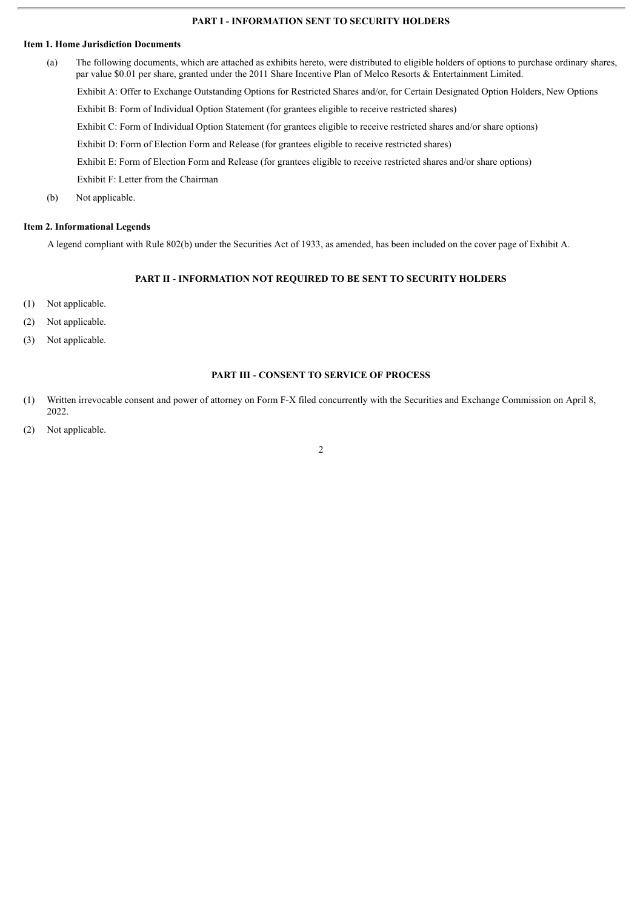## PART I - INFORMATION SENT TO SECURITY HOLDERS

### Item 1. Home Jurisdiction Documents

(a) The following documents, which are attached as exhibits hereto, were distributed to eligible holders of options to purchase ordinary shares, par value $0.01 per share, granted under the 2011 Share Incentive Plan of Melco Resorts & Entertainment Limited.

Exhibit A: Offer to Exchange Outstanding Options for Restricted Shares and/or, for Certain Designated Option Holders, New Options

Exhibit B: Form of Individual Option Statement (for grantees eligible to receive restricted shares)

Exhibit C: Form of Individual Option Statement (for grantees eligible to receive restricted shares and/or share options)

Exhibit D: Form of Election Form and Release (for grantees eligible to receive restricted shares)

Exhibit E: Form of Election Form and Release (for grantees eligible to receive restricted shares and/or share options)

Exhibit F: Letter from the Chairman

(b) Not applicable.

### Item 2. Informational Legends

A legend compliant with Rule 802(b) under the Securities Act of 1933, as amended, has been included on the cover page of Exhibit A.

## PART II - INFORMATION NOT REQUIRED TO BE SENT TO SECURITY HOLDERS

(1) Not applicable.

(2) Not applicable.

(3) Not applicable.

## PART III - CONSENT TO SERVICE OF PROCESS

(1) Written irrevocable consent and power of attorney on Form F-X filed concurrently with the Securities and Exchange Commission on April 8, 2022.

(2) Not applicable.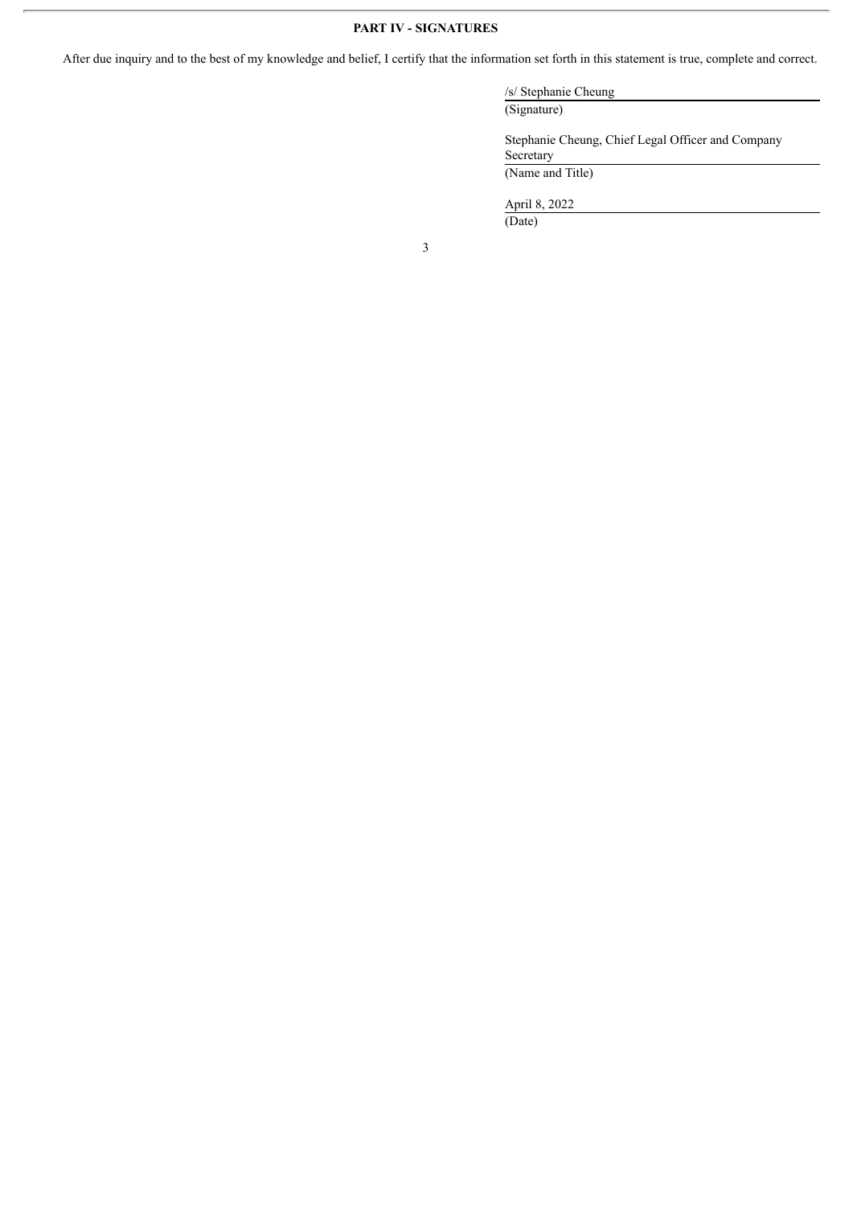## PART IV - SIGNATURES

After due inquiry and to the best of my knowledge and belief, I certify that the information set forth in this statement is true, complete and correct.

/s/ Stephanie Cheung
(Signature)

Stephanie Cheung, Chief Legal Officer and Company Secretary
(Name and Title)

April 8, 2022
(Date)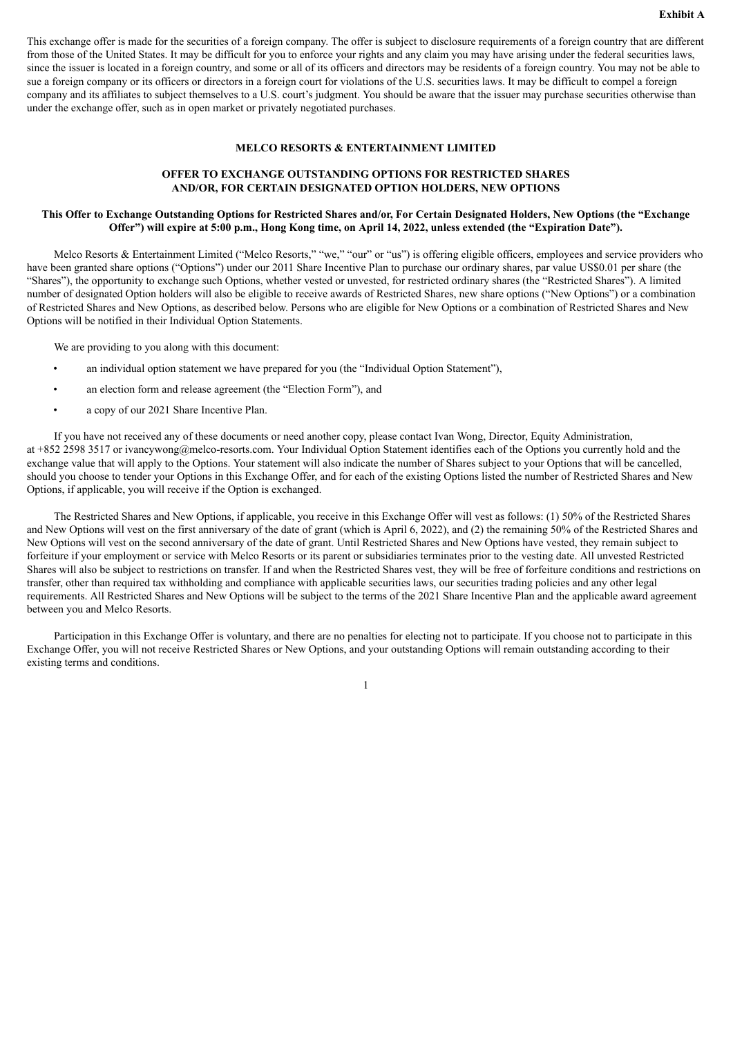**Exhibit A**

This exchange offer is made for the securities of a foreign company. The offer is subject to disclosure requirements of a foreign country that are different from those of the United States. It may be difficult for you to enforce your rights and any claim you may have arising under the federal securities laws, since the issuer is located in a foreign country, and some or all of its officers and directors may be residents of a foreign country. You may not be able to sue a foreign company or its officers or directors in a foreign court for violations of the U.S. securities laws. It may be difficult to compel a foreign company and its affiliates to subject themselves to a U.S. court's judgment. You should be aware that the issuer may purchase securities otherwise than under the exchange offer, such as in open market or privately negotiated purchases.

**MELCO RESORTS & ENTERTAINMENT LIMITED**

**OFFER TO EXCHANGE OUTSTANDING OPTIONS FOR RESTRICTED SHARES AND/OR, FOR CERTAIN DESIGNATED OPTION HOLDERS, NEW OPTIONS**

**This Offer to Exchange Outstanding Options for Restricted Shares and/or, For Certain Designated Holders, New Options (the "Exchange Offer") will expire at 5:00 p.m., Hong Kong time, on April 14, 2022, unless extended (the "Expiration Date").**

Melco Resorts & Entertainment Limited ("Melco Resorts," "we," "our" or "us") is offering eligible officers, employees and service providers who have been granted share options ("Options") under our 2011 Share Incentive Plan to purchase our ordinary shares, par value US$0.01 per share (the "Shares"), the opportunity to exchange such Options, whether vested or unvested, for restricted ordinary shares (the "Restricted Shares"). A limited number of designated Option holders will also be eligible to receive awards of Restricted Shares, new share options ("New Options") or a combination of Restricted Shares and New Options, as described below. Persons who are eligible for New Options or a combination of Restricted Shares and New Options will be notified in their Individual Option Statements.

We are providing to you along with this document:

- an individual option statement we have prepared for you (the "Individual Option Statement"),
- an election form and release agreement (the "Election Form"), and
- a copy of our 2021 Share Incentive Plan.

If you have not received any of these documents or need another copy, please contact Ivan Wong, Director, Equity Administration, at +852 2598 3517 or ivancywong@melco-resorts.com. Your Individual Option Statement identifies each of the Options you currently hold and the exchange value that will apply to the Options. Your statement will also indicate the number of Shares subject to your Options that will be cancelled, should you choose to tender your Options in this Exchange Offer, and for each of the existing Options listed the number of Restricted Shares and New Options, if applicable, you will receive if the Option is exchanged.

The Restricted Shares and New Options, if applicable, you receive in this Exchange Offer will vest as follows: (1) 50% of the Restricted Shares and New Options will vest on the first anniversary of the date of grant (which is April 6, 2022), and (2) the remaining 50% of the Restricted Shares and New Options will vest on the second anniversary of the date of grant. Until Restricted Shares and New Options have vested, they remain subject to forfeiture if your employment or service with Melco Resorts or its parent or subsidiaries terminates prior to the vesting date. All unvested Restricted Shares will also be subject to restrictions on transfer. If and when the Restricted Shares vest, they will be free of forfeiture conditions and restrictions on transfer, other than required tax withholding and compliance with applicable securities laws, our securities trading policies and any other legal requirements. All Restricted Shares and New Options will be subject to the terms of the 2021 Share Incentive Plan and the applicable award agreement between you and Melco Resorts.

Participation in this Exchange Offer is voluntary, and there are no penalties for electing not to participate. If you choose not to participate in this Exchange Offer, you will not receive Restricted Shares or New Options, and your outstanding Options will remain outstanding according to their existing terms and conditions.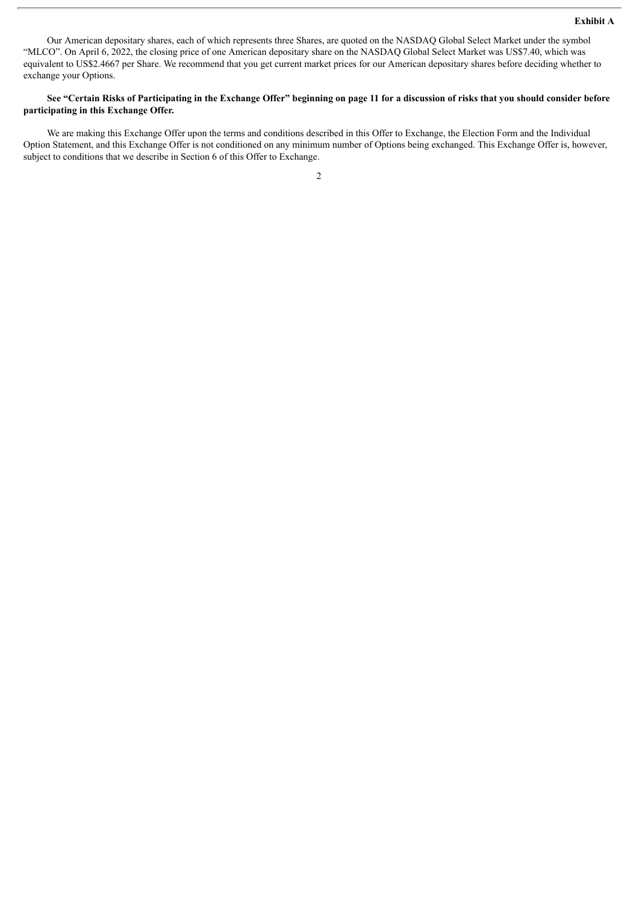Our American depositary shares, each of which represents three Shares, are quoted on the NASDAQ Global Select Market under the symbol "MLCO". On April 6, 2022, the closing price of one American depositary share on the NASDAQ Global Select Market was US$7.40, which was equivalent to US$2.4667 per Share. We recommend that you get current market prices for our American depositary shares before deciding whether to exchange your Options.

**See "Certain Risks of Participating in the Exchange Offer" beginning on page 11 for a discussion of risks that you should consider before participating in this Exchange Offer.**

We are making this Exchange Offer upon the terms and conditions described in this Offer to Exchange, the Election Form and the Individual Option Statement, and this Exchange Offer is not conditioned on any minimum number of Options being exchanged. This Exchange Offer is, however, subject to conditions that we describe in Section 6 of this Offer to Exchange.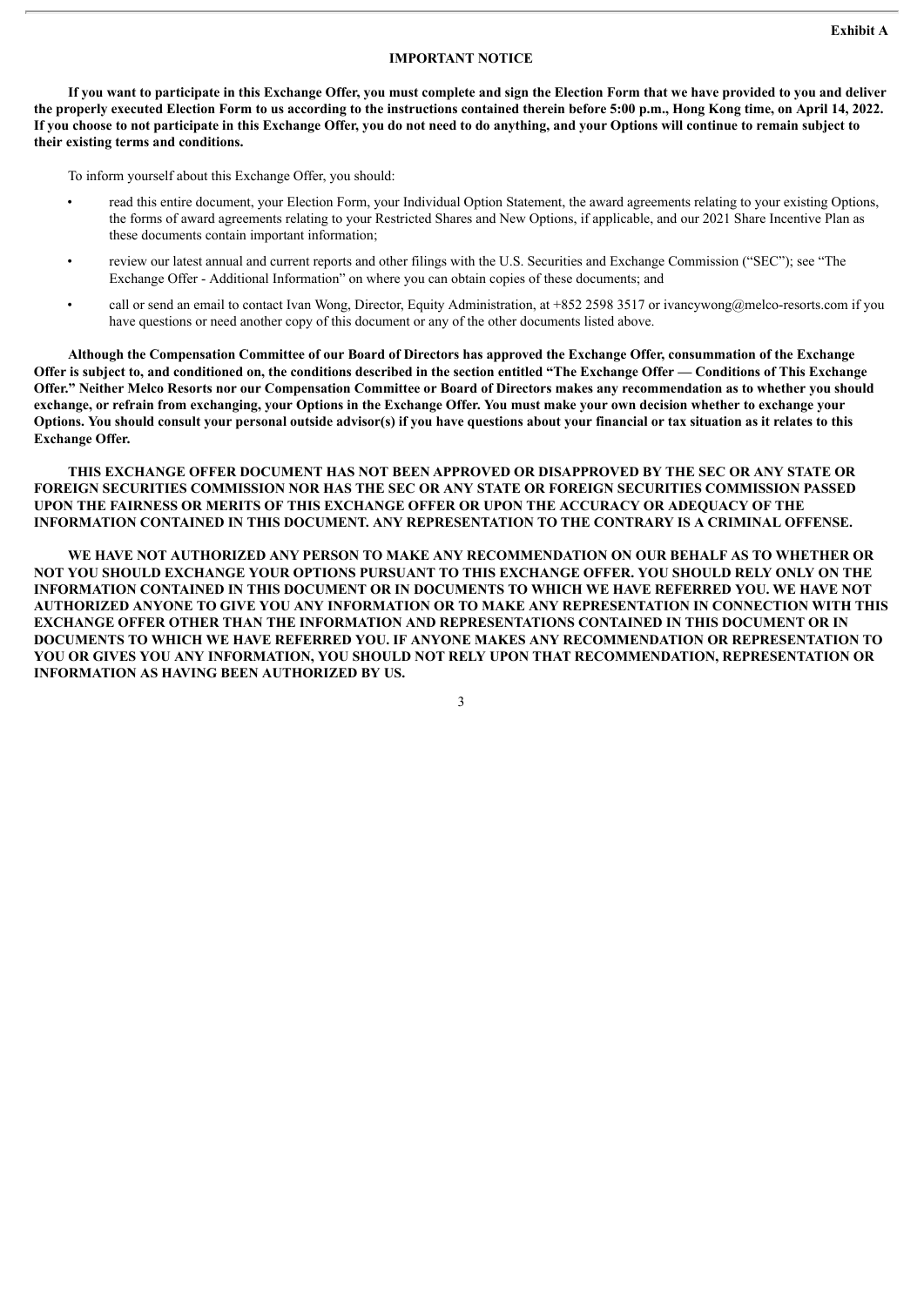**Exhibit A**

## IMPORTANT NOTICE

**If you want to participate in this Exchange Offer, you must complete and sign the Election Form that we have provided to you and deliver the properly executed Election Form to us according to the instructions contained therein before 5:00 p.m., Hong Kong time, on April 14, 2022. If you choose to not participate in this Exchange Offer, you do not need to do anything, and your Options will continue to remain subject to their existing terms and conditions.**

To inform yourself about this Exchange Offer, you should:

- read this entire document, your Election Form, your Individual Option Statement, the award agreements relating to your existing Options, the forms of award agreements relating to your Restricted Shares and New Options, if applicable, and our 2021 Share Incentive Plan as these documents contain important information;
- review our latest annual and current reports and other filings with the U.S. Securities and Exchange Commission ("SEC"); see "The Exchange Offer - Additional Information" on where you can obtain copies of these documents; and
- call or send an email to contact Ivan Wong, Director, Equity Administration, at +852 2598 3517 or ivancywong@melco-resorts.com if you have questions or need another copy of this document or any of the other documents listed above.

**Although the Compensation Committee of our Board of Directors has approved the Exchange Offer, consummation of the Exchange Offer is subject to, and conditioned on, the conditions described in the section entitled "The Exchange Offer — Conditions of This Exchange Offer." Neither Melco Resorts nor our Compensation Committee or Board of Directors makes any recommendation as to whether you should exchange, or refrain from exchanging, your Options in the Exchange Offer. You must make your own decision whether to exchange your Options. You should consult your personal outside advisor(s) if you have questions about your financial or tax situation as it relates to this Exchange Offer.**

**THIS EXCHANGE OFFER DOCUMENT HAS NOT BEEN APPROVED OR DISAPPROVED BY THE SEC OR ANY STATE OR FOREIGN SECURITIES COMMISSION NOR HAS THE SEC OR ANY STATE OR FOREIGN SECURITIES COMMISSION PASSED UPON THE FAIRNESS OR MERITS OF THIS EXCHANGE OFFER OR UPON THE ACCURACY OR ADEQUACY OF THE INFORMATION CONTAINED IN THIS DOCUMENT. ANY REPRESENTATION TO THE CONTRARY IS A CRIMINAL OFFENSE.**

**WE HAVE NOT AUTHORIZED ANY PERSON TO MAKE ANY RECOMMENDATION ON OUR BEHALF AS TO WHETHER OR NOT YOU SHOULD EXCHANGE YOUR OPTIONS PURSUANT TO THIS EXCHANGE OFFER. YOU SHOULD RELY ONLY ON THE INFORMATION CONTAINED IN THIS DOCUMENT OR IN DOCUMENTS TO WHICH WE HAVE REFERRED YOU. WE HAVE NOT AUTHORIZED ANYONE TO GIVE YOU ANY INFORMATION OR TO MAKE ANY REPRESENTATION IN CONNECTION WITH THIS EXCHANGE OFFER OTHER THAN THE INFORMATION AND REPRESENTATIONS CONTAINED IN THIS DOCUMENT OR IN DOCUMENTS TO WHICH WE HAVE REFERRED YOU. IF ANYONE MAKES ANY RECOMMENDATION OR REPRESENTATION TO YOU OR GIVES YOU ANY INFORMATION, YOU SHOULD NOT RELY UPON THAT RECOMMENDATION, REPRESENTATION OR INFORMATION AS HAVING BEEN AUTHORIZED BY US.**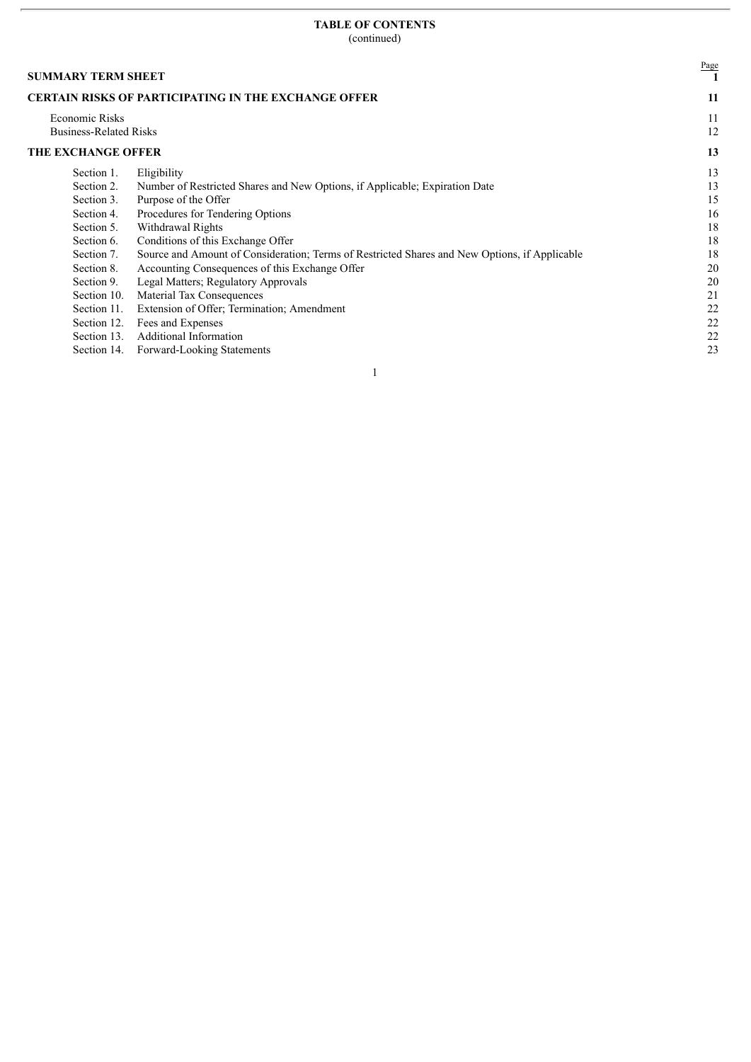**TABLE OF CONTENTS**
(continued)

| | | Page |
|---|---|---|
| **SUMMARY TERM SHEET** | | **1** |
| **CERTAIN RISKS OF PARTICIPATING IN THE EXCHANGE OFFER** | | **11** |
| Economic Risks | | 11 |
| Business-Related Risks | | 12 |
| **THE EXCHANGE OFFER** | | **13** |
| Section 1. | Eligibility | 13 |
| Section 2. | Number of Restricted Shares and New Options, if Applicable; Expiration Date | 13 |
| Section 3. | Purpose of the Offer | 15 |
| Section 4. | Procedures for Tendering Options | 16 |
| Section 5. | Withdrawal Rights | 18 |
| Section 6. | Conditions of this Exchange Offer | 18 |
| Section 7. | Source and Amount of Consideration; Terms of Restricted Shares and New Options, if Applicable | 18 |
| Section 8. | Accounting Consequences of this Exchange Offer | 20 |
| Section 9. | Legal Matters; Regulatory Approvals | 20 |
| Section 10. | Material Tax Consequences | 21 |
| Section 11. | Extension of Offer; Termination; Amendment | 22 |
| Section 12. | Fees and Expenses | 22 |
| Section 13. | Additional Information | 22 |
| Section 14. | Forward-Looking Statements | 23 |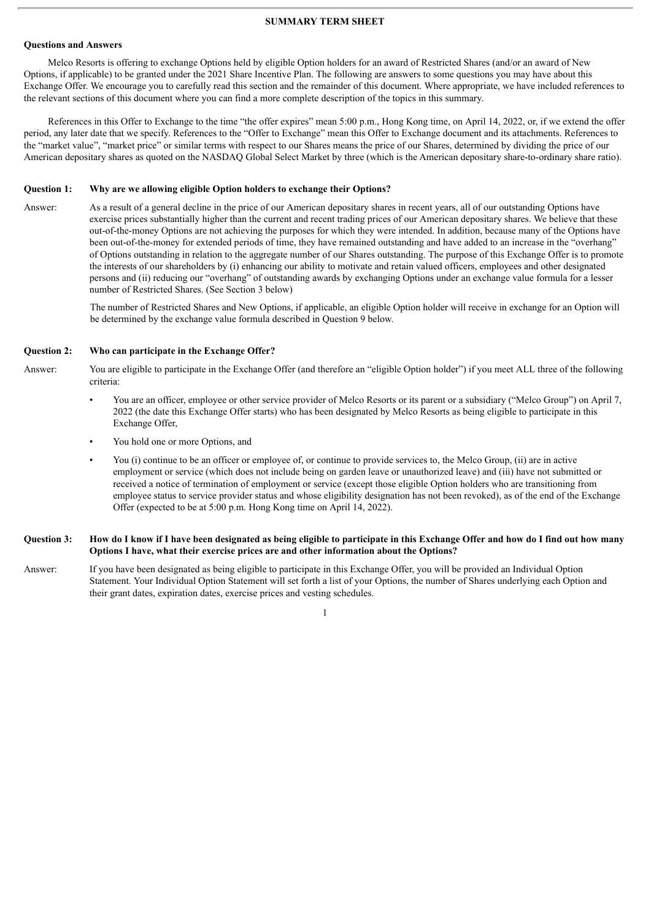## SUMMARY TERM SHEET

**Questions and Answers**

Melco Resorts is offering to exchange Options held by eligible Option holders for an award of Restricted Shares (and/or an award of New Options, if applicable) to be granted under the 2021 Share Incentive Plan. The following are answers to some questions you may have about this Exchange Offer. We encourage you to carefully read this section and the remainder of this document. Where appropriate, we have included references to the relevant sections of this document where you can find a more complete description of the topics in this summary.

References in this Offer to Exchange to the time "the offer expires" mean 5:00 p.m., Hong Kong time, on April 14, 2022, or, if we extend the offer period, any later date that we specify. References to the "Offer to Exchange" mean this Offer to Exchange document and its attachments. References to the "market value", "market price" or similar terms with respect to our Shares means the price of our Shares, determined by dividing the price of our American depositary shares as quoted on the NASDAQ Global Select Market by three (which is the American depositary share-to-ordinary share ratio).

**Question 1: Why are we allowing eligible Option holders to exchange their Options?**

Answer: As a result of a general decline in the price of our American depositary shares in recent years, all of our outstanding Options have exercise prices substantially higher than the current and recent trading prices of our American depositary shares. We believe that these out-of-the-money Options are not achieving the purposes for which they were intended. In addition, because many of the Options have been out-of-the-money for extended periods of time, they have remained outstanding and have added to an increase in the "overhang" of Options outstanding in relation to the aggregate number of our Shares outstanding. The purpose of this Exchange Offer is to promote the interests of our shareholders by (i) enhancing our ability to motivate and retain valued officers, employees and other designated persons and (ii) reducing our "overhang" of outstanding awards by exchanging Options under an exchange value formula for a lesser number of Restricted Shares. (See Section 3 below)

The number of Restricted Shares and New Options, if applicable, an eligible Option holder will receive in exchange for an Option will be determined by the exchange value formula described in Question 9 below.

**Question 2: Who can participate in the Exchange Offer?**

Answer: You are eligible to participate in the Exchange Offer (and therefore an "eligible Option holder") if you meet ALL three of the following criteria:

- You are an officer, employee or other service provider of Melco Resorts or its parent or a subsidiary ("Melco Group") on April 7, 2022 (the date this Exchange Offer starts) who has been designated by Melco Resorts as being eligible to participate in this Exchange Offer,
- You hold one or more Options, and
- You (i) continue to be an officer or employee of, or continue to provide services to, the Melco Group, (ii) are in active employment or service (which does not include being on garden leave or unauthorized leave) and (iii) have not submitted or received a notice of termination of employment or service (except those eligible Option holders who are transitioning from employee status to service provider status and whose eligibility designation has not been revoked), as of the end of the Exchange Offer (expected to be at 5:00 p.m. Hong Kong time on April 14, 2022).

**Question 3: How do I know if I have been designated as being eligible to participate in this Exchange Offer and how do I find out how many Options I have, what their exercise prices are and other information about the Options?**

Answer: If you have been designated as being eligible to participate in this Exchange Offer, you will be provided an Individual Option Statement. Your Individual Option Statement will set forth a list of your Options, the number of Shares underlying each Option and their grant dates, expiration dates, exercise prices and vesting schedules.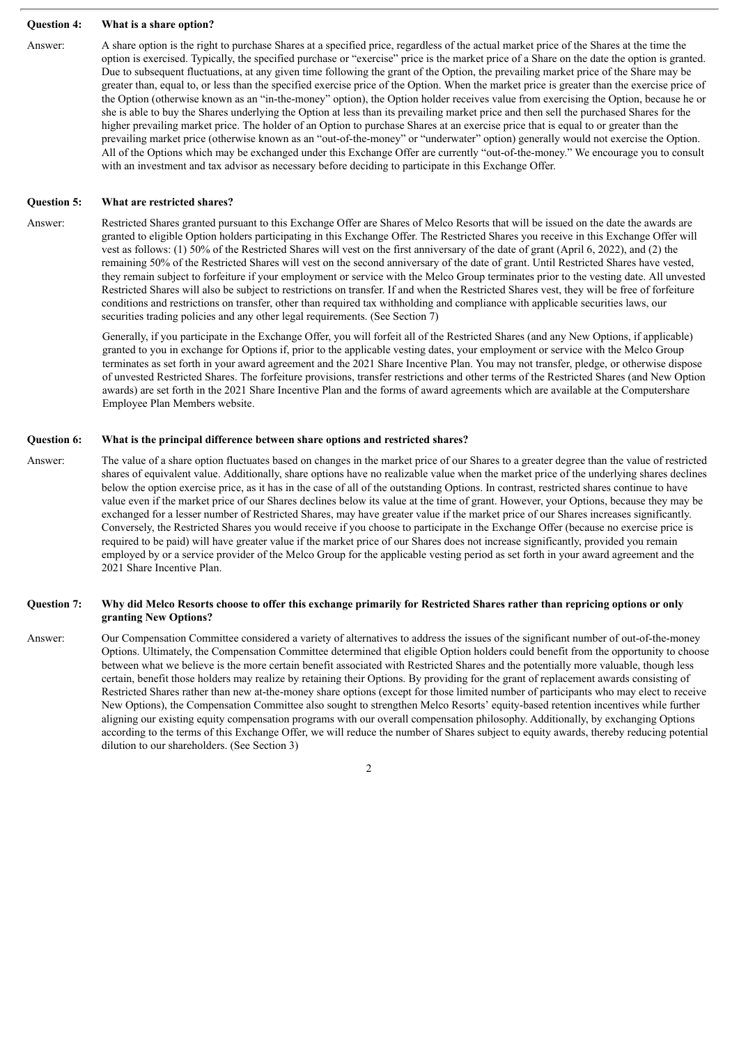**Question 4: What is a share option?**

Answer: A share option is the right to purchase Shares at a specified price, regardless of the actual market price of the Shares at the time the option is exercised. Typically, the specified purchase or "exercise" price is the market price of a Share on the date the option is granted. Due to subsequent fluctuations, at any given time following the grant of the Option, the prevailing market price of the Share may be greater than, equal to, or less than the specified exercise price of the Option. When the market price is greater than the exercise price of the Option (otherwise known as an "in-the-money" option), the Option holder receives value from exercising the Option, because he or she is able to buy the Shares underlying the Option at less than its prevailing market price and then sell the purchased Shares for the higher prevailing market price. The holder of an Option to purchase Shares at an exercise price that is equal to or greater than the prevailing market price (otherwise known as an "out-of-the-money" or "underwater" option) generally would not exercise the Option. All of the Options which may be exchanged under this Exchange Offer are currently "out-of-the-money." We encourage you to consult with an investment and tax advisor as necessary before deciding to participate in this Exchange Offer.

**Question 5: What are restricted shares?**

Answer: Restricted Shares granted pursuant to this Exchange Offer are Shares of Melco Resorts that will be issued on the date the awards are granted to eligible Option holders participating in this Exchange Offer. The Restricted Shares you receive in this Exchange Offer will vest as follows: (1) 50% of the Restricted Shares will vest on the first anniversary of the date of grant (April 6, 2022), and (2) the remaining 50% of the Restricted Shares will vest on the second anniversary of the date of grant. Until Restricted Shares have vested, they remain subject to forfeiture if your employment or service with the Melco Group terminates prior to the vesting date. All unvested Restricted Shares will also be subject to restrictions on transfer. If and when the Restricted Shares vest, they will be free of forfeiture conditions and restrictions on transfer, other than required tax withholding and compliance with applicable securities laws, our securities trading policies and any other legal requirements. (See Section 7)

Generally, if you participate in the Exchange Offer, you will forfeit all of the Restricted Shares (and any New Options, if applicable) granted to you in exchange for Options if, prior to the applicable vesting dates, your employment or service with the Melco Group terminates as set forth in your award agreement and the 2021 Share Incentive Plan. You may not transfer, pledge, or otherwise dispose of unvested Restricted Shares. The forfeiture provisions, transfer restrictions and other terms of the Restricted Shares (and New Option awards) are set forth in the 2021 Share Incentive Plan and the forms of award agreements which are available at the Computershare Employee Plan Members website.

**Question 6: What is the principal difference between share options and restricted shares?**

Answer: The value of a share option fluctuates based on changes in the market price of our Shares to a greater degree than the value of restricted shares of equivalent value. Additionally, share options have no realizable value when the market price of the underlying shares declines below the option exercise price, as it has in the case of all of the outstanding Options. In contrast, restricted shares continue to have value even if the market price of our Shares declines below its value at the time of grant. However, your Options, because they may be exchanged for a lesser number of Restricted Shares, may have greater value if the market price of our Shares increases significantly. Conversely, the Restricted Shares you would receive if you choose to participate in the Exchange Offer (because no exercise price is required to be paid) will have greater value if the market price of our Shares does not increase significantly, provided you remain employed by or a service provider of the Melco Group for the applicable vesting period as set forth in your award agreement and the 2021 Share Incentive Plan.

**Question 7: Why did Melco Resorts choose to offer this exchange primarily for Restricted Shares rather than repricing options or only granting New Options?**

Answer: Our Compensation Committee considered a variety of alternatives to address the issues of the significant number of out-of-the-money Options. Ultimately, the Compensation Committee determined that eligible Option holders could benefit from the opportunity to choose between what we believe is the more certain benefit associated with Restricted Shares and the potentially more valuable, though less certain, benefit those holders may realize by retaining their Options. By providing for the grant of replacement awards consisting of Restricted Shares rather than new at-the-money share options (except for those limited number of participants who may elect to receive New Options), the Compensation Committee also sought to strengthen Melco Resorts' equity-based retention incentives while further aligning our existing equity compensation programs with our overall compensation philosophy. Additionally, by exchanging Options according to the terms of this Exchange Offer, we will reduce the number of Shares subject to equity awards, thereby reducing potential dilution to our shareholders. (See Section 3)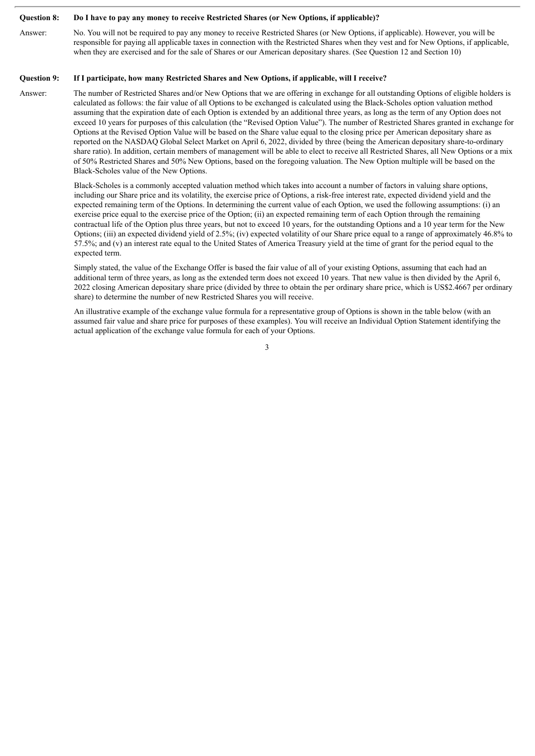**Question 8: Do I have to pay any money to receive Restricted Shares (or New Options, if applicable)?**

Answer: No. You will not be required to pay any money to receive Restricted Shares (or New Options, if applicable). However, you will be responsible for paying all applicable taxes in connection with the Restricted Shares when they vest and for New Options, if applicable, when they are exercised and for the sale of Shares or our American depositary shares. (See Question 12 and Section 10)

**Question 9: If I participate, how many Restricted Shares and New Options, if applicable, will I receive?**

Answer: The number of Restricted Shares and/or New Options that we are offering in exchange for all outstanding Options of eligible holders is calculated as follows: the fair value of all Options to be exchanged is calculated using the Black-Scholes option valuation method assuming that the expiration date of each Option is extended by an additional three years, as long as the term of any Option does not exceed 10 years for purposes of this calculation (the "Revised Option Value"). The number of Restricted Shares granted in exchange for Options at the Revised Option Value will be based on the Share value equal to the closing price per American depositary share as reported on the NASDAQ Global Select Market on April 6, 2022, divided by three (being the American depositary share-to-ordinary share ratio). In addition, certain members of management will be able to elect to receive all Restricted Shares, all New Options or a mix of 50% Restricted Shares and 50% New Options, based on the foregoing valuation. The New Option multiple will be based on the Black-Scholes value of the New Options.

Black-Scholes is a commonly accepted valuation method which takes into account a number of factors in valuing share options, including our Share price and its volatility, the exercise price of Options, a risk-free interest rate, expected dividend yield and the expected remaining term of the Options. In determining the current value of each Option, we used the following assumptions: (i) an exercise price equal to the exercise price of the Option; (ii) an expected remaining term of each Option through the remaining contractual life of the Option plus three years, but not to exceed 10 years, for the outstanding Options and a 10 year term for the New Options; (iii) an expected dividend yield of 2.5%; (iv) expected volatility of our Share price equal to a range of approximately 46.8% to 57.5%; and (v) an interest rate equal to the United States of America Treasury yield at the time of grant for the period equal to the expected term.

Simply stated, the value of the Exchange Offer is based the fair value of all of your existing Options, assuming that each had an additional term of three years, as long as the extended term does not exceed 10 years. That new value is then divided by the April 6, 2022 closing American depositary share price (divided by three to obtain the per ordinary share price, which is US$2.4667 per ordinary share) to determine the number of new Restricted Shares you will receive.

An illustrative example of the exchange value formula for a representative group of Options is shown in the table below (with an assumed fair value and share price for purposes of these examples). You will receive an Individual Option Statement identifying the actual application of the exchange value formula for each of your Options.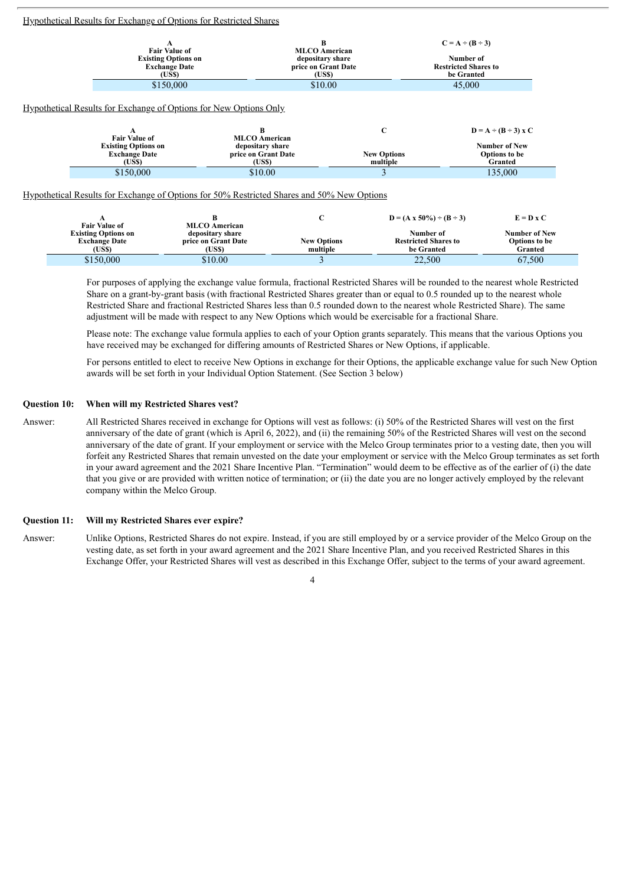Hypothetical Results for Exchange of Options for Restricted Shares

| A<br>Fair Value of Existing Options on Exchange Date (US$) | B<br>MLCO American depositary share price on Grant Date (US$) | C = A ÷ (B ÷ 3)<br>Number of Restricted Shares to be Granted |
|---|---|---|
| $150,000 | $10.00 | 45,000 |

Hypothetical Results for Exchange of Options for New Options Only

| A<br>Fair Value of Existing Options on Exchange Date (US$) | B<br>MLCO American depositary share price on Grant Date (US$) | C<br>New Options multiple | D = A ÷ (B ÷ 3) x C<br>Number of New Options to be Granted |
|---|---|---|---|
| $150,000 | $10.00 | 3 | 135,000 |

Hypothetical Results for Exchange of Options for 50% Restricted Shares and 50% New Options

| A<br>Fair Value of Existing Options on Exchange Date (US$) | B<br>MLCO American depositary share price on Grant Date (US$) | C<br>New Options multiple | D = (A x 50%) ÷ (B ÷ 3)<br>Number of Restricted Shares to be Granted | E = D x C<br>Number of New Options to be Granted |
|---|---|---|---|---|
| $150,000 | $10.00 | 3 | 22,500 | 67,500 |

For purposes of applying the exchange value formula, fractional Restricted Shares will be rounded to the nearest whole Restricted Share on a grant-by-grant basis (with fractional Restricted Shares greater than or equal to 0.5 rounded up to the nearest whole Restricted Share and fractional Restricted Shares less than 0.5 rounded down to the nearest whole Restricted Share). The same adjustment will be made with respect to any New Options which would be exercisable for a fractional Share.

Please note: The exchange value formula applies to each of your Option grants separately. This means that the various Options you have received may be exchanged for differing amounts of Restricted Shares or New Options, if applicable.

For persons entitled to elect to receive New Options in exchange for their Options, the applicable exchange value for such New Option awards will be set forth in your Individual Option Statement. (See Section 3 below)

**Question 10: When will my Restricted Shares vest?**

Answer: All Restricted Shares received in exchange for Options will vest as follows: (i) 50% of the Restricted Shares will vest on the first anniversary of the date of grant (which is April 6, 2022), and (ii) the remaining 50% of the Restricted Shares will vest on the second anniversary of the date of grant. If your employment or service with the Melco Group terminates prior to a vesting date, then you will forfeit any Restricted Shares that remain unvested on the date your employment or service with the Melco Group terminates as set forth in your award agreement and the 2021 Share Incentive Plan. "Termination" would deem to be effective as of the earlier of (i) the date that you give or are provided with written notice of termination; or (ii) the date you are no longer actively employed by the relevant company within the Melco Group.

**Question 11: Will my Restricted Shares ever expire?**

Answer: Unlike Options, Restricted Shares do not expire. Instead, if you are still employed by or a service provider of the Melco Group on the vesting date, as set forth in your award agreement and the 2021 Share Incentive Plan, and you received Restricted Shares in this Exchange Offer, your Restricted Shares will vest as described in this Exchange Offer, subject to the terms of your award agreement.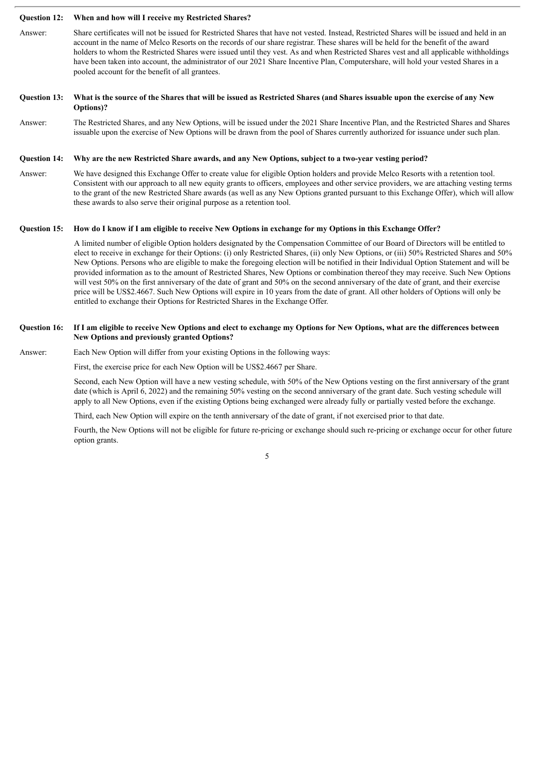**Question 12: When and how will I receive my Restricted Shares?**

Answer: Share certificates will not be issued for Restricted Shares that have not vested. Instead, Restricted Shares will be issued and held in an account in the name of Melco Resorts on the records of our share registrar. These shares will be held for the benefit of the award holders to whom the Restricted Shares were issued until they vest. As and when Restricted Shares vest and all applicable withholdings have been taken into account, the administrator of our 2021 Share Incentive Plan, Computershare, will hold your vested Shares in a pooled account for the benefit of all grantees.

**Question 13: What is the source of the Shares that will be issued as Restricted Shares (and Shares issuable upon the exercise of any New Options)?**

Answer: The Restricted Shares, and any New Options, will be issued under the 2021 Share Incentive Plan, and the Restricted Shares and Shares issuable upon the exercise of New Options will be drawn from the pool of Shares currently authorized for issuance under such plan.

**Question 14: Why are the new Restricted Share awards, and any New Options, subject to a two-year vesting period?**

Answer: We have designed this Exchange Offer to create value for eligible Option holders and provide Melco Resorts with a retention tool. Consistent with our approach to all new equity grants to officers, employees and other service providers, we are attaching vesting terms to the grant of the new Restricted Share awards (as well as any New Options granted pursuant to this Exchange Offer), which will allow these awards to also serve their original purpose as a retention tool.

**Question 15: How do I know if I am eligible to receive New Options in exchange for my Options in this Exchange Offer?**

A limited number of eligible Option holders designated by the Compensation Committee of our Board of Directors will be entitled to elect to receive in exchange for their Options: (i) only Restricted Shares, (ii) only New Options, or (iii) 50% Restricted Shares and 50% New Options. Persons who are eligible to make the foregoing election will be notified in their Individual Option Statement and will be provided information as to the amount of Restricted Shares, New Options or combination thereof they may receive. Such New Options will vest 50% on the first anniversary of the date of grant and 50% on the second anniversary of the date of grant, and their exercise price will be US$2.4667. Such New Options will expire in 10 years from the date of grant. All other holders of Options will only be entitled to exchange their Options for Restricted Shares in the Exchange Offer.

**Question 16: If I am eligible to receive New Options and elect to exchange my Options for New Options, what are the differences between New Options and previously granted Options?**

Answer: Each New Option will differ from your existing Options in the following ways:

First, the exercise price for each New Option will be US$2.4667 per Share.

Second, each New Option will have a new vesting schedule, with 50% of the New Options vesting on the first anniversary of the grant date (which is April 6, 2022) and the remaining 50% vesting on the second anniversary of the grant date. Such vesting schedule will apply to all New Options, even if the existing Options being exchanged were already fully or partially vested before the exchange.

Third, each New Option will expire on the tenth anniversary of the date of grant, if not exercised prior to that date.

Fourth, the New Options will not be eligible for future re-pricing or exchange should such re-pricing or exchange occur for other future option grants.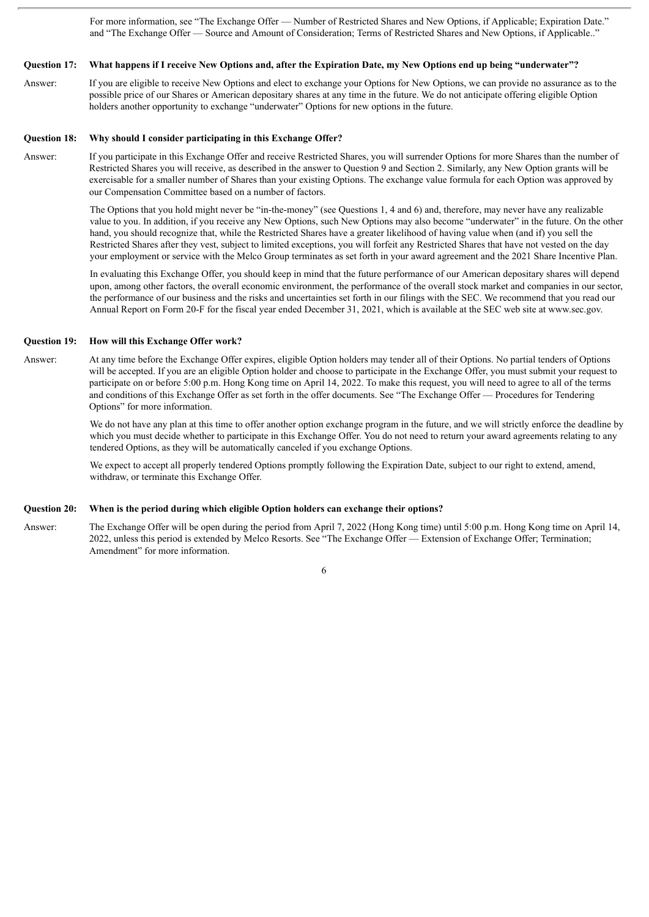For more information, see "The Exchange Offer — Number of Restricted Shares and New Options, if Applicable; Expiration Date." and "The Exchange Offer — Source and Amount of Consideration; Terms of Restricted Shares and New Options, if Applicable.."

**Question 17: What happens if I receive New Options and, after the Expiration Date, my New Options end up being "underwater"?**

Answer: If you are eligible to receive New Options and elect to exchange your Options for New Options, we can provide no assurance as to the possible price of our Shares or American depositary shares at any time in the future. We do not anticipate offering eligible Option holders another opportunity to exchange "underwater" Options for new options in the future.

**Question 18: Why should I consider participating in this Exchange Offer?**

Answer: If you participate in this Exchange Offer and receive Restricted Shares, you will surrender Options for more Shares than the number of Restricted Shares you will receive, as described in the answer to Question 9 and Section 2. Similarly, any New Option grants will be exercisable for a smaller number of Shares than your existing Options. The exchange value formula for each Option was approved by our Compensation Committee based on a number of factors.

The Options that you hold might never be "in-the-money" (see Questions 1, 4 and 6) and, therefore, may never have any realizable value to you. In addition, if you receive any New Options, such New Options may also become "underwater" in the future. On the other hand, you should recognize that, while the Restricted Shares have a greater likelihood of having value when (and if) you sell the Restricted Shares after they vest, subject to limited exceptions, you will forfeit any Restricted Shares that have not vested on the day your employment or service with the Melco Group terminates as set forth in your award agreement and the 2021 Share Incentive Plan.

In evaluating this Exchange Offer, you should keep in mind that the future performance of our American depositary shares will depend upon, among other factors, the overall economic environment, the performance of the overall stock market and companies in our sector, the performance of our business and the risks and uncertainties set forth in our filings with the SEC. We recommend that you read our Annual Report on Form 20-F for the fiscal year ended December 31, 2021, which is available at the SEC web site at www.sec.gov.

**Question 19: How will this Exchange Offer work?**

Answer: At any time before the Exchange Offer expires, eligible Option holders may tender all of their Options. No partial tenders of Options will be accepted. If you are an eligible Option holder and choose to participate in the Exchange Offer, you must submit your request to participate on or before 5:00 p.m. Hong Kong time on April 14, 2022. To make this request, you will need to agree to all of the terms and conditions of this Exchange Offer as set forth in the offer documents. See "The Exchange Offer — Procedures for Tendering Options" for more information.

We do not have any plan at this time to offer another option exchange program in the future, and we will strictly enforce the deadline by which you must decide whether to participate in this Exchange Offer. You do not need to return your award agreements relating to any tendered Options, as they will be automatically canceled if you exchange Options.

We expect to accept all properly tendered Options promptly following the Expiration Date, subject to our right to extend, amend, withdraw, or terminate this Exchange Offer.

**Question 20: When is the period during which eligible Option holders can exchange their options?**

Answer: The Exchange Offer will be open during the period from April 7, 2022 (Hong Kong time) until 5:00 p.m. Hong Kong time on April 14, 2022, unless this period is extended by Melco Resorts. See "The Exchange Offer — Extension of Exchange Offer; Termination; Amendment" for more information.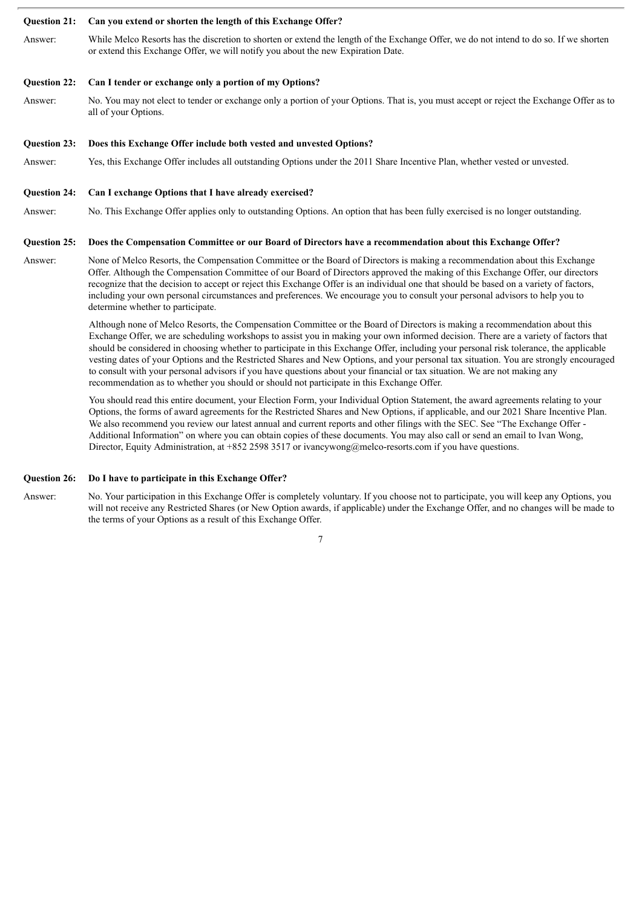**Question 21: Can you extend or shorten the length of this Exchange Offer?**

Answer: While Melco Resorts has the discretion to shorten or extend the length of the Exchange Offer, we do not intend to do so. If we shorten or extend this Exchange Offer, we will notify you about the new Expiration Date.

**Question 22: Can I tender or exchange only a portion of my Options?**

Answer: No. You may not elect to tender or exchange only a portion of your Options. That is, you must accept or reject the Exchange Offer as to all of your Options.

**Question 23: Does this Exchange Offer include both vested and unvested Options?**

Answer: Yes, this Exchange Offer includes all outstanding Options under the 2011 Share Incentive Plan, whether vested or unvested.

**Question 24: Can I exchange Options that I have already exercised?**

Answer: No. This Exchange Offer applies only to outstanding Options. An option that has been fully exercised is no longer outstanding.

**Question 25: Does the Compensation Committee or our Board of Directors have a recommendation about this Exchange Offer?**

Answer: None of Melco Resorts, the Compensation Committee or the Board of Directors is making a recommendation about this Exchange Offer. Although the Compensation Committee of our Board of Directors approved the making of this Exchange Offer, our directors recognize that the decision to accept or reject this Exchange Offer is an individual one that should be based on a variety of factors, including your own personal circumstances and preferences. We encourage you to consult your personal advisors to help you to determine whether to participate.

Although none of Melco Resorts, the Compensation Committee or the Board of Directors is making a recommendation about this Exchange Offer, we are scheduling workshops to assist you in making your own informed decision. There are a variety of factors that should be considered in choosing whether to participate in this Exchange Offer, including your personal risk tolerance, the applicable vesting dates of your Options and the Restricted Shares and New Options, and your personal tax situation. You are strongly encouraged to consult with your personal advisors if you have questions about your financial or tax situation. We are not making any recommendation as to whether you should or should not participate in this Exchange Offer.

You should read this entire document, your Election Form, your Individual Option Statement, the award agreements relating to your Options, the forms of award agreements for the Restricted Shares and New Options, if applicable, and our 2021 Share Incentive Plan. We also recommend you review our latest annual and current reports and other filings with the SEC. See "The Exchange Offer - Additional Information" on where you can obtain copies of these documents. You may also call or send an email to Ivan Wong, Director, Equity Administration, at +852 2598 3517 or ivancywong@melco-resorts.com if you have questions.

**Question 26: Do I have to participate in this Exchange Offer?**

Answer: No. Your participation in this Exchange Offer is completely voluntary. If you choose not to participate, you will keep any Options, you will not receive any Restricted Shares (or New Option awards, if applicable) under the Exchange Offer, and no changes will be made to the terms of your Options as a result of this Exchange Offer.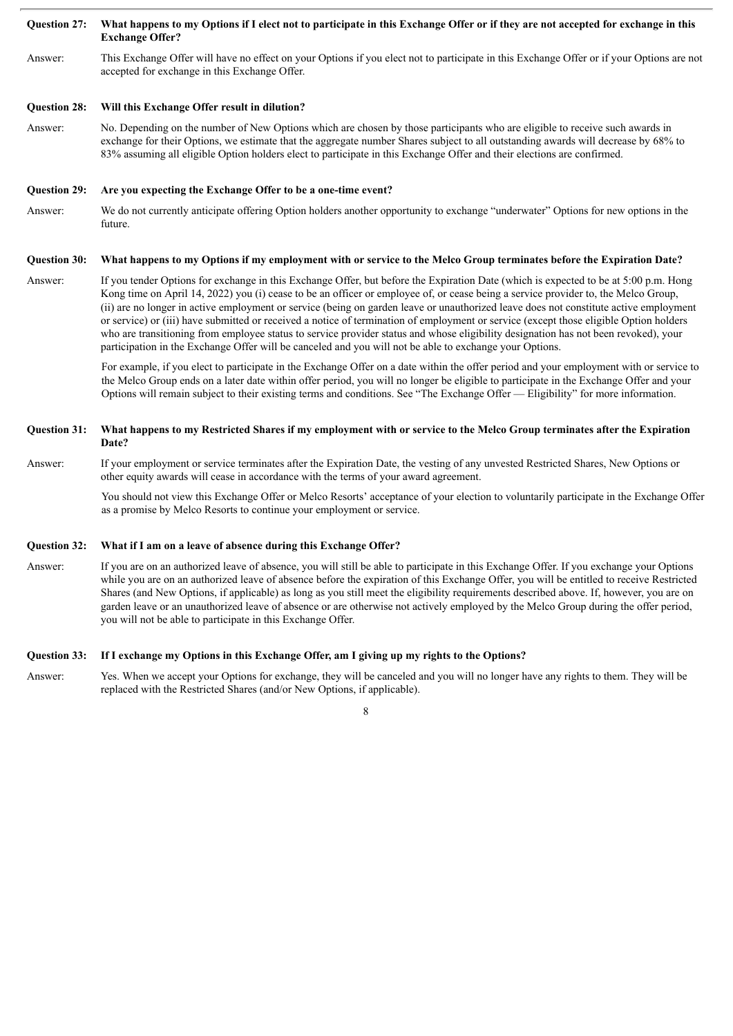**Question 27: What happens to my Options if I elect not to participate in this Exchange Offer or if they are not accepted for exchange in this Exchange Offer?**

Answer: This Exchange Offer will have no effect on your Options if you elect not to participate in this Exchange Offer or if your Options are not accepted for exchange in this Exchange Offer.

**Question 28: Will this Exchange Offer result in dilution?**

Answer: No. Depending on the number of New Options which are chosen by those participants who are eligible to receive such awards in exchange for their Options, we estimate that the aggregate number Shares subject to all outstanding awards will decrease by 68% to 83% assuming all eligible Option holders elect to participate in this Exchange Offer and their elections are confirmed.

**Question 29: Are you expecting the Exchange Offer to be a one-time event?**

Answer: We do not currently anticipate offering Option holders another opportunity to exchange "underwater" Options for new options in the future.

**Question 30: What happens to my Options if my employment with or service to the Melco Group terminates before the Expiration Date?**

Answer: If you tender Options for exchange in this Exchange Offer, but before the Expiration Date (which is expected to be at 5:00 p.m. Hong Kong time on April 14, 2022) you (i) cease to be an officer or employee of, or cease being a service provider to, the Melco Group, (ii) are no longer in active employment or service (being on garden leave or unauthorized leave does not constitute active employment or service) or (iii) have submitted or received a notice of termination of employment or service (except those eligible Option holders who are transitioning from employee status to service provider status and whose eligibility designation has not been revoked), your participation in the Exchange Offer will be canceled and you will not be able to exchange your Options.

For example, if you elect to participate in the Exchange Offer on a date within the offer period and your employment with or service to the Melco Group ends on a later date within offer period, you will no longer be eligible to participate in the Exchange Offer and your Options will remain subject to their existing terms and conditions. See "The Exchange Offer — Eligibility" for more information.

**Question 31: What happens to my Restricted Shares if my employment with or service to the Melco Group terminates after the Expiration Date?**

Answer: If your employment or service terminates after the Expiration Date, the vesting of any unvested Restricted Shares, New Options or other equity awards will cease in accordance with the terms of your award agreement.

You should not view this Exchange Offer or Melco Resorts' acceptance of your election to voluntarily participate in the Exchange Offer as a promise by Melco Resorts to continue your employment or service.

**Question 32: What if I am on a leave of absence during this Exchange Offer?**

Answer: If you are on an authorized leave of absence, you will still be able to participate in this Exchange Offer. If you exchange your Options while you are on an authorized leave of absence before the expiration of this Exchange Offer, you will be entitled to receive Restricted Shares (and New Options, if applicable) as long as you still meet the eligibility requirements described above. If, however, you are on garden leave or an unauthorized leave of absence or are otherwise not actively employed by the Melco Group during the offer period, you will not be able to participate in this Exchange Offer.

**Question 33: If I exchange my Options in this Exchange Offer, am I giving up my rights to the Options?**

Answer: Yes. When we accept your Options for exchange, they will be canceled and you will no longer have any rights to them. They will be replaced with the Restricted Shares (and/or New Options, if applicable).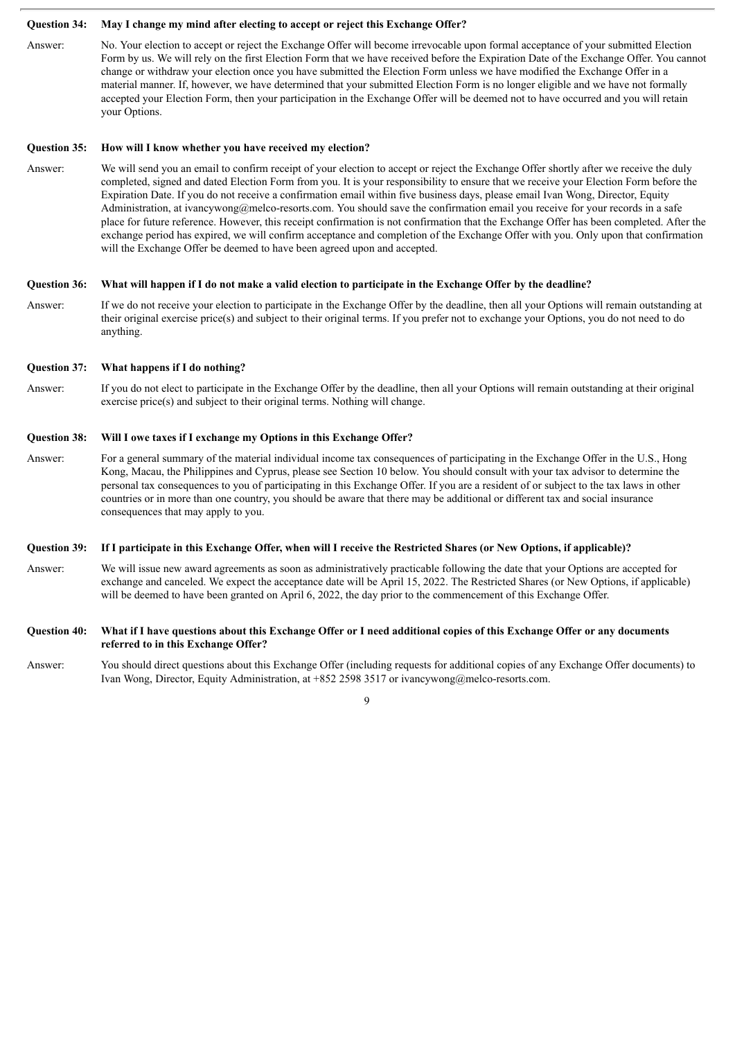**Question 34: May I change my mind after electing to accept or reject this Exchange Offer?**

Answer: No. Your election to accept or reject the Exchange Offer will become irrevocable upon formal acceptance of your submitted Election Form by us. We will rely on the first Election Form that we have received before the Expiration Date of the Exchange Offer. You cannot change or withdraw your election once you have submitted the Election Form unless we have modified the Exchange Offer in a material manner. If, however, we have determined that your submitted Election Form is no longer eligible and we have not formally accepted your Election Form, then your participation in the Exchange Offer will be deemed not to have occurred and you will retain your Options.

**Question 35: How will I know whether you have received my election?**

Answer: We will send you an email to confirm receipt of your election to accept or reject the Exchange Offer shortly after we receive the duly completed, signed and dated Election Form from you. It is your responsibility to ensure that we receive your Election Form before the Expiration Date. If you do not receive a confirmation email within five business days, please email Ivan Wong, Director, Equity Administration, at ivancywong@melco-resorts.com. You should save the confirmation email you receive for your records in a safe place for future reference. However, this receipt confirmation is not confirmation that the Exchange Offer has been completed. After the exchange period has expired, we will confirm acceptance and completion of the Exchange Offer with you. Only upon that confirmation will the Exchange Offer be deemed to have been agreed upon and accepted.

**Question 36: What will happen if I do not make a valid election to participate in the Exchange Offer by the deadline?**

Answer: If we do not receive your election to participate in the Exchange Offer by the deadline, then all your Options will remain outstanding at their original exercise price(s) and subject to their original terms. If you prefer not to exchange your Options, you do not need to do anything.

**Question 37: What happens if I do nothing?**

Answer: If you do not elect to participate in the Exchange Offer by the deadline, then all your Options will remain outstanding at their original exercise price(s) and subject to their original terms. Nothing will change.

**Question 38: Will I owe taxes if I exchange my Options in this Exchange Offer?**

Answer: For a general summary of the material individual income tax consequences of participating in the Exchange Offer in the U.S., Hong Kong, Macau, the Philippines and Cyprus, please see Section 10 below. You should consult with your tax advisor to determine the personal tax consequences to you of participating in this Exchange Offer. If you are a resident of or subject to the tax laws in other countries or in more than one country, you should be aware that there may be additional or different tax and social insurance consequences that may apply to you.

**Question 39: If I participate in this Exchange Offer, when will I receive the Restricted Shares (or New Options, if applicable)?**

Answer: We will issue new award agreements as soon as administratively practicable following the date that your Options are accepted for exchange and canceled. We expect the acceptance date will be April 15, 2022. The Restricted Shares (or New Options, if applicable) will be deemed to have been granted on April 6, 2022, the day prior to the commencement of this Exchange Offer.

**Question 40: What if I have questions about this Exchange Offer or I need additional copies of this Exchange Offer or any documents referred to in this Exchange Offer?**

Answer: You should direct questions about this Exchange Offer (including requests for additional copies of any Exchange Offer documents) to Ivan Wong, Director, Equity Administration, at +852 2598 3517 or ivancywong@melco-resorts.com.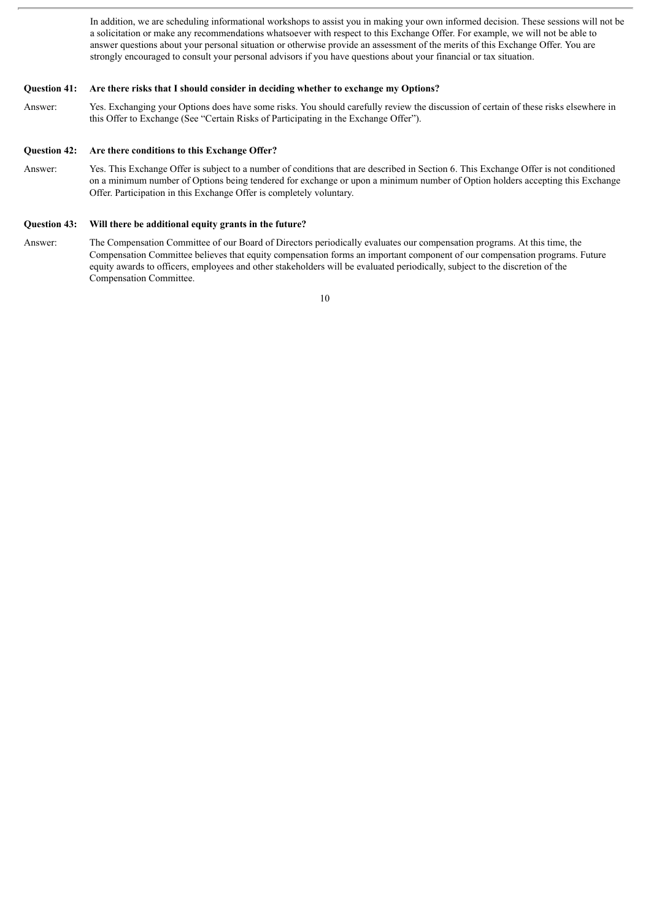In addition, we are scheduling informational workshops to assist you in making your own informed decision. These sessions will not be a solicitation or make any recommendations whatsoever with respect to this Exchange Offer. For example, we will not be able to answer questions about your personal situation or otherwise provide an assessment of the merits of this Exchange Offer. You are strongly encouraged to consult your personal advisors if you have questions about your financial or tax situation.

**Question 41: Are there risks that I should consider in deciding whether to exchange my Options?**

Answer: Yes. Exchanging your Options does have some risks. You should carefully review the discussion of certain of these risks elsewhere in this Offer to Exchange (See "Certain Risks of Participating in the Exchange Offer").

**Question 42: Are there conditions to this Exchange Offer?**

Answer: Yes. This Exchange Offer is subject to a number of conditions that are described in Section 6. This Exchange Offer is not conditioned on a minimum number of Options being tendered for exchange or upon a minimum number of Option holders accepting this Exchange Offer. Participation in this Exchange Offer is completely voluntary.

**Question 43: Will there be additional equity grants in the future?**

Answer: The Compensation Committee of our Board of Directors periodically evaluates our compensation programs. At this time, the Compensation Committee believes that equity compensation forms an important component of our compensation programs. Future equity awards to officers, employees and other stakeholders will be evaluated periodically, subject to the discretion of the Compensation Committee.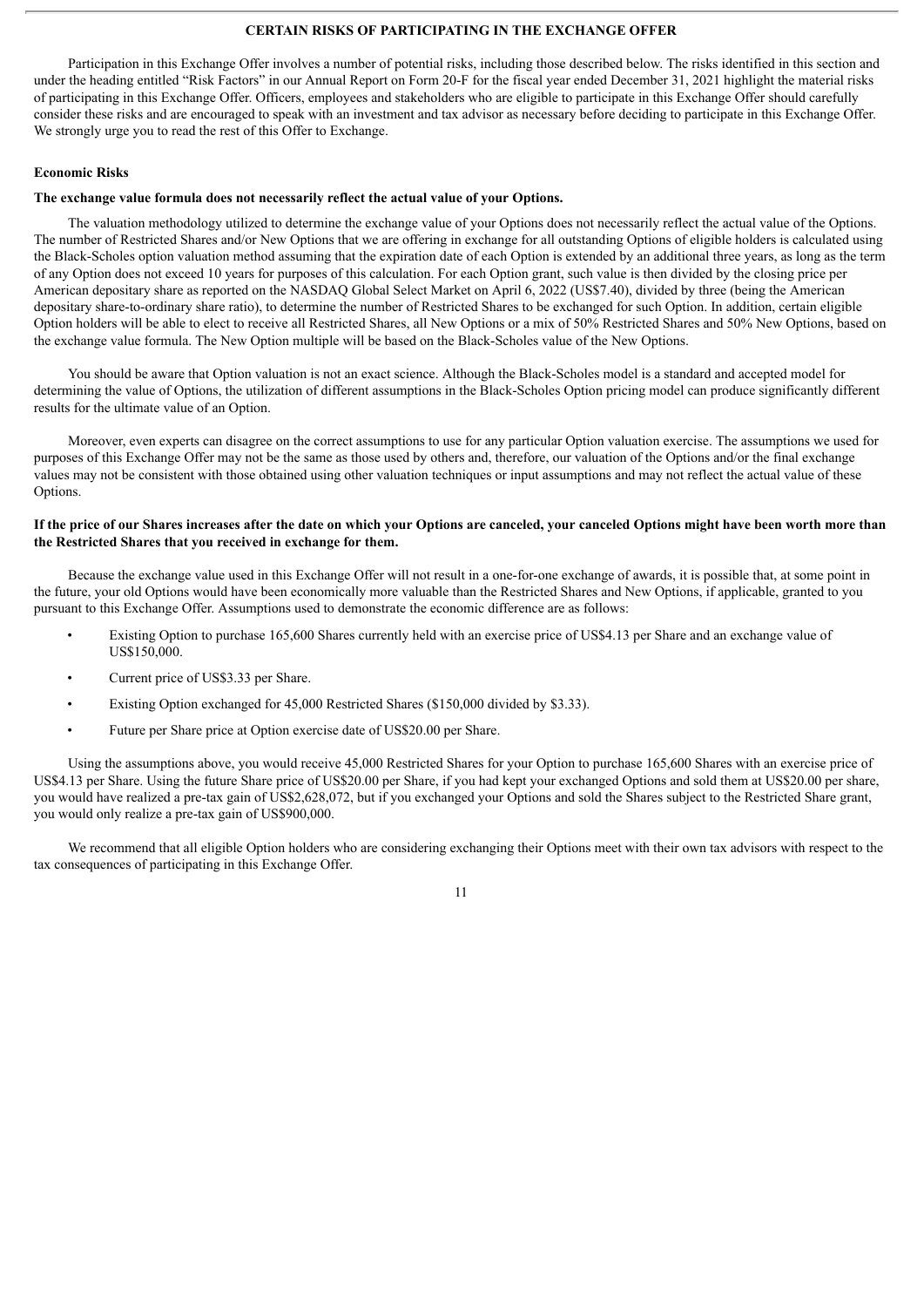## CERTAIN RISKS OF PARTICIPATING IN THE EXCHANGE OFFER

Participation in this Exchange Offer involves a number of potential risks, including those described below. The risks identified in this section and under the heading entitled “Risk Factors” in our Annual Report on Form 20-F for the fiscal year ended December 31, 2021 highlight the material risks of participating in this Exchange Offer. Officers, employees and stakeholders who are eligible to participate in this Exchange Offer should carefully consider these risks and are encouraged to speak with an investment and tax advisor as necessary before deciding to participate in this Exchange Offer. We strongly urge you to read the rest of this Offer to Exchange.

### Economic Risks

**The exchange value formula does not necessarily reflect the actual value of your Options.**

The valuation methodology utilized to determine the exchange value of your Options does not necessarily reflect the actual value of the Options. The number of Restricted Shares and/or New Options that we are offering in exchange for all outstanding Options of eligible holders is calculated using the Black-Scholes option valuation method assuming that the expiration date of each Option is extended by an additional three years, as long as the term of any Option does not exceed 10 years for purposes of this calculation. For each Option grant, such value is then divided by the closing price per American depositary share as reported on the NASDAQ Global Select Market on April 6, 2022 (US$7.40), divided by three (being the American depositary share-to-ordinary share ratio), to determine the number of Restricted Shares to be exchanged for such Option. In addition, certain eligible Option holders will be able to elect to receive all Restricted Shares, all New Options or a mix of 50% Restricted Shares and 50% New Options, based on the exchange value formula. The New Option multiple will be based on the Black-Scholes value of the New Options.

You should be aware that Option valuation is not an exact science. Although the Black-Scholes model is a standard and accepted model for determining the value of Options, the utilization of different assumptions in the Black-Scholes Option pricing model can produce significantly different results for the ultimate value of an Option.

Moreover, even experts can disagree on the correct assumptions to use for any particular Option valuation exercise. The assumptions we used for purposes of this Exchange Offer may not be the same as those used by others and, therefore, our valuation of the Options and/or the final exchange values may not be consistent with those obtained using other valuation techniques or input assumptions and may not reflect the actual value of these Options.

**If the price of our Shares increases after the date on which your Options are canceled, your canceled Options might have been worth more than the Restricted Shares that you received in exchange for them.**

Because the exchange value used in this Exchange Offer will not result in a one-for-one exchange of awards, it is possible that, at some point in the future, your old Options would have been economically more valuable than the Restricted Shares and New Options, if applicable, granted to you pursuant to this Exchange Offer. Assumptions used to demonstrate the economic difference are as follows:

- Existing Option to purchase 165,600 Shares currently held with an exercise price of US$4.13 per Share and an exchange value of US$150,000.
- Current price of US$3.33 per Share.
- Existing Option exchanged for 45,000 Restricted Shares ($150,000 divided by $3.33).
- Future per Share price at Option exercise date of US$20.00 per Share.

Using the assumptions above, you would receive 45,000 Restricted Shares for your Option to purchase 165,600 Shares with an exercise price of US$4.13 per Share. Using the future Share price of US$20.00 per Share, if you had kept your exchanged Options and sold them at US$20.00 per share, you would have realized a pre-tax gain of US$2,628,072, but if you exchanged your Options and sold the Shares subject to the Restricted Share grant, you would only realize a pre-tax gain of US$900,000.

We recommend that all eligible Option holders who are considering exchanging their Options meet with their own tax advisors with respect to the tax consequences of participating in this Exchange Offer.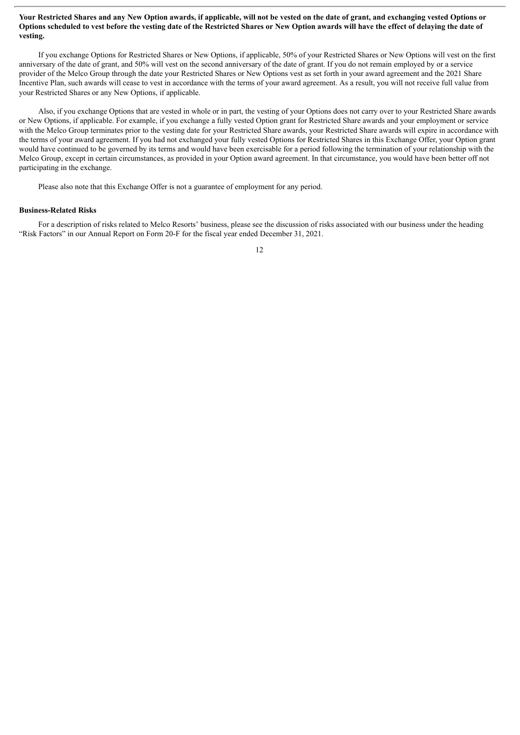**Your Restricted Shares and any New Option awards, if applicable, will not be vested on the date of grant, and exchanging vested Options or Options scheduled to vest before the vesting date of the Restricted Shares or New Option awards will have the effect of delaying the date of vesting.**

If you exchange Options for Restricted Shares or New Options, if applicable, 50% of your Restricted Shares or New Options will vest on the first anniversary of the date of grant, and 50% will vest on the second anniversary of the date of grant. If you do not remain employed by or a service provider of the Melco Group through the date your Restricted Shares or New Options vest as set forth in your award agreement and the 2021 Share Incentive Plan, such awards will cease to vest in accordance with the terms of your award agreement. As a result, you will not receive full value from your Restricted Shares or any New Options, if applicable.

Also, if you exchange Options that are vested in whole or in part, the vesting of your Options does not carry over to your Restricted Share awards or New Options, if applicable. For example, if you exchange a fully vested Option grant for Restricted Share awards and your employment or service with the Melco Group terminates prior to the vesting date for your Restricted Share awards, your Restricted Share awards will expire in accordance with the terms of your award agreement. If you had not exchanged your fully vested Options for Restricted Shares in this Exchange Offer, your Option grant would have continued to be governed by its terms and would have been exercisable for a period following the termination of your relationship with the Melco Group, except in certain circumstances, as provided in your Option award agreement. In that circumstance, you would have been better off not participating in the exchange.

Please also note that this Exchange Offer is not a guarantee of employment for any period.

**Business-Related Risks**

For a description of risks related to Melco Resorts' business, please see the discussion of risks associated with our business under the heading "Risk Factors" in our Annual Report on Form 20-F for the fiscal year ended December 31, 2021.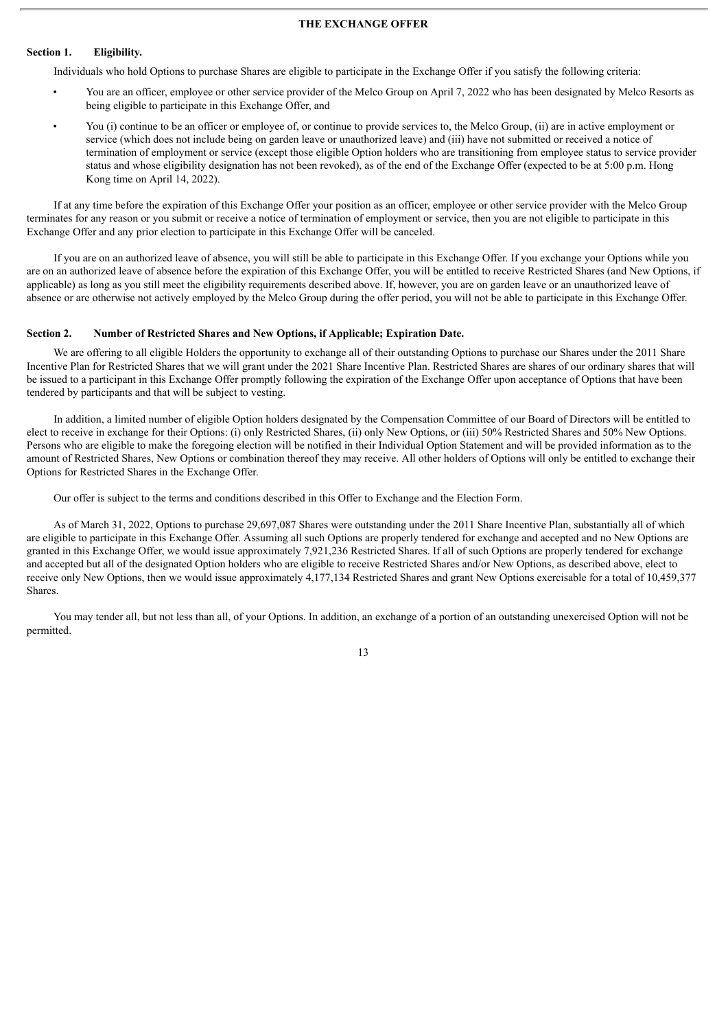## THE EXCHANGE OFFER

### Section 1. Eligibility.

Individuals who hold Options to purchase Shares are eligible to participate in the Exchange Offer if you satisfy the following criteria:

- You are an officer, employee or other service provider of the Melco Group on April 7, 2022 who has been designated by Melco Resorts as being eligible to participate in this Exchange Offer, and
- You (i) continue to be an officer or employee of, or continue to provide services to, the Melco Group, (ii) are in active employment or service (which does not include being on garden leave or unauthorized leave) and (iii) have not submitted or received a notice of termination of employment or service (except those eligible Option holders who are transitioning from employee status to service provider status and whose eligibility designation has not been revoked), as of the end of the Exchange Offer (expected to be at 5:00 p.m. Hong Kong time on April 14, 2022).

If at any time before the expiration of this Exchange Offer your position as an officer, employee or other service provider with the Melco Group terminates for any reason or you submit or receive a notice of termination of employment or service, then you are not eligible to participate in this Exchange Offer and any prior election to participate in this Exchange Offer will be canceled.

If you are on an authorized leave of absence, you will still be able to participate in this Exchange Offer. If you exchange your Options while you are on an authorized leave of absence before the expiration of this Exchange Offer, you will be entitled to receive Restricted Shares (and New Options, if applicable) as long as you still meet the eligibility requirements described above. If, however, you are on garden leave or an unauthorized leave of absence or are otherwise not actively employed by the Melco Group during the offer period, you will not be able to participate in this Exchange Offer.

### Section 2. Number of Restricted Shares and New Options, if Applicable; Expiration Date.

We are offering to all eligible Holders the opportunity to exchange all of their outstanding Options to purchase our Shares under the 2011 Share Incentive Plan for Restricted Shares that we will grant under the 2021 Share Incentive Plan. Restricted Shares are shares of our ordinary shares that will be issued to a participant in this Exchange Offer promptly following the expiration of the Exchange Offer upon acceptance of Options that have been tendered by participants and that will be subject to vesting.

In addition, a limited number of eligible Option holders designated by the Compensation Committee of our Board of Directors will be entitled to elect to receive in exchange for their Options: (i) only Restricted Shares, (ii) only New Options, or (iii) 50% Restricted Shares and 50% New Options. Persons who are eligible to make the foregoing election will be notified in their Individual Option Statement and will be provided information as to the amount of Restricted Shares, New Options or combination thereof they may receive. All other holders of Options will only be entitled to exchange their Options for Restricted Shares in the Exchange Offer.

Our offer is subject to the terms and conditions described in this Offer to Exchange and the Election Form.

As of March 31, 2022, Options to purchase 29,697,087 Shares were outstanding under the 2011 Share Incentive Plan, substantially all of which are eligible to participate in this Exchange Offer. Assuming all such Options are properly tendered for exchange and accepted and no New Options are granted in this Exchange Offer, we would issue approximately 7,921,236 Restricted Shares. If all of such Options are properly tendered for exchange and accepted but all of the designated Option holders who are eligible to receive Restricted Shares and/or New Options, as described above, elect to receive only New Options, then we would issue approximately 4,177,134 Restricted Shares and grant New Options exercisable for a total of 10,459,377 Shares.

You may tender all, but not less than all, of your Options. In addition, an exchange of a portion of an outstanding unexercised Option will not be permitted.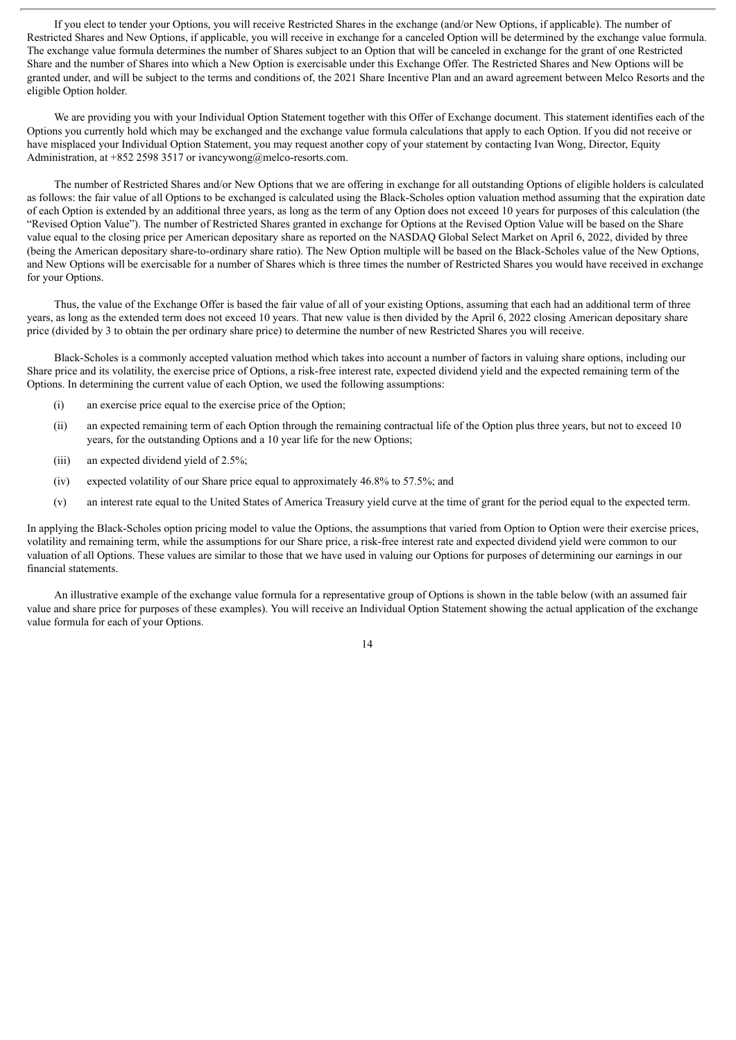If you elect to tender your Options, you will receive Restricted Shares in the exchange (and/or New Options, if applicable). The number of Restricted Shares and New Options, if applicable, you will receive in exchange for a canceled Option will be determined by the exchange value formula. The exchange value formula determines the number of Shares subject to an Option that will be canceled in exchange for the grant of one Restricted Share and the number of Shares into which a New Option is exercisable under this Exchange Offer. The Restricted Shares and New Options will be granted under, and will be subject to the terms and conditions of, the 2021 Share Incentive Plan and an award agreement between Melco Resorts and the eligible Option holder.

We are providing you with your Individual Option Statement together with this Offer of Exchange document. This statement identifies each of the Options you currently hold which may be exchanged and the exchange value formula calculations that apply to each Option. If you did not receive or have misplaced your Individual Option Statement, you may request another copy of your statement by contacting Ivan Wong, Director, Equity Administration, at +852 2598 3517 or ivancywong@melco-resorts.com.

The number of Restricted Shares and/or New Options that we are offering in exchange for all outstanding Options of eligible holders is calculated as follows: the fair value of all Options to be exchanged is calculated using the Black-Scholes option valuation method assuming that the expiration date of each Option is extended by an additional three years, as long as the term of any Option does not exceed 10 years for purposes of this calculation (the "Revised Option Value"). The number of Restricted Shares granted in exchange for Options at the Revised Option Value will be based on the Share value equal to the closing price per American depositary share as reported on the NASDAQ Global Select Market on April 6, 2022, divided by three (being the American depositary share-to-ordinary share ratio). The New Option multiple will be based on the Black-Scholes value of the New Options, and New Options will be exercisable for a number of Shares which is three times the number of Restricted Shares you would have received in exchange for your Options.

Thus, the value of the Exchange Offer is based the fair value of all of your existing Options, assuming that each had an additional term of three years, as long as the extended term does not exceed 10 years. That new value is then divided by the April 6, 2022 closing American depositary share price (divided by 3 to obtain the per ordinary share price) to determine the number of new Restricted Shares you will receive.

Black-Scholes is a commonly accepted valuation method which takes into account a number of factors in valuing share options, including our Share price and its volatility, the exercise price of Options, a risk-free interest rate, expected dividend yield and the expected remaining term of the Options. In determining the current value of each Option, we used the following assumptions:

(i) an exercise price equal to the exercise price of the Option;

(ii) an expected remaining term of each Option through the remaining contractual life of the Option plus three years, but not to exceed 10 years, for the outstanding Options and a 10 year life for the new Options;

(iii) an expected dividend yield of 2.5%;

(iv) expected volatility of our Share price equal to approximately 46.8% to 57.5%; and

(v) an interest rate equal to the United States of America Treasury yield curve at the time of grant for the period equal to the expected term.

In applying the Black-Scholes option pricing model to value the Options, the assumptions that varied from Option to Option were their exercise prices, volatility and remaining term, while the assumptions for our Share price, a risk-free interest rate and expected dividend yield were common to our valuation of all Options. These values are similar to those that we have used in valuing our Options for purposes of determining our earnings in our financial statements.

An illustrative example of the exchange value formula for a representative group of Options is shown in the table below (with an assumed fair value and share price for purposes of these examples). You will receive an Individual Option Statement showing the actual application of the exchange value formula for each of your Options.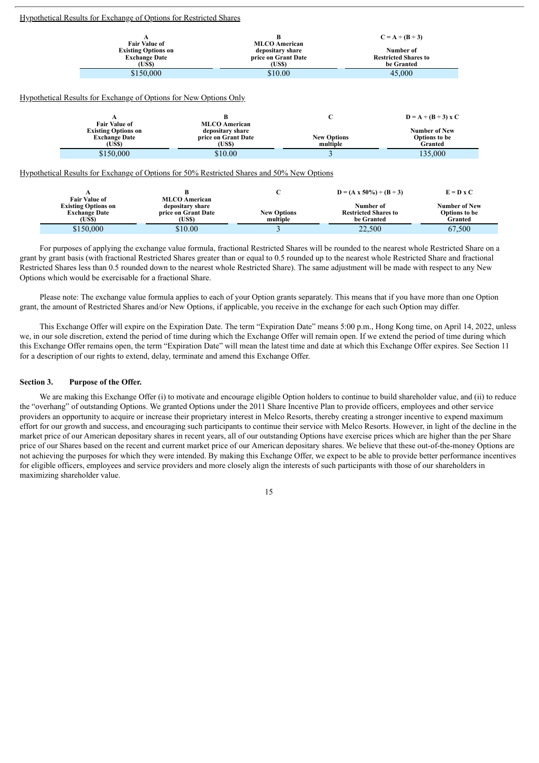Hypothetical Results for Exchange of Options for Restricted Shares

| A<br>Fair Value of Existing Options on Exchange Date (US$) | B<br>MLCO American depositary share price on Grant Date (US$) | C = A ÷ (B ÷ 3)<br>Number of Restricted Shares to be Granted |
|---|---|---|
| $150,000 | $10.00 | 45,000 |

Hypothetical Results for Exchange of Options for New Options Only

| A<br>Fair Value of Existing Options on Exchange Date (US$) | B<br>MLCO American depositary share price on Grant Date (US$) | C<br>New Options multiple | D = A ÷ (B ÷ 3) x C<br>Number of New Options to be Granted |
|---|---|---|---|
| $150,000 | $10.00 | 3 | 135,000 |

Hypothetical Results for Exchange of Options for 50% Restricted Shares and 50% New Options

| A<br>Fair Value of Existing Options on Exchange Date (US$) | B<br>MLCO American depositary share price on Grant Date (US$) | C<br>New Options multiple | D = (A x 50%) ÷ (B ÷ 3)<br>Number of Restricted Shares to be Granted | E = D x C<br>Number of New Options to be Granted |
|---|---|---|---|---|
| $150,000 | $10.00 | 3 | 22,500 | 67,500 |

For purposes of applying the exchange value formula, fractional Restricted Shares will be rounded to the nearest whole Restricted Share on a grant by grant basis (with fractional Restricted Shares greater than or equal to 0.5 rounded up to the nearest whole Restricted Share and fractional Restricted Shares less than 0.5 rounded down to the nearest whole Restricted Share). The same adjustment will be made with respect to any New Options which would be exercisable for a fractional Share.

Please note: The exchange value formula applies to each of your Option grants separately. This means that if you have more than one Option grant, the amount of Restricted Shares and/or New Options, if applicable, you receive in the exchange for each such Option may differ.

This Exchange Offer will expire on the Expiration Date. The term "Expiration Date" means 5:00 p.m., Hong Kong time, on April 14, 2022, unless we, in our sole discretion, extend the period of time during which the Exchange Offer will remain open. If we extend the period of time during which this Exchange Offer remains open, the term "Expiration Date" will mean the latest time and date at which this Exchange Offer expires. See Section 11 for a description of our rights to extend, delay, terminate and amend this Exchange Offer.

### Section 3. Purpose of the Offer.

We are making this Exchange Offer (i) to motivate and encourage eligible Option holders to continue to build shareholder value, and (ii) to reduce the "overhang" of outstanding Options. We granted Options under the 2011 Share Incentive Plan to provide officers, employees and other service providers an opportunity to acquire or increase their proprietary interest in Melco Resorts, thereby creating a stronger incentive to expend maximum effort for our growth and success, and encouraging such participants to continue their service with Melco Resorts. However, in light of the decline in the market price of our American depositary shares in recent years, all of our outstanding Options have exercise prices which are higher than the per Share price of our Shares based on the recent and current market price of our American depositary shares. We believe that these out-of-the-money Options are not achieving the purposes for which they were intended. By making this Exchange Offer, we expect to be able to provide better performance incentives for eligible officers, employees and service providers and more closely align the interests of such participants with those of our shareholders in maximizing shareholder value.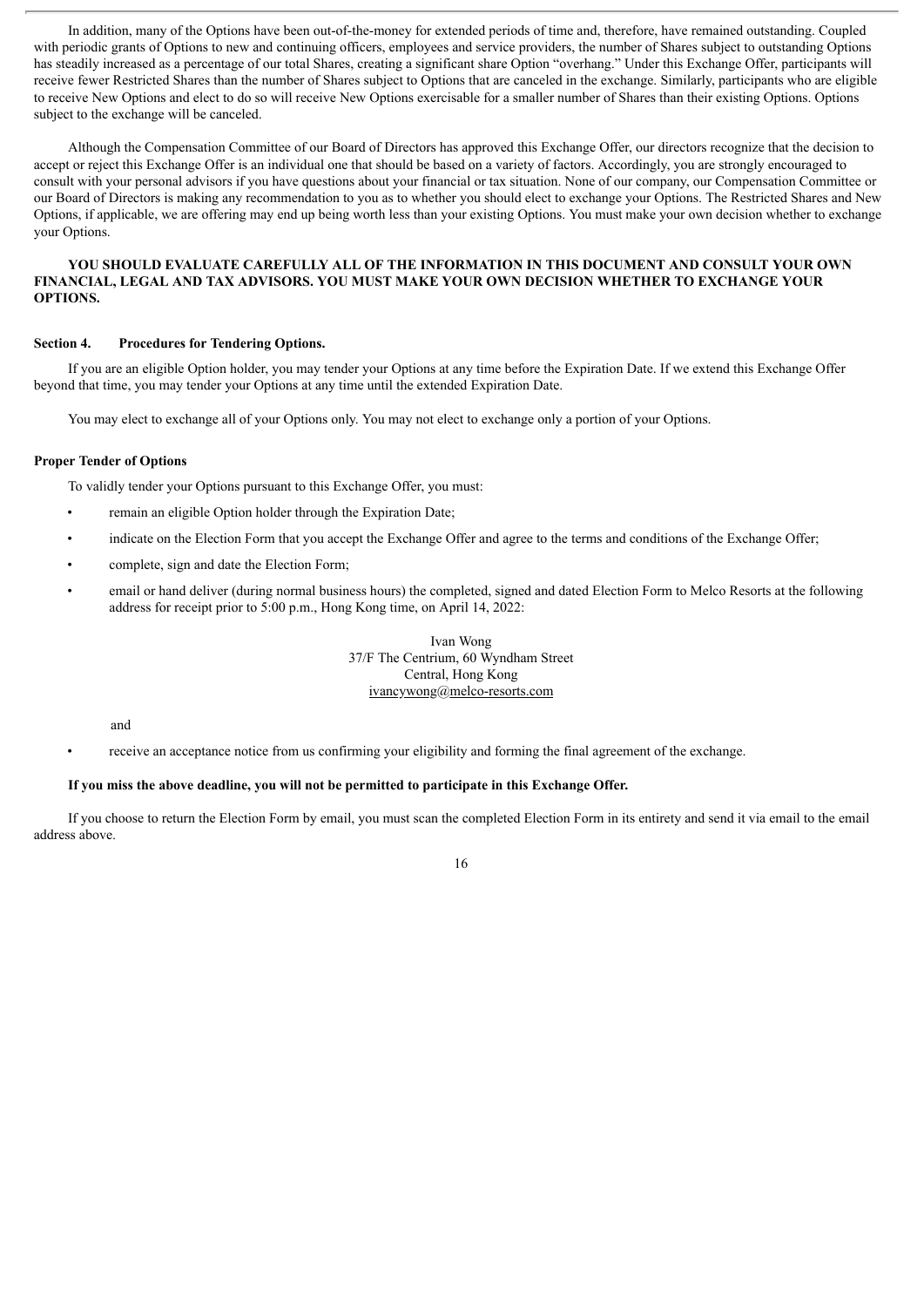In addition, many of the Options have been out-of-the-money for extended periods of time and, therefore, have remained outstanding. Coupled with periodic grants of Options to new and continuing officers, employees and service providers, the number of Shares subject to outstanding Options has steadily increased as a percentage of our total Shares, creating a significant share Option "overhang." Under this Exchange Offer, participants will receive fewer Restricted Shares than the number of Shares subject to Options that are canceled in the exchange. Similarly, participants who are eligible to receive New Options and elect to do so will receive New Options exercisable for a smaller number of Shares than their existing Options. Options subject to the exchange will be canceled.

Although the Compensation Committee of our Board of Directors has approved this Exchange Offer, our directors recognize that the decision to accept or reject this Exchange Offer is an individual one that should be based on a variety of factors. Accordingly, you are strongly encouraged to consult with your personal advisors if you have questions about your financial or tax situation. None of our company, our Compensation Committee or our Board of Directors is making any recommendation to you as to whether you should elect to exchange your Options. The Restricted Shares and New Options, if applicable, we are offering may end up being worth less than your existing Options. You must make your own decision whether to exchange your Options.

**YOU SHOULD EVALUATE CAREFULLY ALL OF THE INFORMATION IN THIS DOCUMENT AND CONSULT YOUR OWN FINANCIAL, LEGAL AND TAX ADVISORS. YOU MUST MAKE YOUR OWN DECISION WHETHER TO EXCHANGE YOUR OPTIONS.**

## Section 4. Procedures for Tendering Options.

If you are an eligible Option holder, you may tender your Options at any time before the Expiration Date. If we extend this Exchange Offer beyond that time, you may tender your Options at any time until the extended Expiration Date.

You may elect to exchange all of your Options only. You may not elect to exchange only a portion of your Options.

### Proper Tender of Options

To validly tender your Options pursuant to this Exchange Offer, you must:

- remain an eligible Option holder through the Expiration Date;
- indicate on the Election Form that you accept the Exchange Offer and agree to the terms and conditions of the Exchange Offer;
- complete, sign and date the Election Form;
- email or hand deliver (during normal business hours) the completed, signed and dated Election Form to Melco Resorts at the following address for receipt prior to 5:00 p.m., Hong Kong time, on April 14, 2022:

  Ivan Wong
  37/F The Centrium, 60 Wyndham Street
  Central, Hong Kong
  ivancywong@melco-resorts.com

  and
- receive an acceptance notice from us confirming your eligibility and forming the final agreement of the exchange.

**If you miss the above deadline, you will not be permitted to participate in this Exchange Offer.**

If you choose to return the Election Form by email, you must scan the completed Election Form in its entirety and send it via email to the email address above.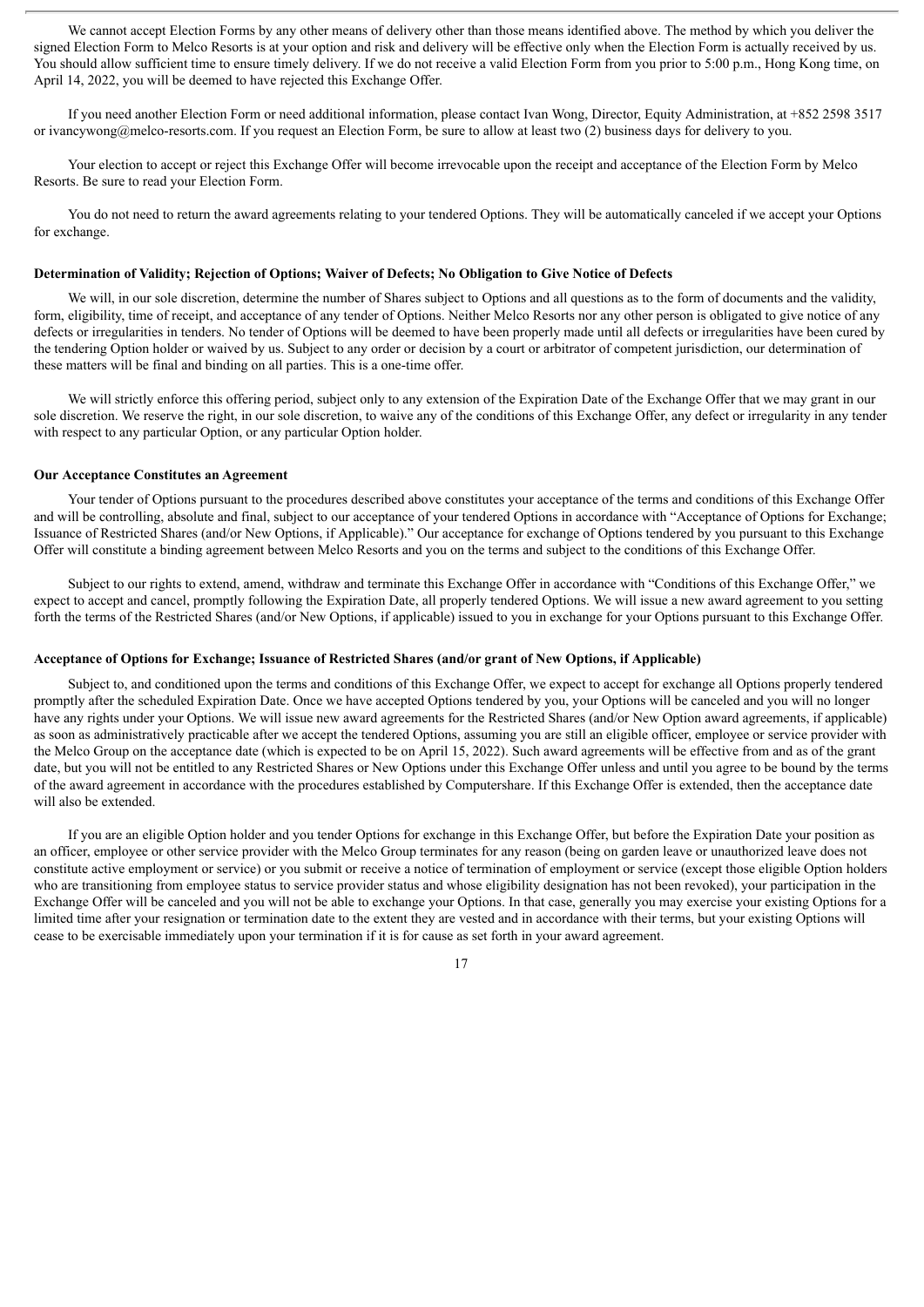We cannot accept Election Forms by any other means of delivery other than those means identified above. The method by which you deliver the signed Election Form to Melco Resorts is at your option and risk and delivery will be effective only when the Election Form is actually received by us. You should allow sufficient time to ensure timely delivery. If we do not receive a valid Election Form from you prior to 5:00 p.m., Hong Kong time, on April 14, 2022, you will be deemed to have rejected this Exchange Offer.

If you need another Election Form or need additional information, please contact Ivan Wong, Director, Equity Administration, at +852 2598 3517 or ivancywong@melco-resorts.com. If you request an Election Form, be sure to allow at least two (2) business days for delivery to you.

Your election to accept or reject this Exchange Offer will become irrevocable upon the receipt and acceptance of the Election Form by Melco Resorts. Be sure to read your Election Form.

You do not need to return the award agreements relating to your tendered Options. They will be automatically canceled if we accept your Options for exchange.

**Determination of Validity; Rejection of Options; Waiver of Defects; No Obligation to Give Notice of Defects**

We will, in our sole discretion, determine the number of Shares subject to Options and all questions as to the form of documents and the validity, form, eligibility, time of receipt, and acceptance of any tender of Options. Neither Melco Resorts nor any other person is obligated to give notice of any defects or irregularities in tenders. No tender of Options will be deemed to have been properly made until all defects or irregularities have been cured by the tendering Option holder or waived by us. Subject to any order or decision by a court or arbitrator of competent jurisdiction, our determination of these matters will be final and binding on all parties. This is a one-time offer.

We will strictly enforce this offering period, subject only to any extension of the Expiration Date of the Exchange Offer that we may grant in our sole discretion. We reserve the right, in our sole discretion, to waive any of the conditions of this Exchange Offer, any defect or irregularity in any tender with respect to any particular Option, or any particular Option holder.

**Our Acceptance Constitutes an Agreement**

Your tender of Options pursuant to the procedures described above constitutes your acceptance of the terms and conditions of this Exchange Offer and will be controlling, absolute and final, subject to our acceptance of your tendered Options in accordance with "Acceptance of Options for Exchange; Issuance of Restricted Shares (and/or New Options, if Applicable)." Our acceptance for exchange of Options tendered by you pursuant to this Exchange Offer will constitute a binding agreement between Melco Resorts and you on the terms and subject to the conditions of this Exchange Offer.

Subject to our rights to extend, amend, withdraw and terminate this Exchange Offer in accordance with "Conditions of this Exchange Offer," we expect to accept and cancel, promptly following the Expiration Date, all properly tendered Options. We will issue a new award agreement to you setting forth the terms of the Restricted Shares (and/or New Options, if applicable) issued to you in exchange for your Options pursuant to this Exchange Offer.

**Acceptance of Options for Exchange; Issuance of Restricted Shares (and/or grant of New Options, if Applicable)**

Subject to, and conditioned upon the terms and conditions of this Exchange Offer, we expect to accept for exchange all Options properly tendered promptly after the scheduled Expiration Date. Once we have accepted Options tendered by you, your Options will be canceled and you will no longer have any rights under your Options. We will issue new award agreements for the Restricted Shares (and/or New Option award agreements, if applicable) as soon as administratively practicable after we accept the tendered Options, assuming you are still an eligible officer, employee or service provider with the Melco Group on the acceptance date (which is expected to be on April 15, 2022). Such award agreements will be effective from and as of the grant date, but you will not be entitled to any Restricted Shares or New Options under this Exchange Offer unless and until you agree to be bound by the terms of the award agreement in accordance with the procedures established by Computershare. If this Exchange Offer is extended, then the acceptance date will also be extended.

If you are an eligible Option holder and you tender Options for exchange in this Exchange Offer, but before the Expiration Date your position as an officer, employee or other service provider with the Melco Group terminates for any reason (being on garden leave or unauthorized leave does not constitute active employment or service) or you submit or receive a notice of termination of employment or service (except those eligible Option holders who are transitioning from employee status to service provider status and whose eligibility designation has not been revoked), your participation in the Exchange Offer will be canceled and you will not be able to exchange your Options. In that case, generally you may exercise your existing Options for a limited time after your resignation or termination date to the extent they are vested and in accordance with their terms, but your existing Options will cease to be exercisable immediately upon your termination if it is for cause as set forth in your award agreement.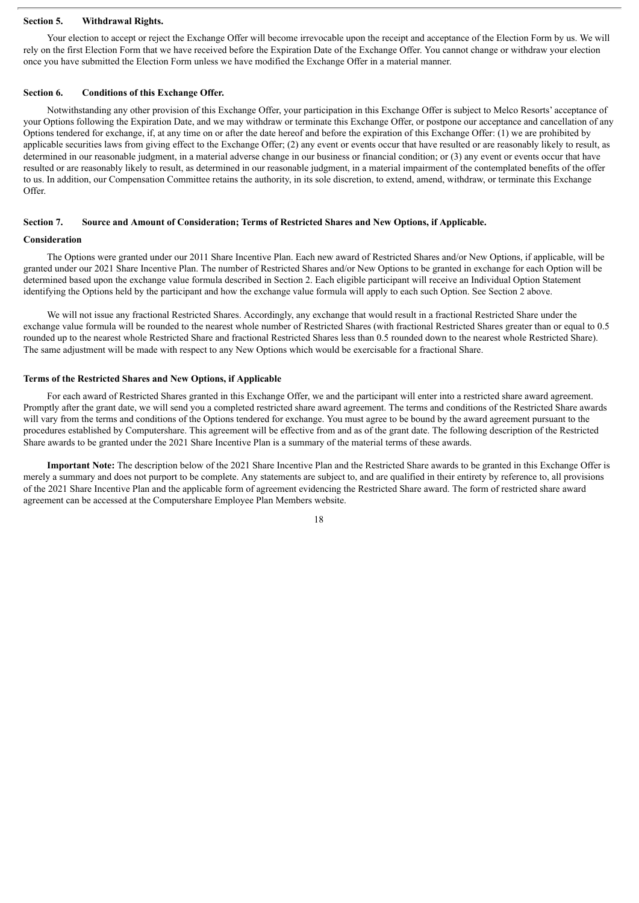**Section 5. Withdrawal Rights.**

Your election to accept or reject the Exchange Offer will become irrevocable upon the receipt and acceptance of the Election Form by us. We will rely on the first Election Form that we have received before the Expiration Date of the Exchange Offer. You cannot change or withdraw your election once you have submitted the Election Form unless we have modified the Exchange Offer in a material manner.

**Section 6. Conditions of this Exchange Offer.**

Notwithstanding any other provision of this Exchange Offer, your participation in this Exchange Offer is subject to Melco Resorts' acceptance of your Options following the Expiration Date, and we may withdraw or terminate this Exchange Offer, or postpone our acceptance and cancellation of any Options tendered for exchange, if, at any time on or after the date hereof and before the expiration of this Exchange Offer: (1) we are prohibited by applicable securities laws from giving effect to the Exchange Offer; (2) any event or events occur that have resulted or are reasonably likely to result, as determined in our reasonable judgment, in a material adverse change in our business or financial condition; or (3) any event or events occur that have resulted or are reasonably likely to result, as determined in our reasonable judgment, in a material impairment of the contemplated benefits of the offer to us. In addition, our Compensation Committee retains the authority, in its sole discretion, to extend, amend, withdraw, or terminate this Exchange Offer.

**Section 7. Source and Amount of Consideration; Terms of Restricted Shares and New Options, if Applicable.**

**Consideration**

The Options were granted under our 2011 Share Incentive Plan. Each new award of Restricted Shares and/or New Options, if applicable, will be granted under our 2021 Share Incentive Plan. The number of Restricted Shares and/or New Options to be granted in exchange for each Option will be determined based upon the exchange value formula described in Section 2. Each eligible participant will receive an Individual Option Statement identifying the Options held by the participant and how the exchange value formula will apply to each such Option. See Section 2 above.

We will not issue any fractional Restricted Shares. Accordingly, any exchange that would result in a fractional Restricted Share under the exchange value formula will be rounded to the nearest whole number of Restricted Shares (with fractional Restricted Shares greater than or equal to 0.5 rounded up to the nearest whole Restricted Share and fractional Restricted Shares less than 0.5 rounded down to the nearest whole Restricted Share). The same adjustment will be made with respect to any New Options which would be exercisable for a fractional Share.

**Terms of the Restricted Shares and New Options, if Applicable**

For each award of Restricted Shares granted in this Exchange Offer, we and the participant will enter into a restricted share award agreement. Promptly after the grant date, we will send you a completed restricted share award agreement. The terms and conditions of the Restricted Share awards will vary from the terms and conditions of the Options tendered for exchange. You must agree to be bound by the award agreement pursuant to the procedures established by Computershare. This agreement will be effective from and as of the grant date. The following description of the Restricted Share awards to be granted under the 2021 Share Incentive Plan is a summary of the material terms of these awards.

**Important Note:** The description below of the 2021 Share Incentive Plan and the Restricted Share awards to be granted in this Exchange Offer is merely a summary and does not purport to be complete. Any statements are subject to, and are qualified in their entirety by reference to, all provisions of the 2021 Share Incentive Plan and the applicable form of agreement evidencing the Restricted Share award. The form of restricted share award agreement can be accessed at the Computershare Employee Plan Members website.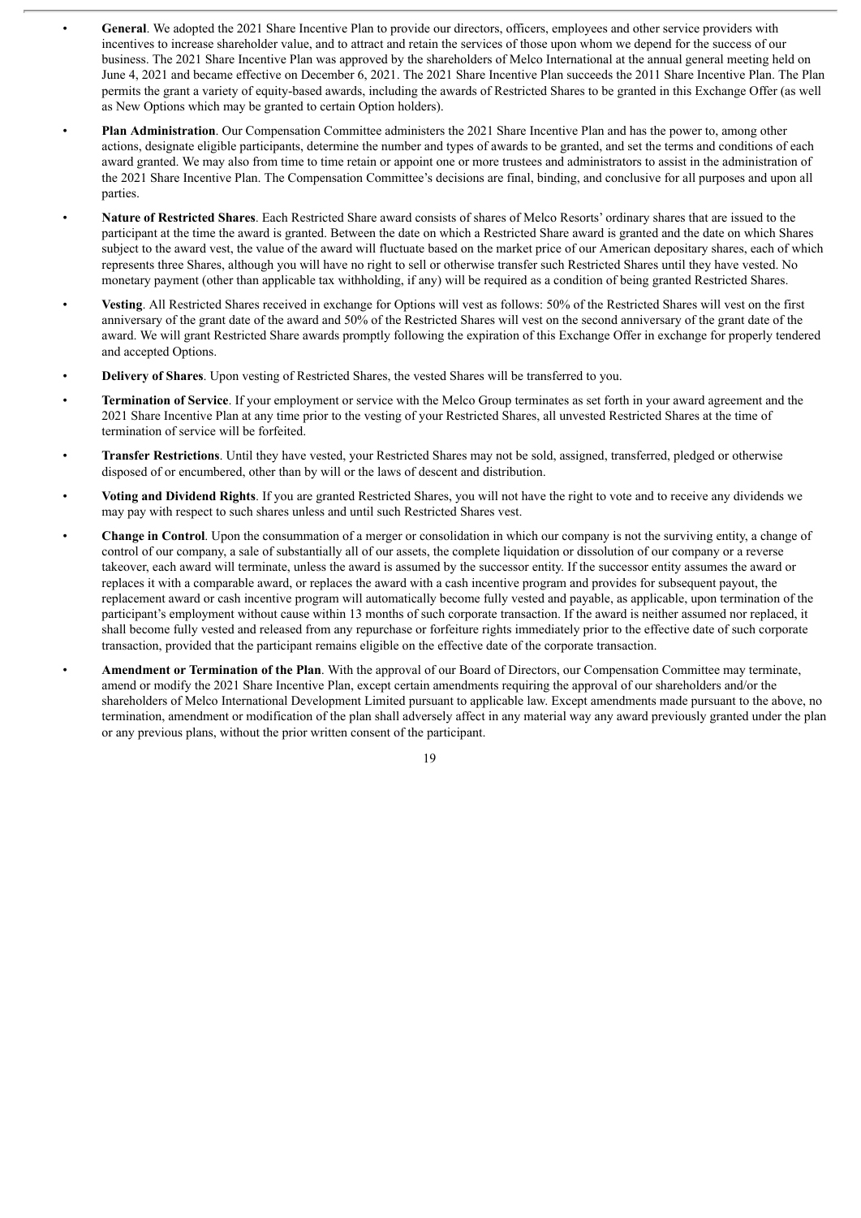- **General**. We adopted the 2021 Share Incentive Plan to provide our directors, officers, employees and other service providers with incentives to increase shareholder value, and to attract and retain the services of those upon whom we depend for the success of our business. The 2021 Share Incentive Plan was approved by the shareholders of Melco International at the annual general meeting held on June 4, 2021 and became effective on December 6, 2021. The 2021 Share Incentive Plan succeeds the 2011 Share Incentive Plan. The Plan permits the grant a variety of equity-based awards, including the awards of Restricted Shares to be granted in this Exchange Offer (as well as New Options which may be granted to certain Option holders).
- **Plan Administration**. Our Compensation Committee administers the 2021 Share Incentive Plan and has the power to, among other actions, designate eligible participants, determine the number and types of awards to be granted, and set the terms and conditions of each award granted. We may also from time to time retain or appoint one or more trustees and administrators to assist in the administration of the 2021 Share Incentive Plan. The Compensation Committee's decisions are final, binding, and conclusive for all purposes and upon all parties.
- **Nature of Restricted Shares**. Each Restricted Share award consists of shares of Melco Resorts' ordinary shares that are issued to the participant at the time the award is granted. Between the date on which a Restricted Share award is granted and the date on which Shares subject to the award vest, the value of the award will fluctuate based on the market price of our American depositary shares, each of which represents three Shares, although you will have no right to sell or otherwise transfer such Restricted Shares until they have vested. No monetary payment (other than applicable tax withholding, if any) will be required as a condition of being granted Restricted Shares.
- **Vesting**. All Restricted Shares received in exchange for Options will vest as follows: 50% of the Restricted Shares will vest on the first anniversary of the grant date of the award and 50% of the Restricted Shares will vest on the second anniversary of the grant date of the award. We will grant Restricted Share awards promptly following the expiration of this Exchange Offer in exchange for properly tendered and accepted Options.
- **Delivery of Shares**. Upon vesting of Restricted Shares, the vested Shares will be transferred to you.
- **Termination of Service**. If your employment or service with the Melco Group terminates as set forth in your award agreement and the 2021 Share Incentive Plan at any time prior to the vesting of your Restricted Shares, all unvested Restricted Shares at the time of termination of service will be forfeited.
- **Transfer Restrictions**. Until they have vested, your Restricted Shares may not be sold, assigned, transferred, pledged or otherwise disposed of or encumbered, other than by will or the laws of descent and distribution.
- **Voting and Dividend Rights**. If you are granted Restricted Shares, you will not have the right to vote and to receive any dividends we may pay with respect to such shares unless and until such Restricted Shares vest.
- **Change in Control**. Upon the consummation of a merger or consolidation in which our company is not the surviving entity, a change of control of our company, a sale of substantially all of our assets, the complete liquidation or dissolution of our company or a reverse takeover, each award will terminate, unless the award is assumed by the successor entity. If the successor entity assumes the award or replaces it with a comparable award, or replaces the award with a cash incentive program and provides for subsequent payout, the replacement award or cash incentive program will automatically become fully vested and payable, as applicable, upon termination of the participant's employment without cause within 13 months of such corporate transaction. If the award is neither assumed nor replaced, it shall become fully vested and released from any repurchase or forfeiture rights immediately prior to the effective date of such corporate transaction, provided that the participant remains eligible on the effective date of the corporate transaction.
- **Amendment or Termination of the Plan**. With the approval of our Board of Directors, our Compensation Committee may terminate, amend or modify the 2021 Share Incentive Plan, except certain amendments requiring the approval of our shareholders and/or the shareholders of Melco International Development Limited pursuant to applicable law. Except amendments made pursuant to the above, no termination, amendment or modification of the plan shall adversely affect in any material way any award previously granted under the plan or any previous plans, without the prior written consent of the participant.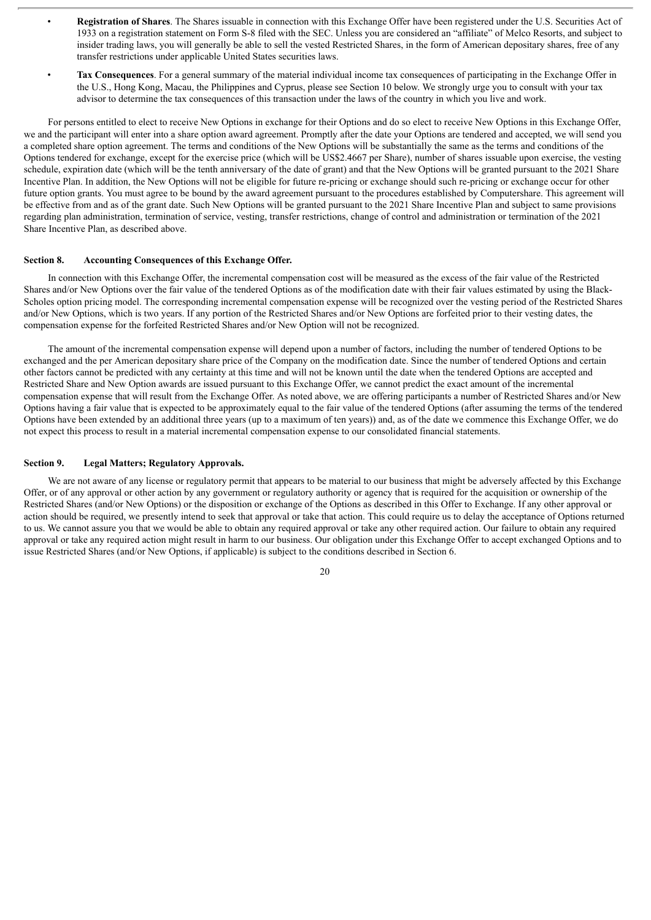- **Registration of Shares**. The Shares issuable in connection with this Exchange Offer have been registered under the U.S. Securities Act of 1933 on a registration statement on Form S-8 filed with the SEC. Unless you are considered an "affiliate" of Melco Resorts, and subject to insider trading laws, you will generally be able to sell the vested Restricted Shares, in the form of American depositary shares, free of any transfer restrictions under applicable United States securities laws.
- **Tax Consequences**. For a general summary of the material individual income tax consequences of participating in the Exchange Offer in the U.S., Hong Kong, Macau, the Philippines and Cyprus, please see Section 10 below. We strongly urge you to consult with your tax advisor to determine the tax consequences of this transaction under the laws of the country in which you live and work.

For persons entitled to elect to receive New Options in exchange for their Options and do so elect to receive New Options in this Exchange Offer, we and the participant will enter into a share option award agreement. Promptly after the date your Options are tendered and accepted, we will send you a completed share option agreement. The terms and conditions of the New Options will be substantially the same as the terms and conditions of the Options tendered for exchange, except for the exercise price (which will be US$2.4667 per Share), number of shares issuable upon exercise, the vesting schedule, expiration date (which will be the tenth anniversary of the date of grant) and that the New Options will be granted pursuant to the 2021 Share Incentive Plan. In addition, the New Options will not be eligible for future re-pricing or exchange should such re-pricing or exchange occur for other future option grants. You must agree to be bound by the award agreement pursuant to the procedures established by Computershare. This agreement will be effective from and as of the grant date. Such New Options will be granted pursuant to the 2021 Share Incentive Plan and subject to same provisions regarding plan administration, termination of service, vesting, transfer restrictions, change of control and administration or termination of the 2021 Share Incentive Plan, as described above.

## Section 8. Accounting Consequences of this Exchange Offer.

In connection with this Exchange Offer, the incremental compensation cost will be measured as the excess of the fair value of the Restricted Shares and/or New Options over the fair value of the tendered Options as of the modification date with their fair values estimated by using the Black-Scholes option pricing model. The corresponding incremental compensation expense will be recognized over the vesting period of the Restricted Shares and/or New Options, which is two years. If any portion of the Restricted Shares and/or New Options are forfeited prior to their vesting dates, the compensation expense for the forfeited Restricted Shares and/or New Option will not be recognized.

The amount of the incremental compensation expense will depend upon a number of factors, including the number of tendered Options to be exchanged and the per American depositary share price of the Company on the modification date. Since the number of tendered Options and certain other factors cannot be predicted with any certainty at this time and will not be known until the date when the tendered Options are accepted and Restricted Share and New Option awards are issued pursuant to this Exchange Offer, we cannot predict the exact amount of the incremental compensation expense that will result from the Exchange Offer. As noted above, we are offering participants a number of Restricted Shares and/or New Options having a fair value that is expected to be approximately equal to the fair value of the tendered Options (after assuming the terms of the tendered Options have been extended by an additional three years (up to a maximum of ten years)) and, as of the date we commence this Exchange Offer, we do not expect this process to result in a material incremental compensation expense to our consolidated financial statements.

## Section 9. Legal Matters; Regulatory Approvals.

We are not aware of any license or regulatory permit that appears to be material to our business that might be adversely affected by this Exchange Offer, or of any approval or other action by any government or regulatory authority or agency that is required for the acquisition or ownership of the Restricted Shares (and/or New Options) or the disposition or exchange of the Options as described in this Offer to Exchange. If any other approval or action should be required, we presently intend to seek that approval or take that action. This could require us to delay the acceptance of Options returned to us. We cannot assure you that we would be able to obtain any required approval or take any other required action. Our failure to obtain any required approval or take any required action might result in harm to our business. Our obligation under this Exchange Offer to accept exchanged Options and to issue Restricted Shares (and/or New Options, if applicable) is subject to the conditions described in Section 6.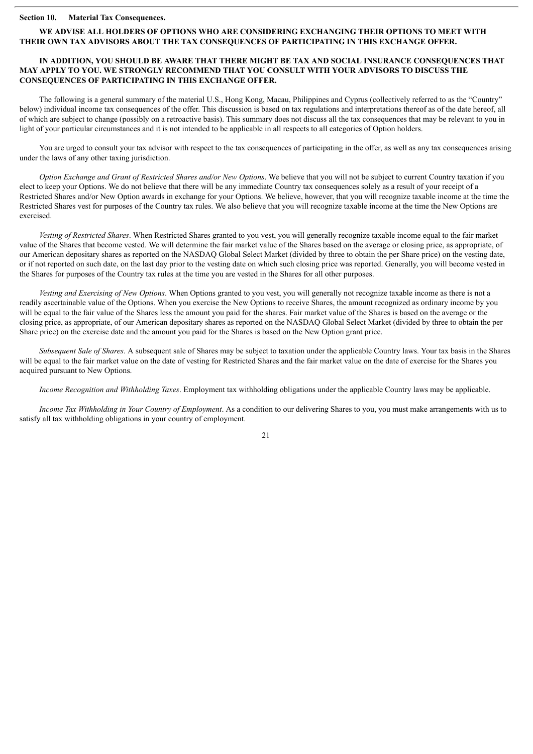**Section 10. Material Tax Consequences.**

**WE ADVISE ALL HOLDERS OF OPTIONS WHO ARE CONSIDERING EXCHANGING THEIR OPTIONS TO MEET WITH THEIR OWN TAX ADVISORS ABOUT THE TAX CONSEQUENCES OF PARTICIPATING IN THIS EXCHANGE OFFER.**

**IN ADDITION, YOU SHOULD BE AWARE THAT THERE MIGHT BE TAX AND SOCIAL INSURANCE CONSEQUENCES THAT MAY APPLY TO YOU. WE STRONGLY RECOMMEND THAT YOU CONSULT WITH YOUR ADVISORS TO DISCUSS THE CONSEQUENCES OF PARTICIPATING IN THIS EXCHANGE OFFER.**

The following is a general summary of the material U.S., Hong Kong, Macau, Philippines and Cyprus (collectively referred to as the "Country" below) individual income tax consequences of the offer. This discussion is based on tax regulations and interpretations thereof as of the date hereof, all of which are subject to change (possibly on a retroactive basis). This summary does not discuss all the tax consequences that may be relevant to you in light of your particular circumstances and it is not intended to be applicable in all respects to all categories of Option holders.

You are urged to consult your tax advisor with respect to the tax consequences of participating in the offer, as well as any tax consequences arising under the laws of any other taxing jurisdiction.

*Option Exchange and Grant of Restricted Shares and/or New Options*. We believe that you will not be subject to current Country taxation if you elect to keep your Options. We do not believe that there will be any immediate Country tax consequences solely as a result of your receipt of a Restricted Shares and/or New Option awards in exchange for your Options. We believe, however, that you will recognize taxable income at the time the Restricted Shares vest for purposes of the Country tax rules. We also believe that you will recognize taxable income at the time the New Options are exercised.

*Vesting of Restricted Shares*. When Restricted Shares granted to you vest, you will generally recognize taxable income equal to the fair market value of the Shares that become vested. We will determine the fair market value of the Shares based on the average or closing price, as appropriate, of our American depositary shares as reported on the NASDAQ Global Select Market (divided by three to obtain the per Share price) on the vesting date, or if not reported on such date, on the last day prior to the vesting date on which such closing price was reported. Generally, you will become vested in the Shares for purposes of the Country tax rules at the time you are vested in the Shares for all other purposes.

*Vesting and Exercising of New Options*. When Options granted to you vest, you will generally not recognize taxable income as there is not a readily ascertainable value of the Options. When you exercise the New Options to receive Shares, the amount recognized as ordinary income by you will be equal to the fair value of the Shares less the amount you paid for the shares. Fair market value of the Shares is based on the average or the closing price, as appropriate, of our American depositary shares as reported on the NASDAQ Global Select Market (divided by three to obtain the per Share price) on the exercise date and the amount you paid for the Shares is based on the New Option grant price.

*Subsequent Sale of Shares*. A subsequent sale of Shares may be subject to taxation under the applicable Country laws. Your tax basis in the Shares will be equal to the fair market value on the date of vesting for Restricted Shares and the fair market value on the date of exercise for the Shares you acquired pursuant to New Options.

*Income Recognition and Withholding Taxes*. Employment tax withholding obligations under the applicable Country laws may be applicable.

*Income Tax Withholding in Your Country of Employment*. As a condition to our delivering Shares to you, you must make arrangements with us to satisfy all tax withholding obligations in your country of employment.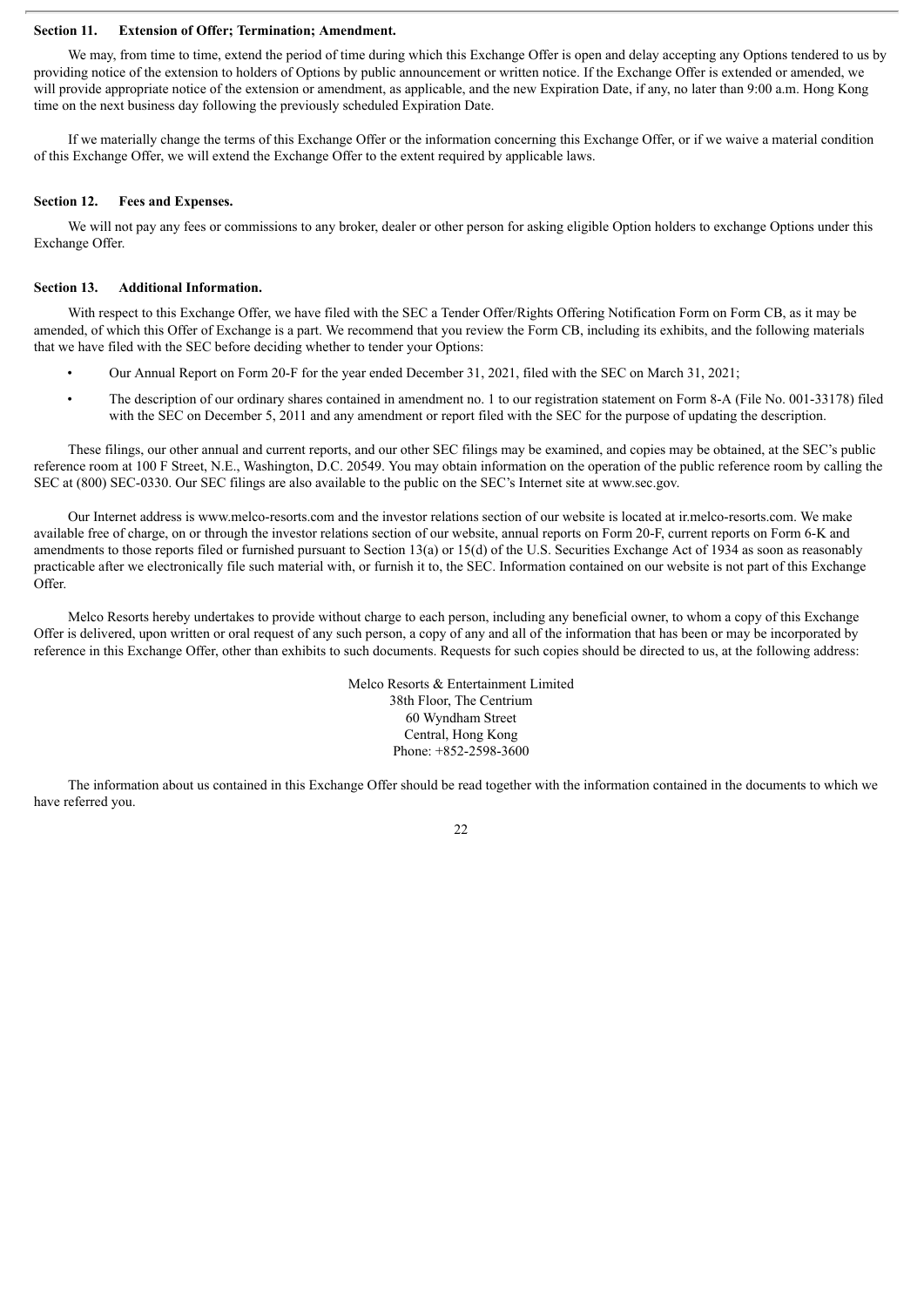**Section 11. Extension of Offer; Termination; Amendment.**

We may, from time to time, extend the period of time during which this Exchange Offer is open and delay accepting any Options tendered to us by providing notice of the extension to holders of Options by public announcement or written notice. If the Exchange Offer is extended or amended, we will provide appropriate notice of the extension or amendment, as applicable, and the new Expiration Date, if any, no later than 9:00 a.m. Hong Kong time on the next business day following the previously scheduled Expiration Date.

If we materially change the terms of this Exchange Offer or the information concerning this Exchange Offer, or if we waive a material condition of this Exchange Offer, we will extend the Exchange Offer to the extent required by applicable laws.

**Section 12. Fees and Expenses.**

We will not pay any fees or commissions to any broker, dealer or other person for asking eligible Option holders to exchange Options under this Exchange Offer.

**Section 13. Additional Information.**

With respect to this Exchange Offer, we have filed with the SEC a Tender Offer/Rights Offering Notification Form on Form CB, as it may be amended, of which this Offer of Exchange is a part. We recommend that you review the Form CB, including its exhibits, and the following materials that we have filed with the SEC before deciding whether to tender your Options:

- Our Annual Report on Form 20-F for the year ended December 31, 2021, filed with the SEC on March 31, 2021;
- The description of our ordinary shares contained in amendment no. 1 to our registration statement on Form 8-A (File No. 001-33178) filed with the SEC on December 5, 2011 and any amendment or report filed with the SEC for the purpose of updating the description.

These filings, our other annual and current reports, and our other SEC filings may be examined, and copies may be obtained, at the SEC's public reference room at 100 F Street, N.E., Washington, D.C. 20549. You may obtain information on the operation of the public reference room by calling the SEC at (800) SEC-0330. Our SEC filings are also available to the public on the SEC's Internet site at www.sec.gov.

Our Internet address is www.melco-resorts.com and the investor relations section of our website is located at ir.melco-resorts.com. We make available free of charge, on or through the investor relations section of our website, annual reports on Form 20-F, current reports on Form 6-K and amendments to those reports filed or furnished pursuant to Section 13(a) or 15(d) of the U.S. Securities Exchange Act of 1934 as soon as reasonably practicable after we electronically file such material with, or furnish it to, the SEC. Information contained on our website is not part of this Exchange Offer.

Melco Resorts hereby undertakes to provide without charge to each person, including any beneficial owner, to whom a copy of this Exchange Offer is delivered, upon written or oral request of any such person, a copy of any and all of the information that has been or may be incorporated by reference in this Exchange Offer, other than exhibits to such documents. Requests for such copies should be directed to us, at the following address:

Melco Resorts & Entertainment Limited
38th Floor, The Centrium
60 Wyndham Street
Central, Hong Kong
Phone: +852-2598-3600

The information about us contained in this Exchange Offer should be read together with the information contained in the documents to which we have referred you.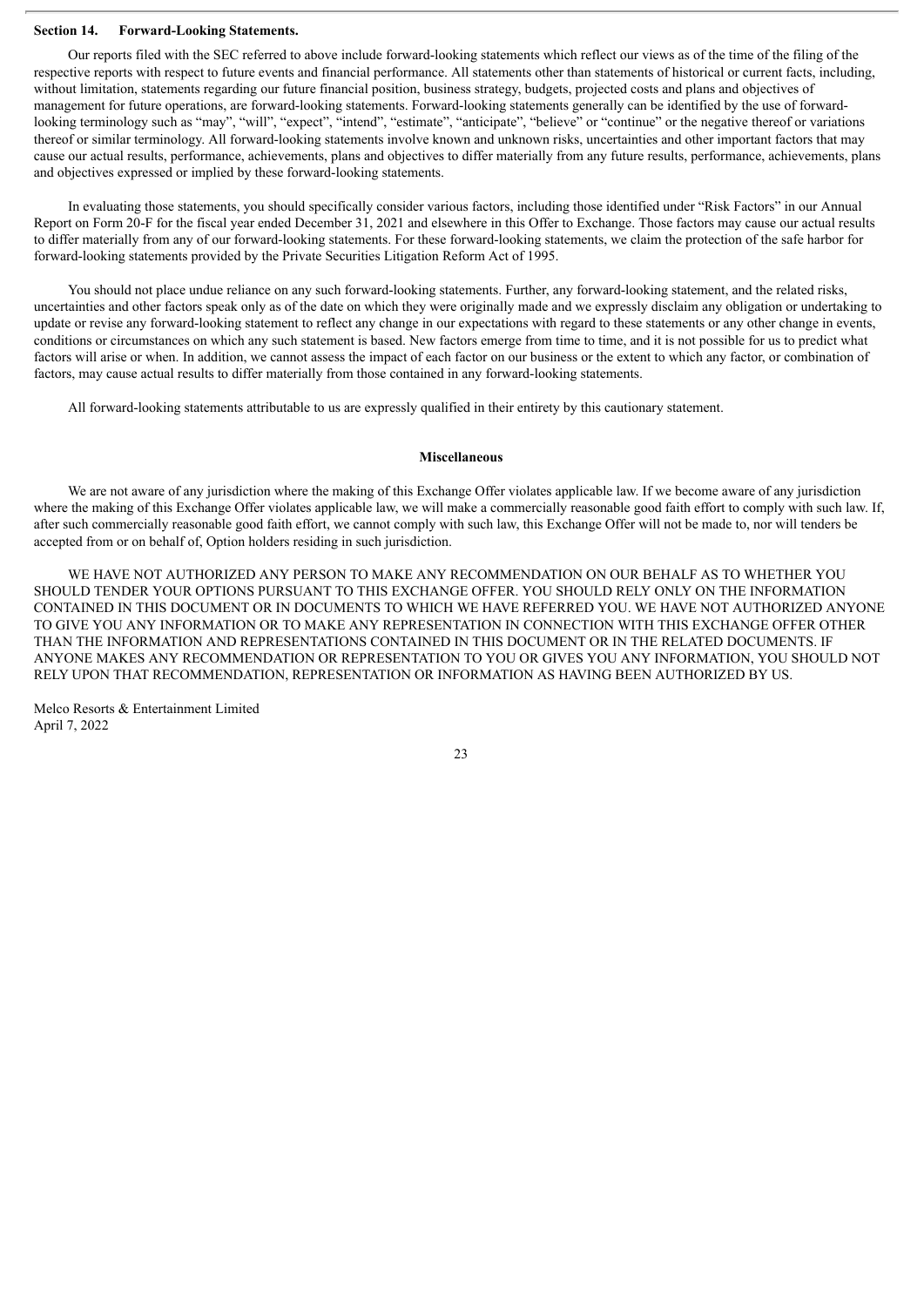**Section 14. Forward-Looking Statements.**

Our reports filed with the SEC referred to above include forward-looking statements which reflect our views as of the time of the filing of the respective reports with respect to future events and financial performance. All statements other than statements of historical or current facts, including, without limitation, statements regarding our future financial position, business strategy, budgets, projected costs and plans and objectives of management for future operations, are forward-looking statements. Forward-looking statements generally can be identified by the use of forward-looking terminology such as "may", "will", "expect", "intend", "estimate", "anticipate", "believe" or "continue" or the negative thereof or variations thereof or similar terminology. All forward-looking statements involve known and unknown risks, uncertainties and other important factors that may cause our actual results, performance, achievements, plans and objectives to differ materially from any future results, performance, achievements, plans and objectives expressed or implied by these forward-looking statements.

In evaluating those statements, you should specifically consider various factors, including those identified under "Risk Factors" in our Annual Report on Form 20-F for the fiscal year ended December 31, 2021 and elsewhere in this Offer to Exchange. Those factors may cause our actual results to differ materially from any of our forward-looking statements. For these forward-looking statements, we claim the protection of the safe harbor for forward-looking statements provided by the Private Securities Litigation Reform Act of 1995.

You should not place undue reliance on any such forward-looking statements. Further, any forward-looking statement, and the related risks, uncertainties and other factors speak only as of the date on which they were originally made and we expressly disclaim any obligation or undertaking to update or revise any forward-looking statement to reflect any change in our expectations with regard to these statements or any other change in events, conditions or circumstances on which any such statement is based. New factors emerge from time to time, and it is not possible for us to predict what factors will arise or when. In addition, we cannot assess the impact of each factor on our business or the extent to which any factor, or combination of factors, may cause actual results to differ materially from those contained in any forward-looking statements.

All forward-looking statements attributable to us are expressly qualified in their entirety by this cautionary statement.

**Miscellaneous**

We are not aware of any jurisdiction where the making of this Exchange Offer violates applicable law. If we become aware of any jurisdiction where the making of this Exchange Offer violates applicable law, we will make a commercially reasonable good faith effort to comply with such law. If, after such commercially reasonable good faith effort, we cannot comply with such law, this Exchange Offer will not be made to, nor will tenders be accepted from or on behalf of, Option holders residing in such jurisdiction.

WE HAVE NOT AUTHORIZED ANY PERSON TO MAKE ANY RECOMMENDATION ON OUR BEHALF AS TO WHETHER YOU SHOULD TENDER YOUR OPTIONS PURSUANT TO THIS EXCHANGE OFFER. YOU SHOULD RELY ONLY ON THE INFORMATION CONTAINED IN THIS DOCUMENT OR IN DOCUMENTS TO WHICH WE HAVE REFERRED YOU. WE HAVE NOT AUTHORIZED ANYONE TO GIVE YOU ANY INFORMATION OR TO MAKE ANY REPRESENTATION IN CONNECTION WITH THIS EXCHANGE OFFER OTHER THAN THE INFORMATION AND REPRESENTATIONS CONTAINED IN THIS DOCUMENT OR IN THE RELATED DOCUMENTS. IF ANYONE MAKES ANY RECOMMENDATION OR REPRESENTATION TO YOU OR GIVES YOU ANY INFORMATION, YOU SHOULD NOT RELY UPON THAT RECOMMENDATION, REPRESENTATION OR INFORMATION AS HAVING BEEN AUTHORIZED BY US.

Melco Resorts & Entertainment Limited
April 7, 2022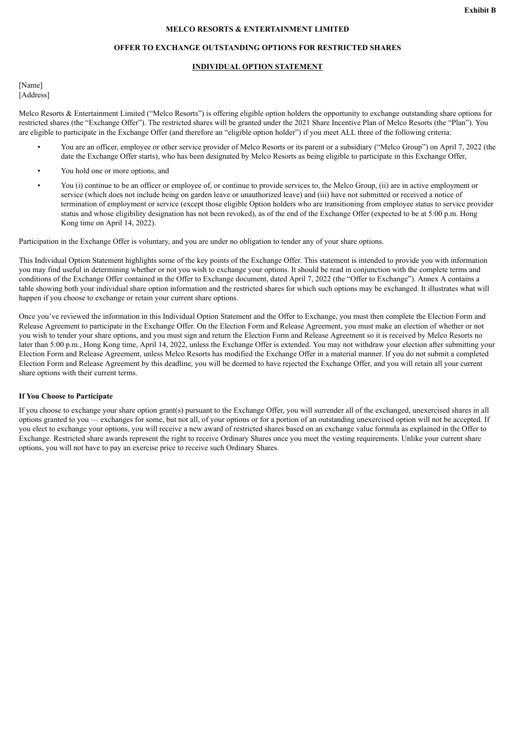**Exhibit B**

**MELCO RESORTS & ENTERTAINMENT LIMITED**

**OFFER TO EXCHANGE OUTSTANDING OPTIONS FOR RESTRICTED SHARES**

**INDIVIDUAL OPTION STATEMENT**

[Name]
[Address]

Melco Resorts & Entertainment Limited ("Melco Resorts") is offering eligible option holders the opportunity to exchange outstanding share options for restricted shares (the "Exchange Offer"). The restricted shares will be granted under the 2021 Share Incentive Plan of Melco Resorts (the "Plan"). You are eligible to participate in the Exchange Offer (and therefore an "eligible option holder") if you meet ALL three of the following criteria:

- You are an officer, employee or other service provider of Melco Resorts or its parent or a subsidiary ("Melco Group") on April 7, 2022 (the date the Exchange Offer starts), who has been designated by Melco Resorts as being eligible to participate in this Exchange Offer,
- You hold one or more options, and
- You (i) continue to be an officer or employee of, or continue to provide services to, the Melco Group, (ii) are in active employment or service (which does not include being on garden leave or unauthorized leave) and (iii) have not submitted or received a notice of termination of employment or service (except those eligible Option holders who are transitioning from employee status to service provider status and whose eligibility designation has not been revoked), as of the end of the Exchange Offer (expected to be at 5:00 p.m. Hong Kong time on April 14, 2022).

Participation in the Exchange Offer is voluntary, and you are under no obligation to tender any of your share options.

This Individual Option Statement highlights some of the key points of the Exchange Offer. This statement is intended to provide you with information you may find useful in determining whether or not you wish to exchange your options. It should be read in conjunction with the complete terms and conditions of the Exchange Offer contained in the Offer to Exchange document, dated April 7, 2022 (the "Offer to Exchange"). Annex A contains a table showing both your individual share option information and the restricted shares for which such options may be exchanged. It illustrates what will happen if you choose to exchange or retain your current share options.

Once you've reviewed the information in this Individual Option Statement and the Offer to Exchange, you must then complete the Election Form and Release Agreement to participate in the Exchange Offer. On the Election Form and Release Agreement, you must make an election of whether or not you wish to tender your share options, and you must sign and return the Election Form and Release Agreement so it is received by Melco Resorts no later than 5:00 p.m., Hong Kong time, April 14, 2022, unless the Exchange Offer is extended. You may not withdraw your election after submitting your Election Form and Release Agreement, unless Melco Resorts has modified the Exchange Offer in a material manner. If you do not submit a completed Election Form and Release Agreement by this deadline, you will be deemed to have rejected the Exchange Offer, and you will retain all your current share options with their current terms.

**If You Choose to Participate**

If you choose to exchange your share option grant(s) pursuant to the Exchange Offer, you will surrender all of the exchanged, unexercised shares in all options granted to you — exchanges for some, but not all, of your options or for a portion of an outstanding unexercised option will not be accepted. If you elect to exchange your options, you will receive a new award of restricted shares based on an exchange value formula as explained in the Offer to Exchange. Restricted share awards represent the right to receive Ordinary Shares once you meet the vesting requirements. Unlike your current share options, you will not have to pay an exercise price to receive such Ordinary Shares.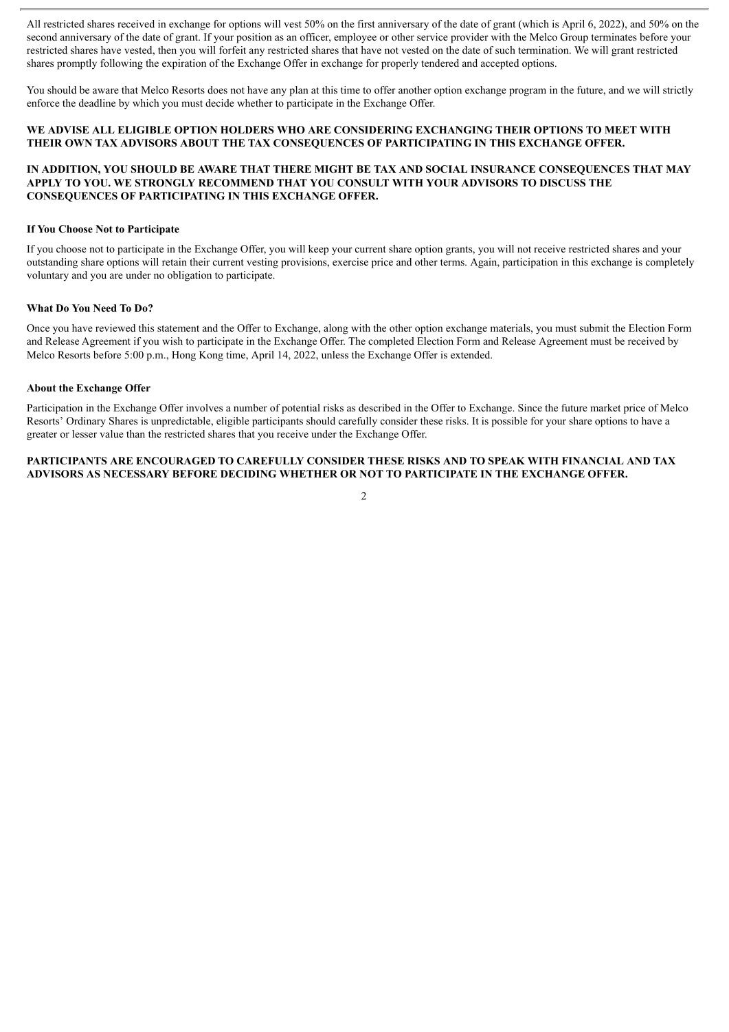All restricted shares received in exchange for options will vest 50% on the first anniversary of the date of grant (which is April 6, 2022), and 50% on the second anniversary of the date of grant. If your position as an officer, employee or other service provider with the Melco Group terminates before your restricted shares have vested, then you will forfeit any restricted shares that have not vested on the date of such termination. We will grant restricted shares promptly following the expiration of the Exchange Offer in exchange for properly tendered and accepted options.

You should be aware that Melco Resorts does not have any plan at this time to offer another option exchange program in the future, and we will strictly enforce the deadline by which you must decide whether to participate in the Exchange Offer.

**WE ADVISE ALL ELIGIBLE OPTION HOLDERS WHO ARE CONSIDERING EXCHANGING THEIR OPTIONS TO MEET WITH THEIR OWN TAX ADVISORS ABOUT THE TAX CONSEQUENCES OF PARTICIPATING IN THIS EXCHANGE OFFER.**

**IN ADDITION, YOU SHOULD BE AWARE THAT THERE MIGHT BE TAX AND SOCIAL INSURANCE CONSEQUENCES THAT MAY APPLY TO YOU. WE STRONGLY RECOMMEND THAT YOU CONSULT WITH YOUR ADVISORS TO DISCUSS THE CONSEQUENCES OF PARTICIPATING IN THIS EXCHANGE OFFER.**

**If You Choose Not to Participate**

If you choose not to participate in the Exchange Offer, you will keep your current share option grants, you will not receive restricted shares and your outstanding share options will retain their current vesting provisions, exercise price and other terms. Again, participation in this exchange is completely voluntary and you are under no obligation to participate.

**What Do You Need To Do?**

Once you have reviewed this statement and the Offer to Exchange, along with the other option exchange materials, you must submit the Election Form and Release Agreement if you wish to participate in the Exchange Offer. The completed Election Form and Release Agreement must be received by Melco Resorts before 5:00 p.m., Hong Kong time, April 14, 2022, unless the Exchange Offer is extended.

**About the Exchange Offer**

Participation in the Exchange Offer involves a number of potential risks as described in the Offer to Exchange. Since the future market price of Melco Resorts' Ordinary Shares is unpredictable, eligible participants should carefully consider these risks. It is possible for your share options to have a greater or lesser value than the restricted shares that you receive under the Exchange Offer.

**PARTICIPANTS ARE ENCOURAGED TO CAREFULLY CONSIDER THESE RISKS AND TO SPEAK WITH FINANCIAL AND TAX ADVISORS AS NECESSARY BEFORE DECIDING WHETHER OR NOT TO PARTICIPATE IN THE EXCHANGE OFFER.**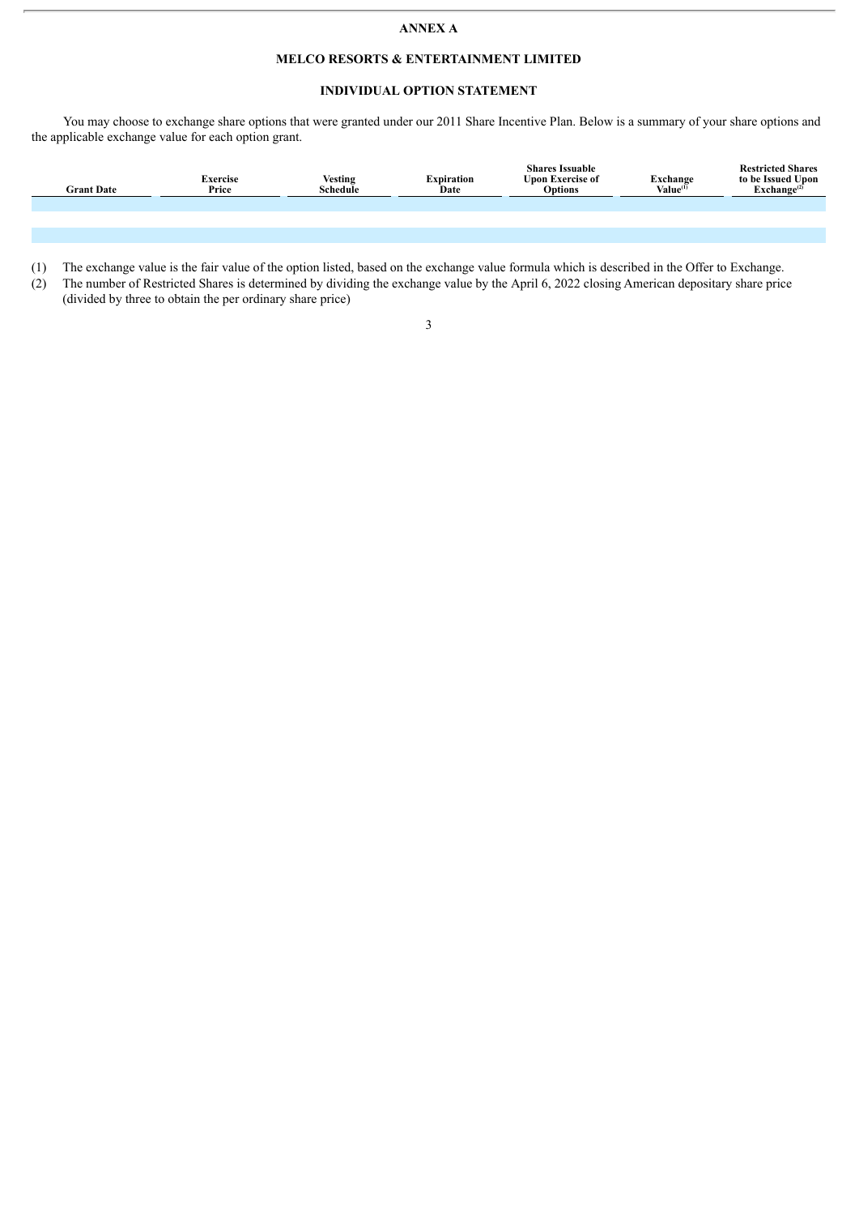# ANNEX A

## MELCO RESORTS & ENTERTAINMENT LIMITED

## INDIVIDUAL OPTION STATEMENT

You may choose to exchange share options that were granted under our 2011 Share Incentive Plan. Below is a summary of your share options and the applicable exchange value for each option grant.

| Grant Date | Exercise Price | Vesting Schedule | Expiration Date | Shares Issuable Upon Exercise of Options | Exchange Value[(1)] | Restricted Shares to be Issued Upon Exchange[(2)] |
|---|---|---|---|---|---|---|
| | | | | | | |
| | | | | | | |

(1) The exchange value is the fair value of the option listed, based on the exchange value formula which is described in the Offer to Exchange.

(2) The number of Restricted Shares is determined by dividing the exchange value by the April 6, 2022 closing American depositary share price (divided by three to obtain the per ordinary share price)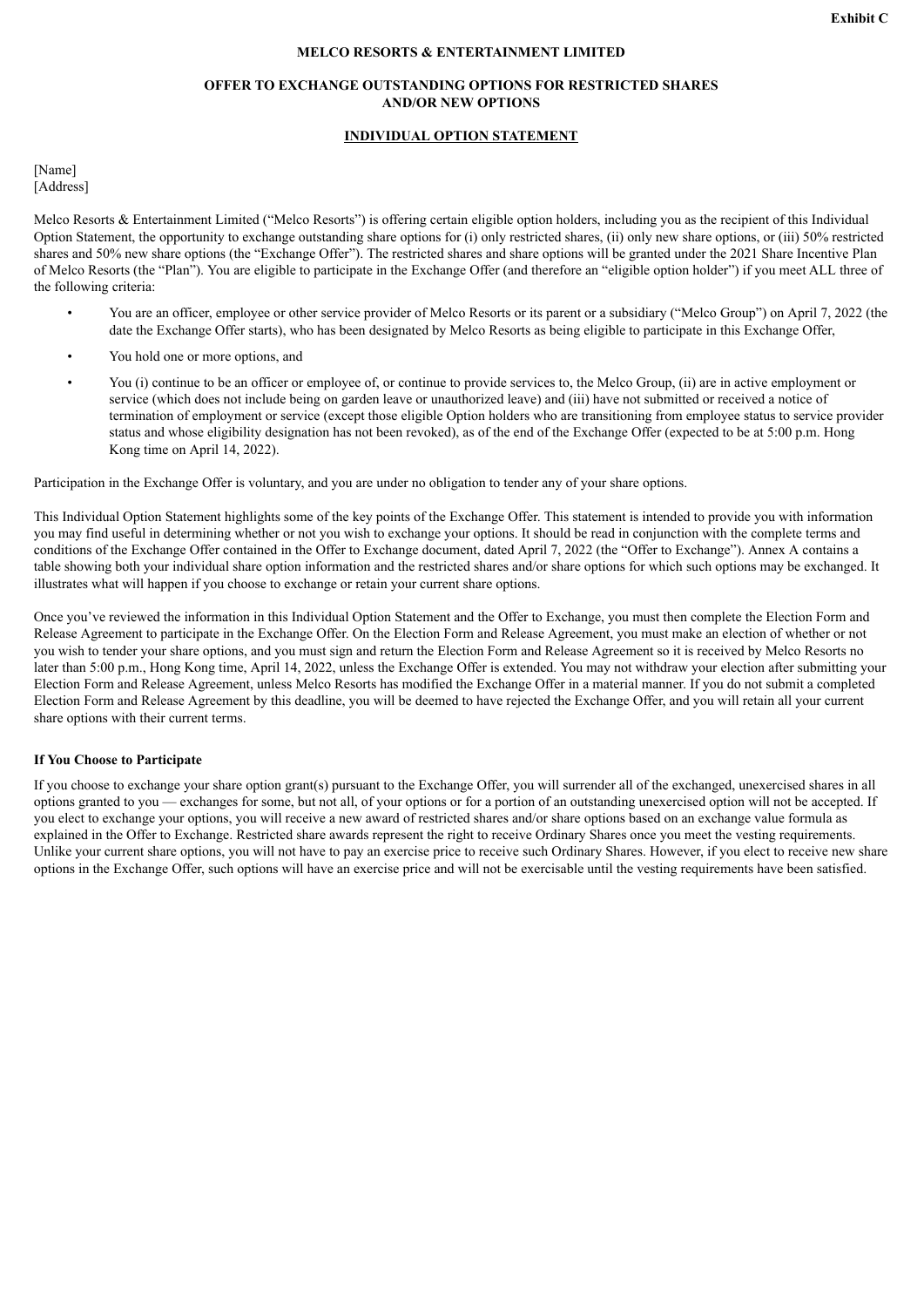Exhibit C

**MELCO RESORTS & ENTERTAINMENT LIMITED**

**OFFER TO EXCHANGE OUTSTANDING OPTIONS FOR RESTRICTED SHARES AND/OR NEW OPTIONS**

**INDIVIDUAL OPTION STATEMENT**

[Name]
[Address]

Melco Resorts & Entertainment Limited ("Melco Resorts") is offering certain eligible option holders, including you as the recipient of this Individual Option Statement, the opportunity to exchange outstanding share options for (i) only restricted shares, (ii) only new share options, or (iii) 50% restricted shares and 50% new share options (the "Exchange Offer"). The restricted shares and share options will be granted under the 2021 Share Incentive Plan of Melco Resorts (the "Plan"). You are eligible to participate in the Exchange Offer (and therefore an "eligible option holder") if you meet ALL three of the following criteria:

- You are an officer, employee or other service provider of Melco Resorts or its parent or a subsidiary ("Melco Group") on April 7, 2022 (the date the Exchange Offer starts), who has been designated by Melco Resorts as being eligible to participate in this Exchange Offer,
- You hold one or more options, and
- You (i) continue to be an officer or employee of, or continue to provide services to, the Melco Group, (ii) are in active employment or service (which does not include being on garden leave or unauthorized leave) and (iii) have not submitted or received a notice of termination of employment or service (except those eligible Option holders who are transitioning from employee status to service provider status and whose eligibility designation has not been revoked), as of the end of the Exchange Offer (expected to be at 5:00 p.m. Hong Kong time on April 14, 2022).

Participation in the Exchange Offer is voluntary, and you are under no obligation to tender any of your share options.

This Individual Option Statement highlights some of the key points of the Exchange Offer. This statement is intended to provide you with information you may find useful in determining whether or not you wish to exchange your options. It should be read in conjunction with the complete terms and conditions of the Exchange Offer contained in the Offer to Exchange document, dated April 7, 2022 (the "Offer to Exchange"). Annex A contains a table showing both your individual share option information and the restricted shares and/or share options for which such options may be exchanged. It illustrates what will happen if you choose to exchange or retain your current share options.

Once you've reviewed the information in this Individual Option Statement and the Offer to Exchange, you must then complete the Election Form and Release Agreement to participate in the Exchange Offer. On the Election Form and Release Agreement, you must make an election of whether or not you wish to tender your share options, and you must sign and return the Election Form and Release Agreement so it is received by Melco Resorts no later than 5:00 p.m., Hong Kong time, April 14, 2022, unless the Exchange Offer is extended. You may not withdraw your election after submitting your Election Form and Release Agreement, unless Melco Resorts has modified the Exchange Offer in a material manner. If you do not submit a completed Election Form and Release Agreement by this deadline, you will be deemed to have rejected the Exchange Offer, and you will retain all your current share options with their current terms.

**If You Choose to Participate**

If you choose to exchange your share option grant(s) pursuant to the Exchange Offer, you will surrender all of the exchanged, unexercised shares in all options granted to you — exchanges for some, but not all, of your options or for a portion of an outstanding unexercised option will not be accepted. If you elect to exchange your options, you will receive a new award of restricted shares and/or share options based on an exchange value formula as explained in the Offer to Exchange. Restricted share awards represent the right to receive Ordinary Shares once you meet the vesting requirements. Unlike your current share options, you will not have to pay an exercise price to receive such Ordinary Shares. However, if you elect to receive new share options in the Exchange Offer, such options will have an exercise price and will not be exercisable until the vesting requirements have been satisfied.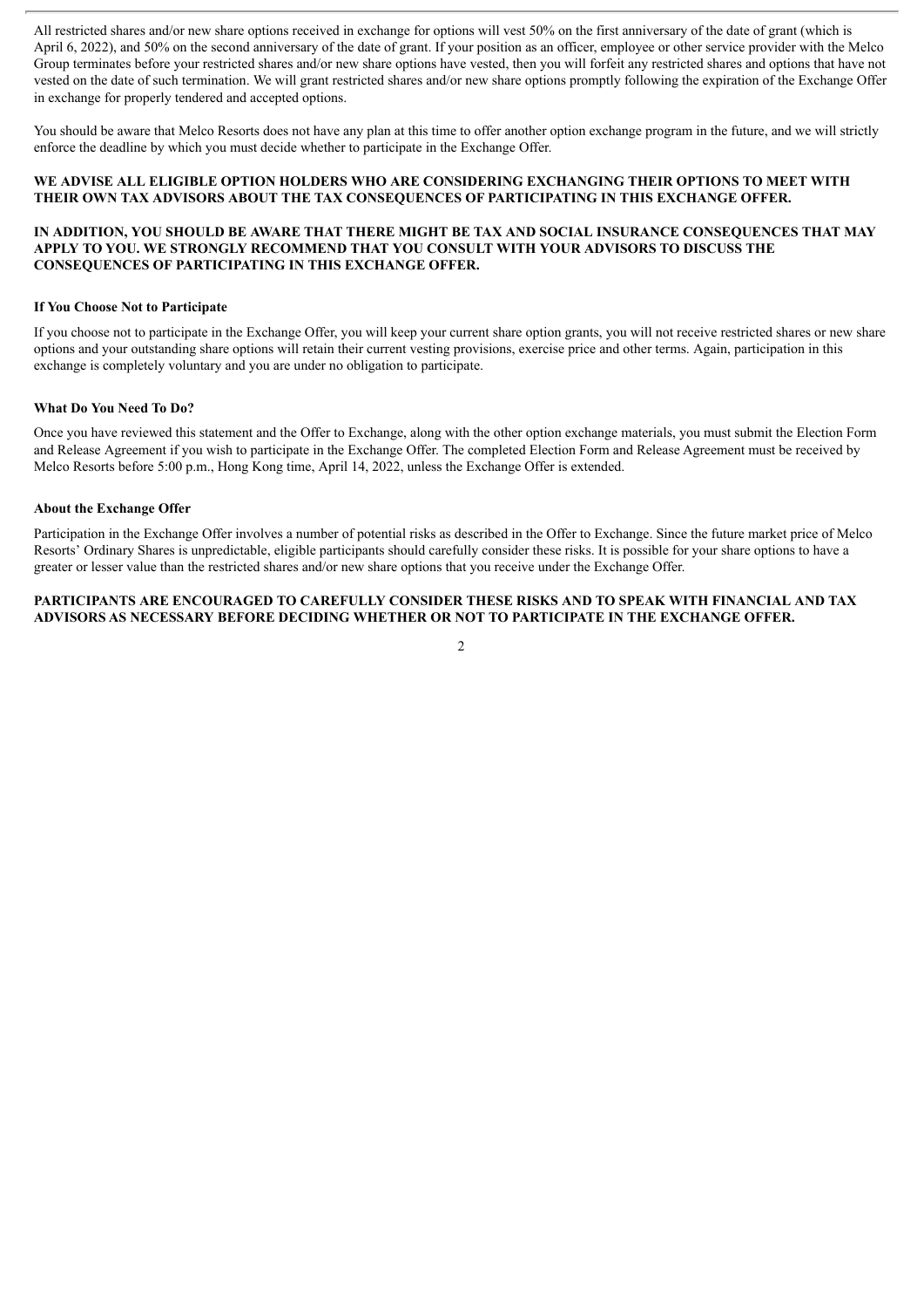All restricted shares and/or new share options received in exchange for options will vest 50% on the first anniversary of the date of grant (which is April 6, 2022), and 50% on the second anniversary of the date of grant. If your position as an officer, employee or other service provider with the Melco Group terminates before your restricted shares and/or new share options have vested, then you will forfeit any restricted shares and options that have not vested on the date of such termination. We will grant restricted shares and/or new share options promptly following the expiration of the Exchange Offer in exchange for properly tendered and accepted options.

You should be aware that Melco Resorts does not have any plan at this time to offer another option exchange program in the future, and we will strictly enforce the deadline by which you must decide whether to participate in the Exchange Offer.

**WE ADVISE ALL ELIGIBLE OPTION HOLDERS WHO ARE CONSIDERING EXCHANGING THEIR OPTIONS TO MEET WITH THEIR OWN TAX ADVISORS ABOUT THE TAX CONSEQUENCES OF PARTICIPATING IN THIS EXCHANGE OFFER.**

**IN ADDITION, YOU SHOULD BE AWARE THAT THERE MIGHT BE TAX AND SOCIAL INSURANCE CONSEQUENCES THAT MAY APPLY TO YOU. WE STRONGLY RECOMMEND THAT YOU CONSULT WITH YOUR ADVISORS TO DISCUSS THE CONSEQUENCES OF PARTICIPATING IN THIS EXCHANGE OFFER.**

**If You Choose Not to Participate**

If you choose not to participate in the Exchange Offer, you will keep your current share option grants, you will not receive restricted shares or new share options and your outstanding share options will retain their current vesting provisions, exercise price and other terms. Again, participation in this exchange is completely voluntary and you are under no obligation to participate.

**What Do You Need To Do?**

Once you have reviewed this statement and the Offer to Exchange, along with the other option exchange materials, you must submit the Election Form and Release Agreement if you wish to participate in the Exchange Offer. The completed Election Form and Release Agreement must be received by Melco Resorts before 5:00 p.m., Hong Kong time, April 14, 2022, unless the Exchange Offer is extended.

**About the Exchange Offer**

Participation in the Exchange Offer involves a number of potential risks as described in the Offer to Exchange. Since the future market price of Melco Resorts' Ordinary Shares is unpredictable, eligible participants should carefully consider these risks. It is possible for your share options to have a greater or lesser value than the restricted shares and/or new share options that you receive under the Exchange Offer.

**PARTICIPANTS ARE ENCOURAGED TO CAREFULLY CONSIDER THESE RISKS AND TO SPEAK WITH FINANCIAL AND TAX ADVISORS AS NECESSARY BEFORE DECIDING WHETHER OR NOT TO PARTICIPATE IN THE EXCHANGE OFFER.**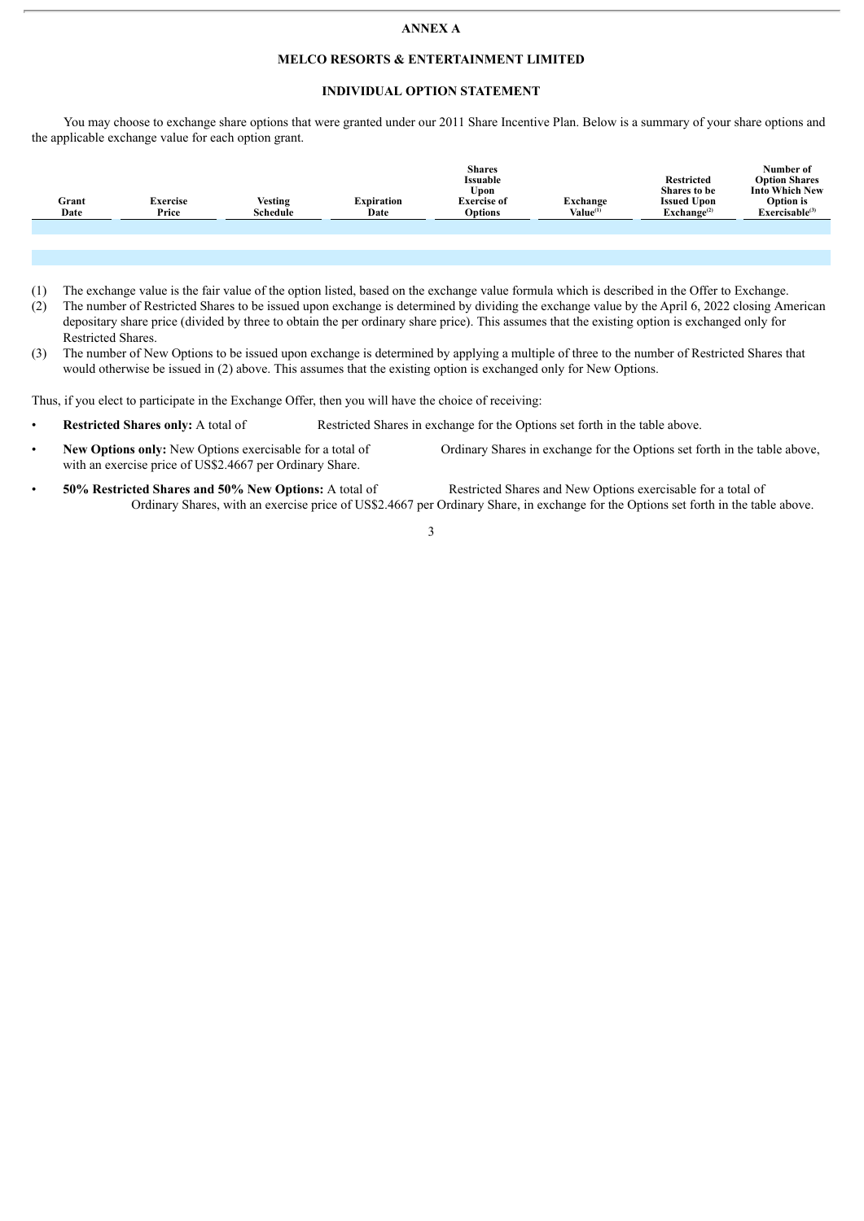# ANNEX A

## MELCO RESORTS & ENTERTAINMENT LIMITED

### INDIVIDUAL OPTION STATEMENT

You may choose to exchange share options that were granted under our 2011 Share Incentive Plan. Below is a summary of your share options and the applicable exchange value for each option grant.

| Grant Date | Exercise Price | Vesting Schedule | Expiration Date | Shares Issuable Upon Exercise of Options | Exchange Value[(1)] | Restricted Shares to be Issued Upon Exchange[(2)] | Number of Option Shares Into Which New Option is Exercisable[(3)] |
|---|---|---|---|---|---|---|---|
| | | | | | | | |
| | | | | | | | |

(1) The exchange value is the fair value of the option listed, based on the exchange value formula which is described in the Offer to Exchange.

(2) The number of Restricted Shares to be issued upon exchange is determined by dividing the exchange value by the April 6, 2022 closing American depositary share price (divided by three to obtain the per ordinary share price). This assumes that the existing option is exchanged only for Restricted Shares.

(3) The number of New Options to be issued upon exchange is determined by applying a multiple of three to the number of Restricted Shares that would otherwise be issued in (2) above. This assumes that the existing option is exchanged only for New Options.

Thus, if you elect to participate in the Exchange Offer, then you will have the choice of receiving:

- **Restricted Shares only:** A total of Restricted Shares in exchange for the Options set forth in the table above.
- **New Options only:** New Options exercisable for a total of Ordinary Shares in exchange for the Options set forth in the table above, with an exercise price of US$2.4667 per Ordinary Share.
- **50% Restricted Shares and 50% New Options:** A total of Restricted Shares and New Options exercisable for a total of Ordinary Shares, with an exercise price of US$2.4667 per Ordinary Share, in exchange for the Options set forth in the table above.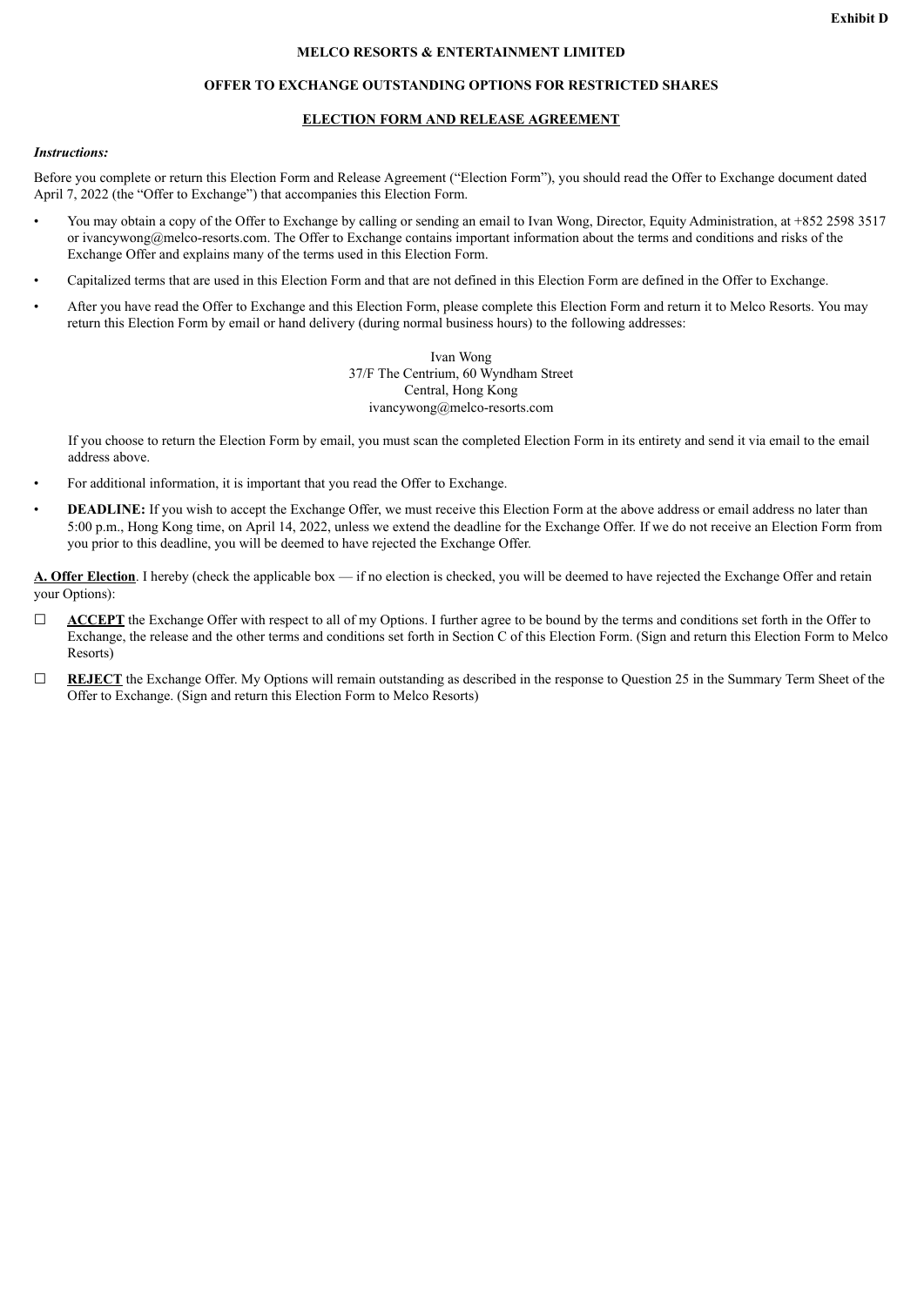**Exhibit D**

**MELCO RESORTS & ENTERTAINMENT LIMITED**

**OFFER TO EXCHANGE OUTSTANDING OPTIONS FOR RESTRICTED SHARES**

**ELECTION FORM AND RELEASE AGREEMENT**

***Instructions:***

Before you complete or return this Election Form and Release Agreement ("Election Form"), you should read the Offer to Exchange document dated April 7, 2022 (the "Offer to Exchange") that accompanies this Election Form.

- You may obtain a copy of the Offer to Exchange by calling or sending an email to Ivan Wong, Director, Equity Administration, at +852 2598 3517 or ivancywong@melco-resorts.com. The Offer to Exchange contains important information about the terms and conditions and risks of the Exchange Offer and explains many of the terms used in this Election Form.
- Capitalized terms that are used in this Election Form and that are not defined in this Election Form are defined in the Offer to Exchange.
- After you have read the Offer to Exchange and this Election Form, please complete this Election Form and return it to Melco Resorts. You may return this Election Form by email or hand delivery (during normal business hours) to the following addresses:

  Ivan Wong
  37/F The Centrium, 60 Wyndham Street
  Central, Hong Kong
  ivancywong@melco-resorts.com

  If you choose to return the Election Form by email, you must scan the completed Election Form in its entirety and send it via email to the email address above.

- For additional information, it is important that you read the Offer to Exchange.
- **DEADLINE:** If you wish to accept the Exchange Offer, we must receive this Election Form at the above address or email address no later than 5:00 p.m., Hong Kong time, on April 14, 2022, unless we extend the deadline for the Exchange Offer. If we do not receive an Election Form from you prior to this deadline, you will be deemed to have rejected the Exchange Offer.

**A. Offer Election**. I hereby (check the applicable box — if no election is checked, you will be deemed to have rejected the Exchange Offer and retain your Options):

☐ **ACCEPT** the Exchange Offer with respect to all of my Options. I further agree to be bound by the terms and conditions set forth in the Offer to Exchange, the release and the other terms and conditions set forth in Section C of this Election Form. (Sign and return this Election Form to Melco Resorts)

☐ **REJECT** the Exchange Offer. My Options will remain outstanding as described in the response to Question 25 in the Summary Term Sheet of the Offer to Exchange. (Sign and return this Election Form to Melco Resorts)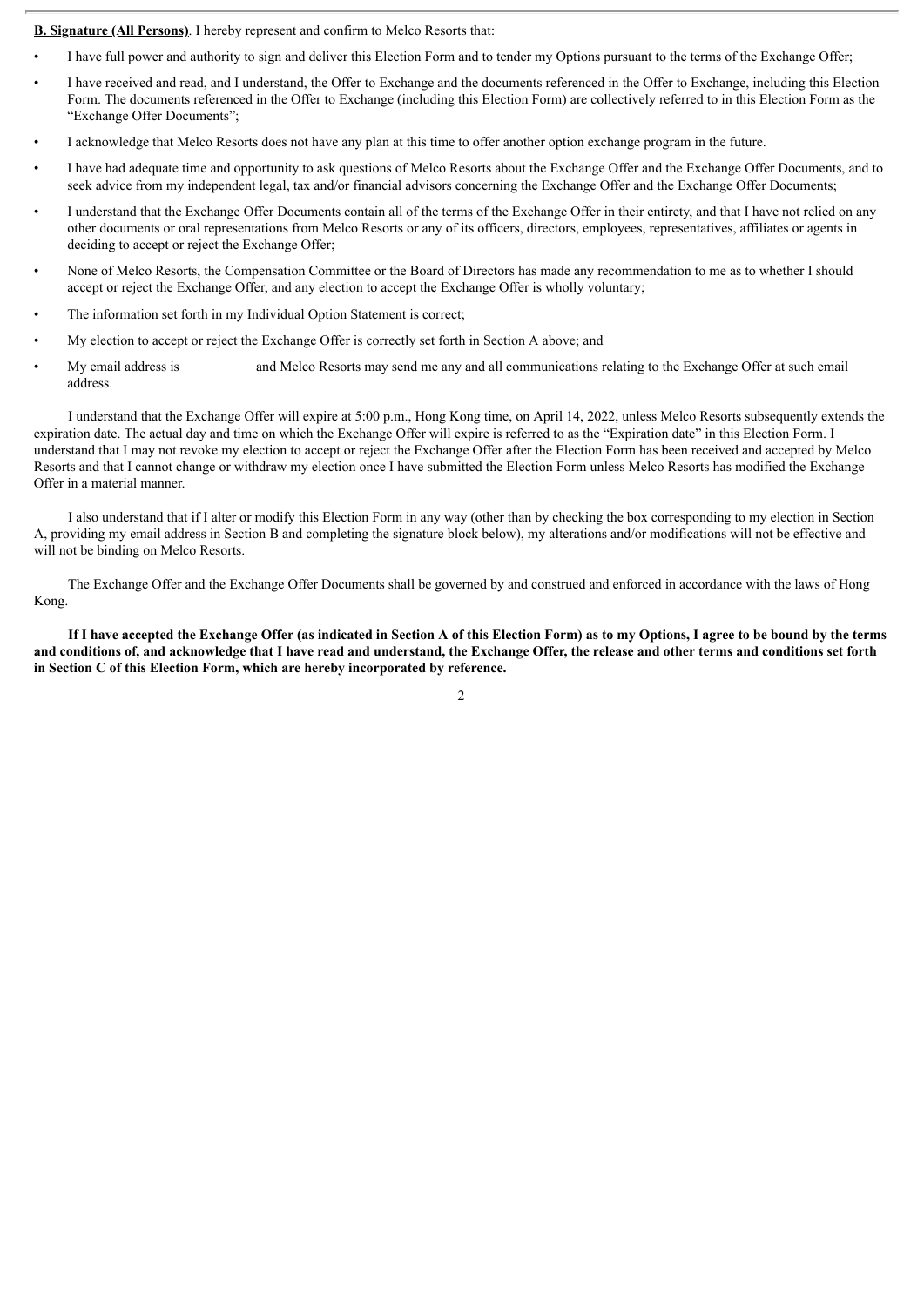**B. Signature (All Persons)**. I hereby represent and confirm to Melco Resorts that:

- I have full power and authority to sign and deliver this Election Form and to tender my Options pursuant to the terms of the Exchange Offer;
- I have received and read, and I understand, the Offer to Exchange and the documents referenced in the Offer to Exchange, including this Election Form. The documents referenced in the Offer to Exchange (including this Election Form) are collectively referred to in this Election Form as the "Exchange Offer Documents";
- I acknowledge that Melco Resorts does not have any plan at this time to offer another option exchange program in the future.
- I have had adequate time and opportunity to ask questions of Melco Resorts about the Exchange Offer and the Exchange Offer Documents, and to seek advice from my independent legal, tax and/or financial advisors concerning the Exchange Offer and the Exchange Offer Documents;
- I understand that the Exchange Offer Documents contain all of the terms of the Exchange Offer in their entirety, and that I have not relied on any other documents or oral representations from Melco Resorts or any of its officers, directors, employees, representatives, affiliates or agents in deciding to accept or reject the Exchange Offer;
- None of Melco Resorts, the Compensation Committee or the Board of Directors has made any recommendation to me as to whether I should accept or reject the Exchange Offer, and any election to accept the Exchange Offer is wholly voluntary;
- The information set forth in my Individual Option Statement is correct;
- My election to accept or reject the Exchange Offer is correctly set forth in Section A above; and
- My email address is                and Melco Resorts may send me any and all communications relating to the Exchange Offer at such email address.

I understand that the Exchange Offer will expire at 5:00 p.m., Hong Kong time, on April 14, 2022, unless Melco Resorts subsequently extends the expiration date. The actual day and time on which the Exchange Offer will expire is referred to as the "Expiration date" in this Election Form. I understand that I may not revoke my election to accept or reject the Exchange Offer after the Election Form has been received and accepted by Melco Resorts and that I cannot change or withdraw my election once I have submitted the Election Form unless Melco Resorts has modified the Exchange Offer in a material manner.

I also understand that if I alter or modify this Election Form in any way (other than by checking the box corresponding to my election in Section A, providing my email address in Section B and completing the signature block below), my alterations and/or modifications will not be effective and will not be binding on Melco Resorts.

The Exchange Offer and the Exchange Offer Documents shall be governed by and construed and enforced in accordance with the laws of Hong Kong.

**If I have accepted the Exchange Offer (as indicated in Section A of this Election Form) as to my Options, I agree to be bound by the terms and conditions of, and acknowledge that I have read and understand, the Exchange Offer, the release and other terms and conditions set forth in Section C of this Election Form, which are hereby incorporated by reference.**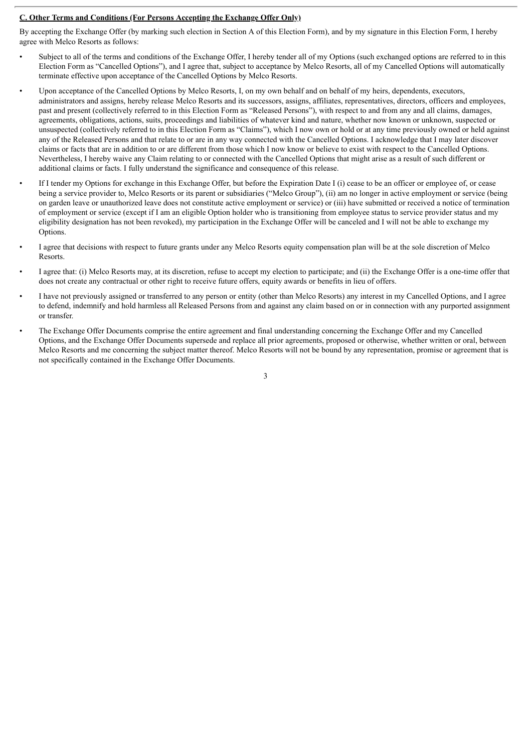**C. Other Terms and Conditions (For Persons Accepting the Exchange Offer Only)**

By accepting the Exchange Offer (by marking such election in Section A of this Election Form), and by my signature in this Election Form, I hereby agree with Melco Resorts as follows:

- Subject to all of the terms and conditions of the Exchange Offer, I hereby tender all of my Options (such exchanged options are referred to in this Election Form as "Cancelled Options"), and I agree that, subject to acceptance by Melco Resorts, all of my Cancelled Options will automatically terminate effective upon acceptance of the Cancelled Options by Melco Resorts.
- Upon acceptance of the Cancelled Options by Melco Resorts, I, on my own behalf and on behalf of my heirs, dependents, executors, administrators and assigns, hereby release Melco Resorts and its successors, assigns, affiliates, representatives, directors, officers and employees, past and present (collectively referred to in this Election Form as "Released Persons"), with respect to and from any and all claims, damages, agreements, obligations, actions, suits, proceedings and liabilities of whatever kind and nature, whether now known or unknown, suspected or unsuspected (collectively referred to in this Election Form as "Claims"), which I now own or hold or at any time previously owned or held against any of the Released Persons and that relate to or are in any way connected with the Cancelled Options. I acknowledge that I may later discover claims or facts that are in addition to or are different from those which I now know or believe to exist with respect to the Cancelled Options. Nevertheless, I hereby waive any Claim relating to or connected with the Cancelled Options that might arise as a result of such different or additional claims or facts. I fully understand the significance and consequence of this release.
- If I tender my Options for exchange in this Exchange Offer, but before the Expiration Date I (i) cease to be an officer or employee of, or cease being a service provider to, Melco Resorts or its parent or subsidiaries ("Melco Group"), (ii) am no longer in active employment or service (being on garden leave or unauthorized leave does not constitute active employment or service) or (iii) have submitted or received a notice of termination of employment or service (except if I am an eligible Option holder who is transitioning from employee status to service provider status and my eligibility designation has not been revoked), my participation in the Exchange Offer will be canceled and I will not be able to exchange my Options.
- I agree that decisions with respect to future grants under any Melco Resorts equity compensation plan will be at the sole discretion of Melco Resorts.
- I agree that: (i) Melco Resorts may, at its discretion, refuse to accept my election to participate; and (ii) the Exchange Offer is a one-time offer that does not create any contractual or other right to receive future offers, equity awards or benefits in lieu of offers.
- I have not previously assigned or transferred to any person or entity (other than Melco Resorts) any interest in my Cancelled Options, and I agree to defend, indemnify and hold harmless all Released Persons from and against any claim based on or in connection with any purported assignment or transfer.
- The Exchange Offer Documents comprise the entire agreement and final understanding concerning the Exchange Offer and my Cancelled Options, and the Exchange Offer Documents supersede and replace all prior agreements, proposed or otherwise, whether written or oral, between Melco Resorts and me concerning the subject matter thereof. Melco Resorts will not be bound by any representation, promise or agreement that is not specifically contained in the Exchange Offer Documents.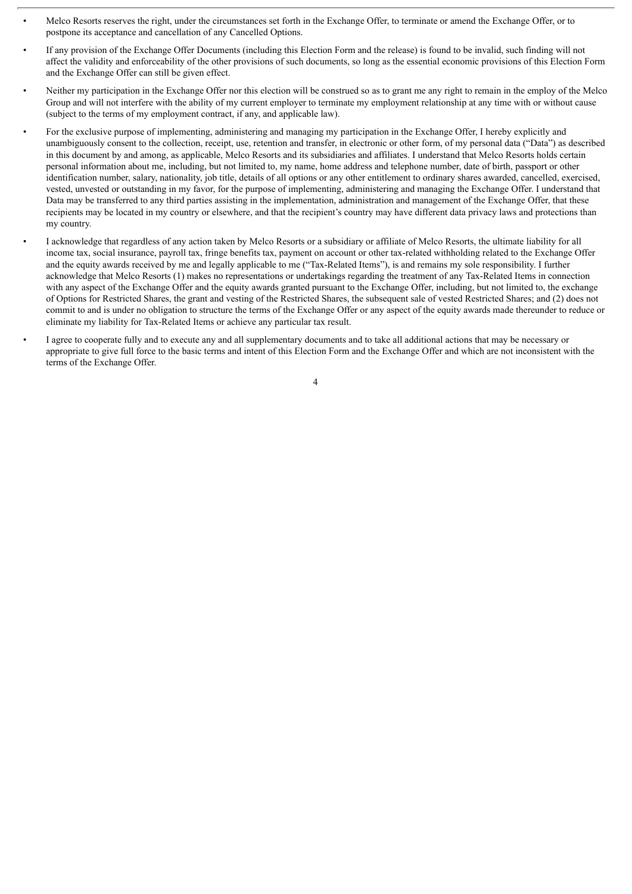- Melco Resorts reserves the right, under the circumstances set forth in the Exchange Offer, to terminate or amend the Exchange Offer, or to postpone its acceptance and cancellation of any Cancelled Options.
- If any provision of the Exchange Offer Documents (including this Election Form and the release) is found to be invalid, such finding will not affect the validity and enforceability of the other provisions of such documents, so long as the essential economic provisions of this Election Form and the Exchange Offer can still be given effect.
- Neither my participation in the Exchange Offer nor this election will be construed so as to grant me any right to remain in the employ of the Melco Group and will not interfere with the ability of my current employer to terminate my employment relationship at any time with or without cause (subject to the terms of my employment contract, if any, and applicable law).
- For the exclusive purpose of implementing, administering and managing my participation in the Exchange Offer, I hereby explicitly and unambiguously consent to the collection, receipt, use, retention and transfer, in electronic or other form, of my personal data ("Data") as described in this document by and among, as applicable, Melco Resorts and its subsidiaries and affiliates. I understand that Melco Resorts holds certain personal information about me, including, but not limited to, my name, home address and telephone number, date of birth, passport or other identification number, salary, nationality, job title, details of all options or any other entitlement to ordinary shares awarded, cancelled, exercised, vested, unvested or outstanding in my favor, for the purpose of implementing, administering and managing the Exchange Offer. I understand that Data may be transferred to any third parties assisting in the implementation, administration and management of the Exchange Offer, that these recipients may be located in my country or elsewhere, and that the recipient's country may have different data privacy laws and protections than my country.
- I acknowledge that regardless of any action taken by Melco Resorts or a subsidiary or affiliate of Melco Resorts, the ultimate liability for all income tax, social insurance, payroll tax, fringe benefits tax, payment on account or other tax-related withholding related to the Exchange Offer and the equity awards received by me and legally applicable to me ("Tax-Related Items"), is and remains my sole responsibility. I further acknowledge that Melco Resorts (1) makes no representations or undertakings regarding the treatment of any Tax-Related Items in connection with any aspect of the Exchange Offer and the equity awards granted pursuant to the Exchange Offer, including, but not limited to, the exchange of Options for Restricted Shares, the grant and vesting of the Restricted Shares, the subsequent sale of vested Restricted Shares; and (2) does not commit to and is under no obligation to structure the terms of the Exchange Offer or any aspect of the equity awards made thereunder to reduce or eliminate my liability for Tax-Related Items or achieve any particular tax result.
- I agree to cooperate fully and to execute any and all supplementary documents and to take all additional actions that may be necessary or appropriate to give full force to the basic terms and intent of this Election Form and the Exchange Offer and which are not inconsistent with the terms of the Exchange Offer.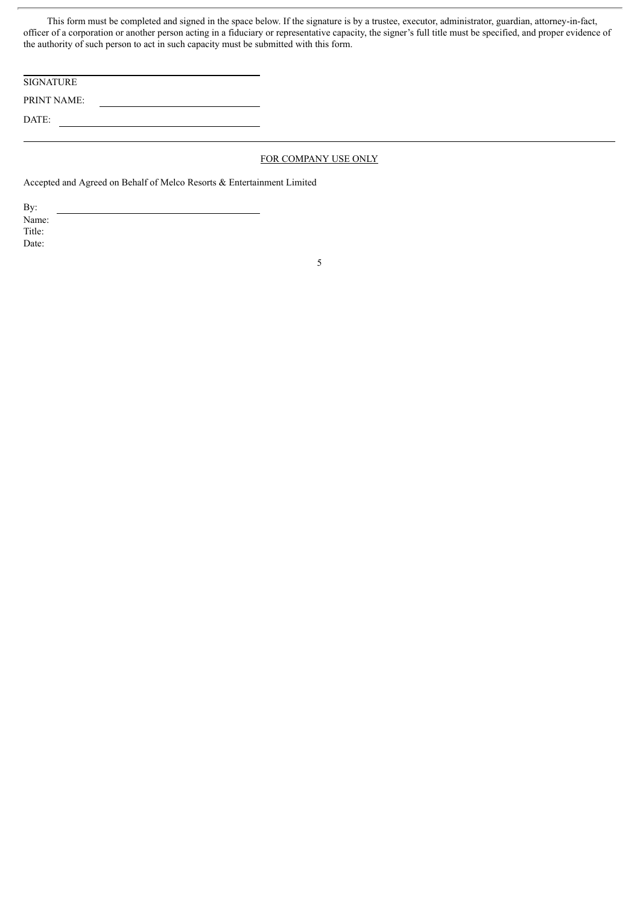This form must be completed and signed in the space below. If the signature is by a trustee, executor, administrator, guardian, attorney-in-fact, officer of a corporation or another person acting in a fiduciary or representative capacity, the signer's full title must be specified, and proper evidence of the authority of such person to act in such capacity must be submitted with this form.

\_\_\_\_\_\_\_\_\_\_\_\_\_\_\_\_\_\_\_\_\_\_\_\_\_\_\_\_\_\_\_\_\_\_\_\_\_\_\_\_
SIGNATURE

PRINT NAME: \_\_\_\_\_\_\_\_\_\_\_\_\_\_\_\_\_\_\_\_\_\_\_\_\_\_\_\_\_\_

DATE: \_\_\_\_\_\_\_\_\_\_\_\_\_\_\_\_\_\_\_\_\_\_\_\_\_\_\_\_\_\_\_\_\_\_\_\_

---

FOR COMPANY USE ONLY

Accepted and Agreed on Behalf of Melco Resorts & Entertainment Limited

By: \_\_\_\_\_\_\_\_\_\_\_\_\_\_\_\_\_\_\_\_\_\_\_\_\_\_\_\_\_\_\_\_\_\_\_\_\_\_
Name:
Title:
Date: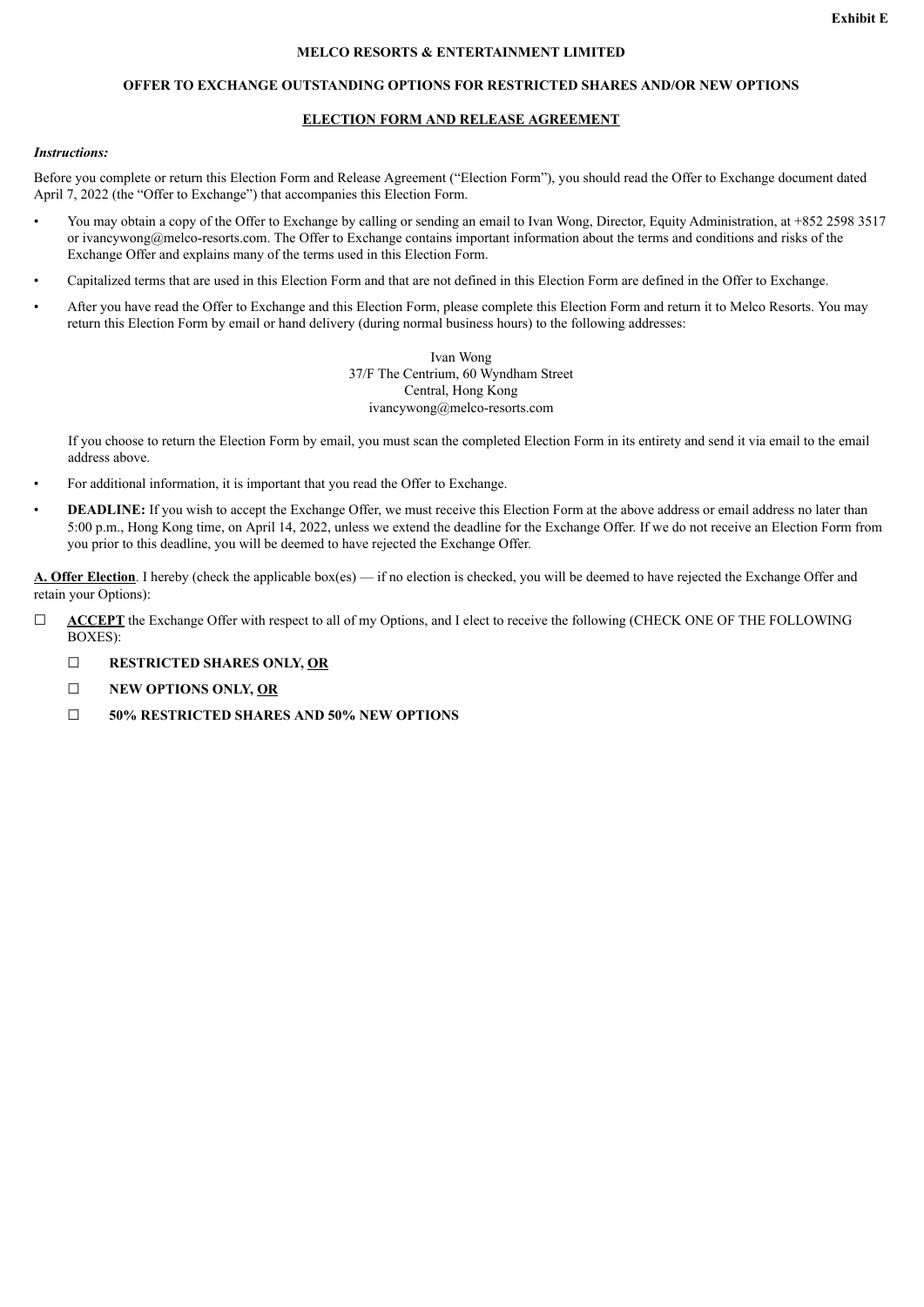**Exhibit E**

**MELCO RESORTS & ENTERTAINMENT LIMITED**

**OFFER TO EXCHANGE OUTSTANDING OPTIONS FOR RESTRICTED SHARES AND/OR NEW OPTIONS**

**ELECTION FORM AND RELEASE AGREEMENT**

***Instructions:***

Before you complete or return this Election Form and Release Agreement ("Election Form"), you should read the Offer to Exchange document dated April 7, 2022 (the "Offer to Exchange") that accompanies this Election Form.

- You may obtain a copy of the Offer to Exchange by calling or sending an email to Ivan Wong, Director, Equity Administration, at +852 2598 3517 or ivancywong@melco-resorts.com. The Offer to Exchange contains important information about the terms and conditions and risks of the Exchange Offer and explains many of the terms used in this Election Form.
- Capitalized terms that are used in this Election Form and that are not defined in this Election Form are defined in the Offer to Exchange.
- After you have read the Offer to Exchange and this Election Form, please complete this Election Form and return it to Melco Resorts. You may return this Election Form by email or hand delivery (during normal business hours) to the following addresses:

  Ivan Wong
  37/F The Centrium, 60 Wyndham Street
  Central, Hong Kong
  ivancywong@melco-resorts.com

  If you choose to return the Election Form by email, you must scan the completed Election Form in its entirety and send it via email to the email address above.
- For additional information, it is important that you read the Offer to Exchange.
- **DEADLINE:** If you wish to accept the Exchange Offer, we must receive this Election Form at the above address or email address no later than 5:00 p.m., Hong Kong time, on April 14, 2022, unless we extend the deadline for the Exchange Offer. If we do not receive an Election Form from you prior to this deadline, you will be deemed to have rejected the Exchange Offer.

**A. Offer Election**. I hereby (check the applicable box(es) — if no election is checked, you will be deemed to have rejected the Exchange Offer and retain your Options):

☐ **ACCEPT** the Exchange Offer with respect to all of my Options, and I elect to receive the following (CHECK ONE OF THE FOLLOWING BOXES):

  ☐ **RESTRICTED SHARES ONLY, OR**

  ☐ **NEW OPTIONS ONLY, OR**

  ☐ **50% RESTRICTED SHARES AND 50% NEW OPTIONS**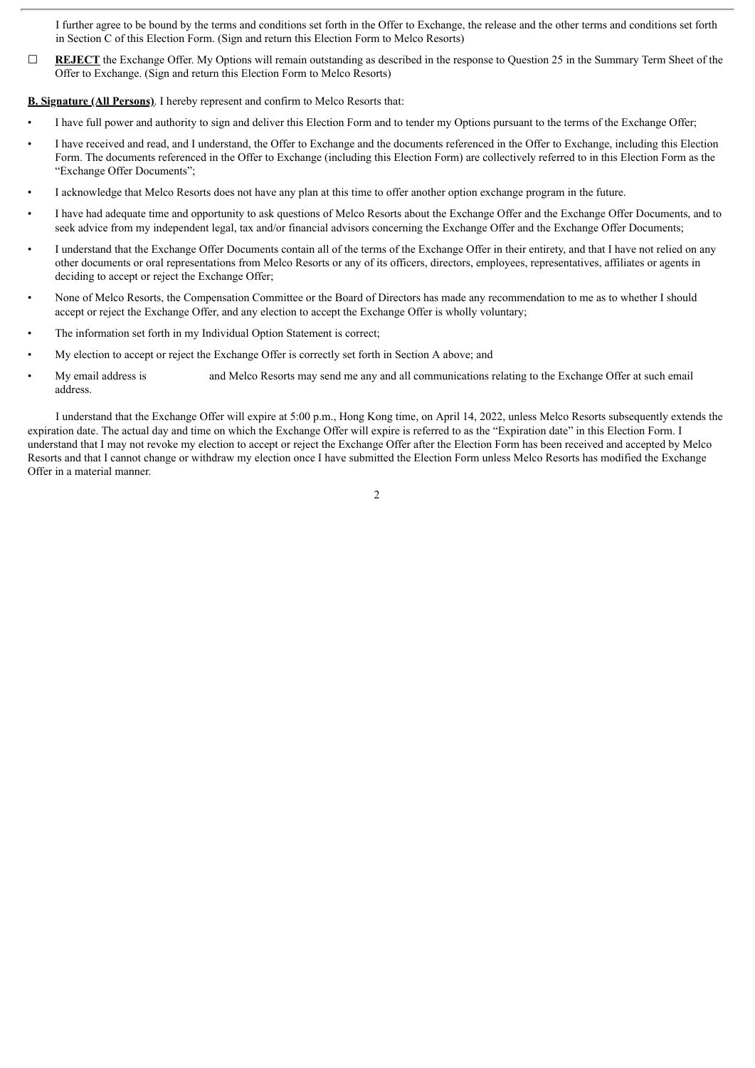I further agree to be bound by the terms and conditions set forth in the Offer to Exchange, the release and the other terms and conditions set forth in Section C of this Election Form. (Sign and return this Election Form to Melco Resorts)

☐ **REJECT** the Exchange Offer. My Options will remain outstanding as described in the response to Question 25 in the Summary Term Sheet of the Offer to Exchange. (Sign and return this Election Form to Melco Resorts)

**B. Signature (All Persons)**. I hereby represent and confirm to Melco Resorts that:

- I have full power and authority to sign and deliver this Election Form and to tender my Options pursuant to the terms of the Exchange Offer;
- I have received and read, and I understand, the Offer to Exchange and the documents referenced in the Offer to Exchange, including this Election Form. The documents referenced in the Offer to Exchange (including this Election Form) are collectively referred to in this Election Form as the "Exchange Offer Documents";
- I acknowledge that Melco Resorts does not have any plan at this time to offer another option exchange program in the future.
- I have had adequate time and opportunity to ask questions of Melco Resorts about the Exchange Offer and the Exchange Offer Documents, and to seek advice from my independent legal, tax and/or financial advisors concerning the Exchange Offer and the Exchange Offer Documents;
- I understand that the Exchange Offer Documents contain all of the terms of the Exchange Offer in their entirety, and that I have not relied on any other documents or oral representations from Melco Resorts or any of its officers, directors, employees, representatives, affiliates or agents in deciding to accept or reject the Exchange Offer;
- None of Melco Resorts, the Compensation Committee or the Board of Directors has made any recommendation to me as to whether I should accept or reject the Exchange Offer, and any election to accept the Exchange Offer is wholly voluntary;
- The information set forth in my Individual Option Statement is correct;
- My election to accept or reject the Exchange Offer is correctly set forth in Section A above; and
- My email address is                    and Melco Resorts may send me any and all communications relating to the Exchange Offer at such email address.

I understand that the Exchange Offer will expire at 5:00 p.m., Hong Kong time, on April 14, 2022, unless Melco Resorts subsequently extends the expiration date. The actual day and time on which the Exchange Offer will expire is referred to as the "Expiration date" in this Election Form. I understand that I may not revoke my election to accept or reject the Exchange Offer after the Election Form has been received and accepted by Melco Resorts and that I cannot change or withdraw my election once I have submitted the Election Form unless Melco Resorts has modified the Exchange Offer in a material manner.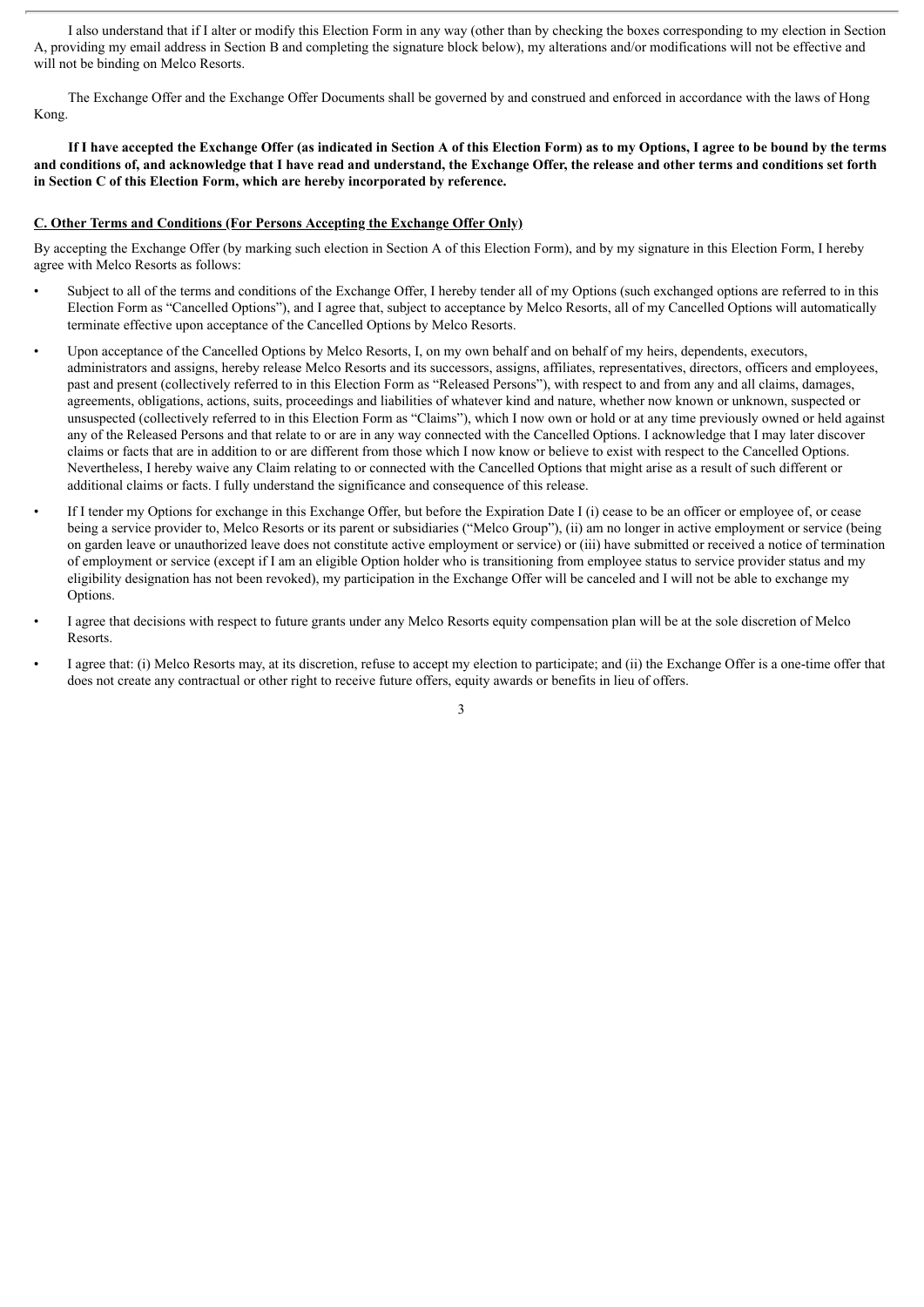I also understand that if I alter or modify this Election Form in any way (other than by checking the boxes corresponding to my election in Section A, providing my email address in Section B and completing the signature block below), my alterations and/or modifications will not be effective and will not be binding on Melco Resorts.

The Exchange Offer and the Exchange Offer Documents shall be governed by and construed and enforced in accordance with the laws of Hong Kong.

**If I have accepted the Exchange Offer (as indicated in Section A of this Election Form) as to my Options, I agree to be bound by the terms and conditions of, and acknowledge that I have read and understand, the Exchange Offer, the release and other terms and conditions set forth in Section C of this Election Form, which are hereby incorporated by reference.**

**C. Other Terms and Conditions (For Persons Accepting the Exchange Offer Only)**

By accepting the Exchange Offer (by marking such election in Section A of this Election Form), and by my signature in this Election Form, I hereby agree with Melco Resorts as follows:

- Subject to all of the terms and conditions of the Exchange Offer, I hereby tender all of my Options (such exchanged options are referred to in this Election Form as "Cancelled Options"), and I agree that, subject to acceptance by Melco Resorts, all of my Cancelled Options will automatically terminate effective upon acceptance of the Cancelled Options by Melco Resorts.
- Upon acceptance of the Cancelled Options by Melco Resorts, I, on my own behalf and on behalf of my heirs, dependents, executors, administrators and assigns, hereby release Melco Resorts and its successors, assigns, affiliates, representatives, directors, officers and employees, past and present (collectively referred to in this Election Form as "Released Persons"), with respect to and from any and all claims, damages, agreements, obligations, actions, suits, proceedings and liabilities of whatever kind and nature, whether now known or unknown, suspected or unsuspected (collectively referred to in this Election Form as "Claims"), which I now own or hold or at any time previously owned or held against any of the Released Persons and that relate to or are in any way connected with the Cancelled Options. I acknowledge that I may later discover claims or facts that are in addition to or are different from those which I now know or believe to exist with respect to the Cancelled Options. Nevertheless, I hereby waive any Claim relating to or connected with the Cancelled Options that might arise as a result of such different or additional claims or facts. I fully understand the significance and consequence of this release.
- If I tender my Options for exchange in this Exchange Offer, but before the Expiration Date I (i) cease to be an officer or employee of, or cease being a service provider to, Melco Resorts or its parent or subsidiaries ("Melco Group"), (ii) am no longer in active employment or service (being on garden leave or unauthorized leave does not constitute active employment or service) or (iii) have submitted or received a notice of termination of employment or service (except if I am an eligible Option holder who is transitioning from employee status to service provider status and my eligibility designation has not been revoked), my participation in the Exchange Offer will be canceled and I will not be able to exchange my Options.
- I agree that decisions with respect to future grants under any Melco Resorts equity compensation plan will be at the sole discretion of Melco Resorts.
- I agree that: (i) Melco Resorts may, at its discretion, refuse to accept my election to participate; and (ii) the Exchange Offer is a one-time offer that does not create any contractual or other right to receive future offers, equity awards or benefits in lieu of offers.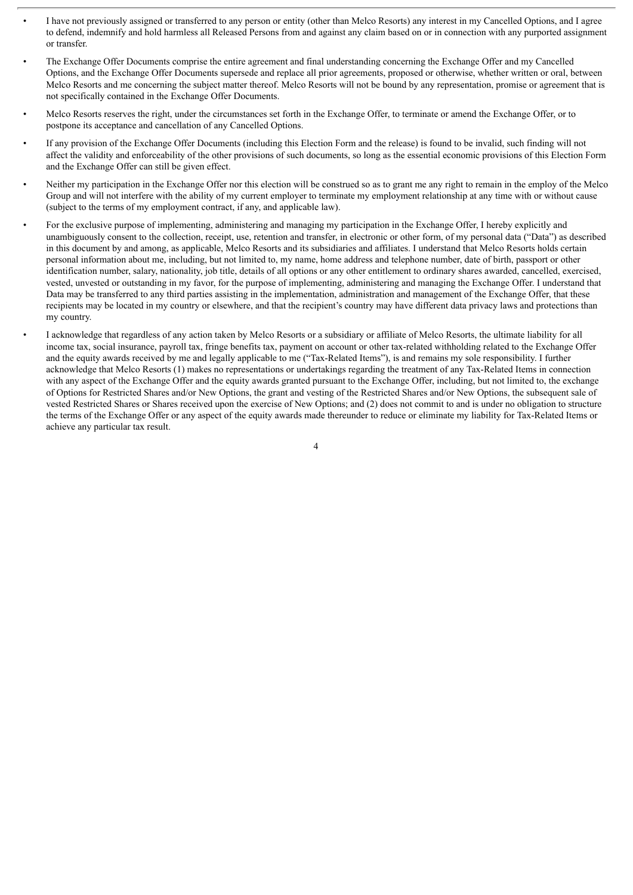- I have not previously assigned or transferred to any person or entity (other than Melco Resorts) any interest in my Cancelled Options, and I agree to defend, indemnify and hold harmless all Released Persons from and against any claim based on or in connection with any purported assignment or transfer.
- The Exchange Offer Documents comprise the entire agreement and final understanding concerning the Exchange Offer and my Cancelled Options, and the Exchange Offer Documents supersede and replace all prior agreements, proposed or otherwise, whether written or oral, between Melco Resorts and me concerning the subject matter thereof. Melco Resorts will not be bound by any representation, promise or agreement that is not specifically contained in the Exchange Offer Documents.
- Melco Resorts reserves the right, under the circumstances set forth in the Exchange Offer, to terminate or amend the Exchange Offer, or to postpone its acceptance and cancellation of any Cancelled Options.
- If any provision of the Exchange Offer Documents (including this Election Form and the release) is found to be invalid, such finding will not affect the validity and enforceability of the other provisions of such documents, so long as the essential economic provisions of this Election Form and the Exchange Offer can still be given effect.
- Neither my participation in the Exchange Offer nor this election will be construed so as to grant me any right to remain in the employ of the Melco Group and will not interfere with the ability of my current employer to terminate my employment relationship at any time with or without cause (subject to the terms of my employment contract, if any, and applicable law).
- For the exclusive purpose of implementing, administering and managing my participation in the Exchange Offer, I hereby explicitly and unambiguously consent to the collection, receipt, use, retention and transfer, in electronic or other form, of my personal data ("Data") as described in this document by and among, as applicable, Melco Resorts and its subsidiaries and affiliates. I understand that Melco Resorts holds certain personal information about me, including, but not limited to, my name, home address and telephone number, date of birth, passport or other identification number, salary, nationality, job title, details of all options or any other entitlement to ordinary shares awarded, cancelled, exercised, vested, unvested or outstanding in my favor, for the purpose of implementing, administering and managing the Exchange Offer. I understand that Data may be transferred to any third parties assisting in the implementation, administration and management of the Exchange Offer, that these recipients may be located in my country or elsewhere, and that the recipient's country may have different data privacy laws and protections than my country.
- I acknowledge that regardless of any action taken by Melco Resorts or a subsidiary or affiliate of Melco Resorts, the ultimate liability for all income tax, social insurance, payroll tax, fringe benefits tax, payment on account or other tax-related withholding related to the Exchange Offer and the equity awards received by me and legally applicable to me ("Tax-Related Items"), is and remains my sole responsibility. I further acknowledge that Melco Resorts (1) makes no representations or undertakings regarding the treatment of any Tax-Related Items in connection with any aspect of the Exchange Offer and the equity awards granted pursuant to the Exchange Offer, including, but not limited to, the exchange of Options for Restricted Shares and/or New Options, the grant and vesting of the Restricted Shares and/or New Options, the subsequent sale of vested Restricted Shares or Shares received upon the exercise of New Options; and (2) does not commit to and is under no obligation to structure the terms of the Exchange Offer or any aspect of the equity awards made thereunder to reduce or eliminate my liability for Tax-Related Items or achieve any particular tax result.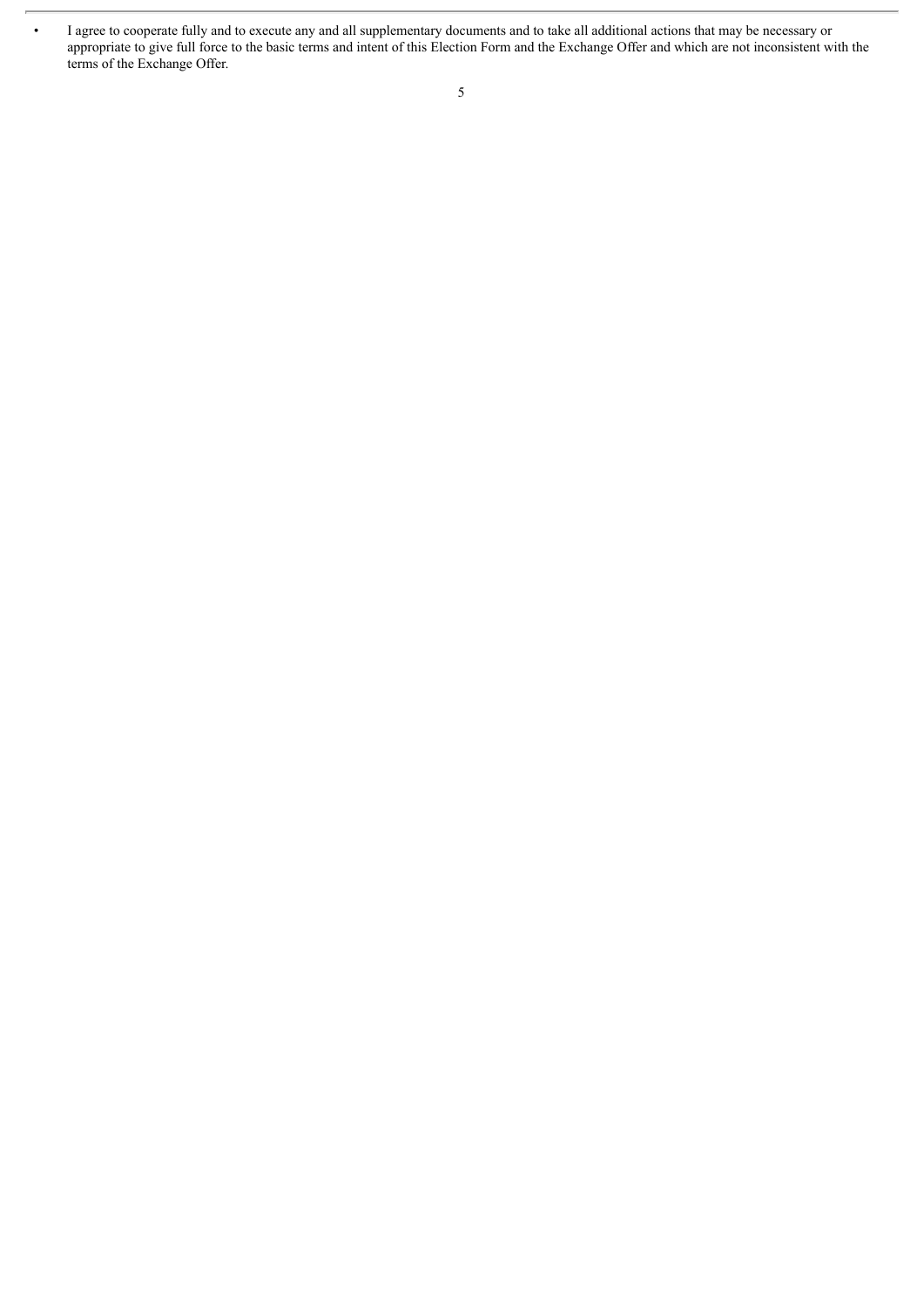- I agree to cooperate fully and to execute any and all supplementary documents and to take all additional actions that may be necessary or appropriate to give full force to the basic terms and intent of this Election Form and the Exchange Offer and which are not inconsistent with the terms of the Exchange Offer.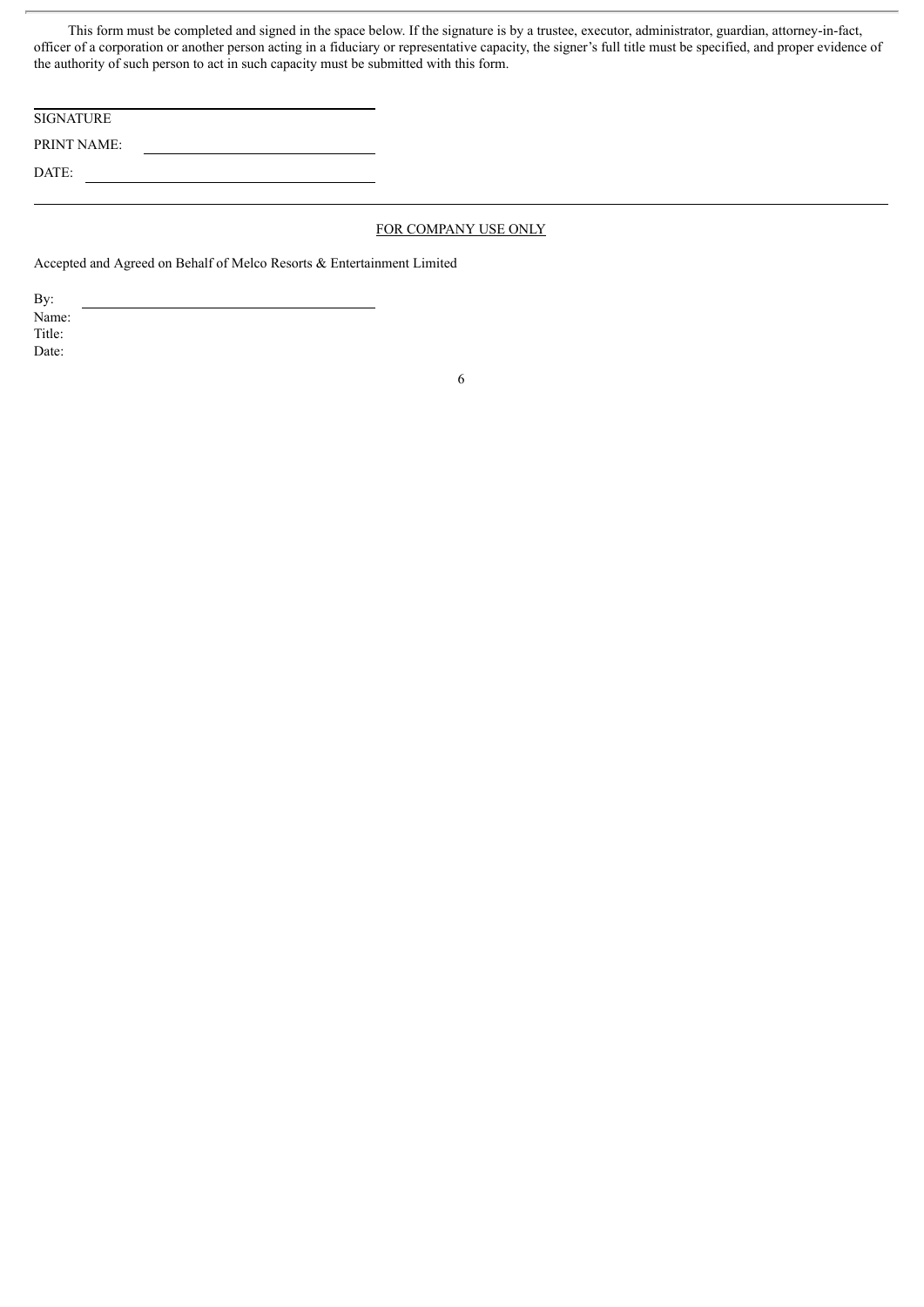This form must be completed and signed in the space below. If the signature is by a trustee, executor, administrator, guardian, attorney-in-fact, officer of a corporation or another person acting in a fiduciary or representative capacity, the signer's full title must be specified, and proper evidence of the authority of such person to act in such capacity must be submitted with this form.

SIGNATURE

PRINT NAME: \_\_\_\_\_\_\_\_\_\_\_\_\_\_\_\_\_\_\_\_\_\_\_\_

DATE: \_\_\_\_\_\_\_\_\_\_\_\_\_\_\_\_\_\_\_\_\_\_\_\_

---

FOR COMPANY USE ONLY

Accepted and Agreed on Behalf of Melco Resorts & Entertainment Limited

By: \_\_\_\_\_\_\_\_\_\_\_\_\_\_\_\_\_\_\_\_\_\_\_\_
Name:
Title:
Date: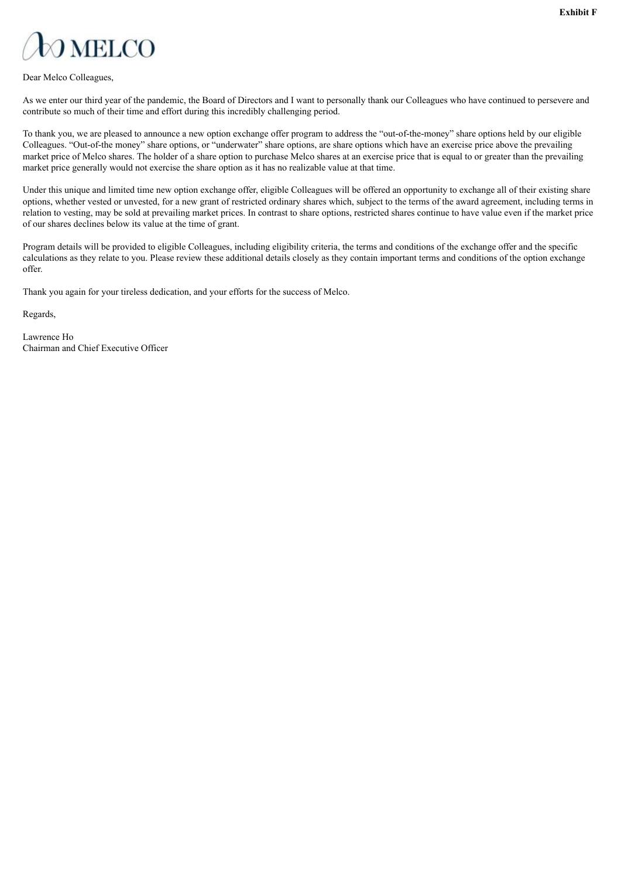**Exhibit F**

MELCO

Dear Melco Colleagues,

As we enter our third year of the pandemic, the Board of Directors and I want to personally thank our Colleagues who have continued to persevere and contribute so much of their time and effort during this incredibly challenging period.

To thank you, we are pleased to announce a new option exchange offer program to address the "out-of-the-money" share options held by our eligible Colleagues. "Out-of-the money" share options, or "underwater" share options, are share options which have an exercise price above the prevailing market price of Melco shares. The holder of a share option to purchase Melco shares at an exercise price that is equal to or greater than the prevailing market price generally would not exercise the share option as it has no realizable value at that time.

Under this unique and limited time new option exchange offer, eligible Colleagues will be offered an opportunity to exchange all of their existing share options, whether vested or unvested, for a new grant of restricted ordinary shares which, subject to the terms of the award agreement, including terms in relation to vesting, may be sold at prevailing market prices. In contrast to share options, restricted shares continue to have value even if the market price of our shares declines below its value at the time of grant.

Program details will be provided to eligible Colleagues, including eligibility criteria, the terms and conditions of the exchange offer and the specific calculations as they relate to you. Please review these additional details closely as they contain important terms and conditions of the option exchange offer.

Thank you again for your tireless dedication, and your efforts for the success of Melco.

Regards,

Lawrence Ho
Chairman and Chief Executive Officer